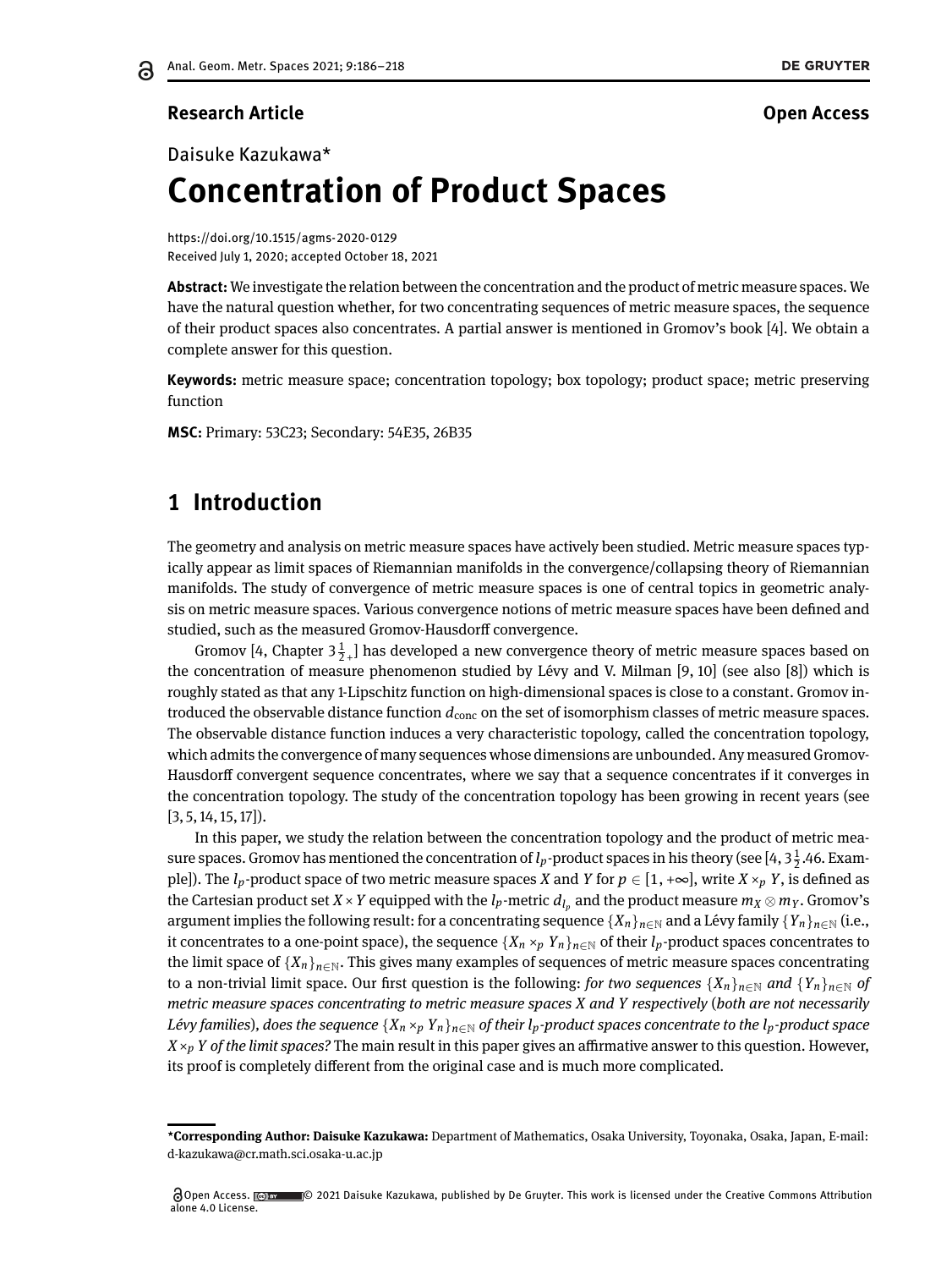**Research Article** **Open Access**

Daisuke Kazukawa*

# Concentration of Product Spaces

https://doi.org/10.1515/agms-2020-0129
Received July 1, 2020; accepted October 18, 2021

**Abstract:** We investigate the relation between the concentration and the product of metric measure spaces. We have the natural question whether, for two concentrating sequences of metric measure spaces, the sequence of their product spaces also concentrates. A partial answer is mentioned in Gromov's book [4]. We obtain a complete answer for this question.

**Keywords:** metric measure space; concentration topology; box topology; product space; metric preserving function

**MSC:** Primary: 53C23; Secondary: 54E35, 26B35

## 1 Introduction

The geometry and analysis on metric measure spaces have actively been studied. Metric measure spaces typically appear as limit spaces of Riemannian manifolds in the convergence/collapsing theory of Riemannian manifolds. The study of convergence of metric measure spaces is one of central topics in geometric analysis on metric measure spaces. Various convergence notions of metric measure spaces have been defined and studied, such as the measured Gromov-Hausdorff convergence.

Gromov [4, Chapter $3\frac{1}{2}{}_{+}$] has developed a new convergence theory of metric measure spaces based on the concentration of measure phenomenon studied by Lévy and V. Milman [9, 10] (see also [8]) which is roughly stated as that any 1-Lipschitz function on high-dimensional spaces is close to a constant. Gromov introduced the observable distance function $d_{\mathrm{conc}}$ on the set of isomorphism classes of metric measure spaces. The observable distance function induces a very characteristic topology, called the concentration topology, which admits the convergence of many sequences whose dimensions are unbounded. Any measured Gromov-Hausdorff convergent sequence concentrates, where we say that a sequence concentrates if it converges in the concentration topology. The study of the concentration topology has been growing in recent years (see [3, 5, 14, 15, 17]).

In this paper, we study the relation between the concentration topology and the product of metric measure spaces. Gromov has mentioned the concentration of $l_p$-product spaces in his theory (see [4, $3\frac{1}{2}$.46. Example]). The $l_p$-product space of two metric measure spaces $X$ and $Y$ for $p \in [1, +\infty]$, write $X \times_p Y$, is defined as the Cartesian product set $X \times Y$ equipped with the $l_p$-metric $d_{l_p}$ and the product measure $m_X \otimes m_Y$. Gromov's argument implies the following result: for a concentrating sequence $\{X_n\}_{n\in\mathbb{N}}$ and a Lévy family $\{Y_n\}_{n\in\mathbb{N}}$ (i.e., it concentrates to a one-point space), the sequence $\{X_n \times_p Y_n\}_{n\in\mathbb{N}}$ of their $l_p$-product spaces concentrates to the limit space of $\{X_n\}_{n\in\mathbb{N}}$. This gives many examples of sequences of metric measure spaces concentrating to a non-trivial limit space. Our first question is the following: *for two sequences $\{X_n\}_{n\in\mathbb{N}}$ and $\{Y_n\}_{n\in\mathbb{N}}$ of metric measure spaces concentrating to metric measure spaces $X$ and $Y$ respectively* (*both are not necessarily Lévy families*), *does the sequence $\{X_n \times_p Y_n\}_{n\in\mathbb{N}}$ of their $l_p$-product spaces concentrate to the $l_p$-product space $X \times_p Y$ of the limit spaces?* The main result in this paper gives an affirmative answer to this question. However, its proof is completely different from the original case and is much more complicated.

---

***Corresponding Author: Daisuke Kazukawa:** Department of Mathematics, Osaka University, Toyonaka, Osaka, Japan, E-mail: d-kazukawa@cr.math.sci.osaka-u.ac.jp

Open Access. © 2021 Daisuke Kazukawa, published by De Gruyter. This work is licensed under the Creative Commons Attribution alone 4.0 License.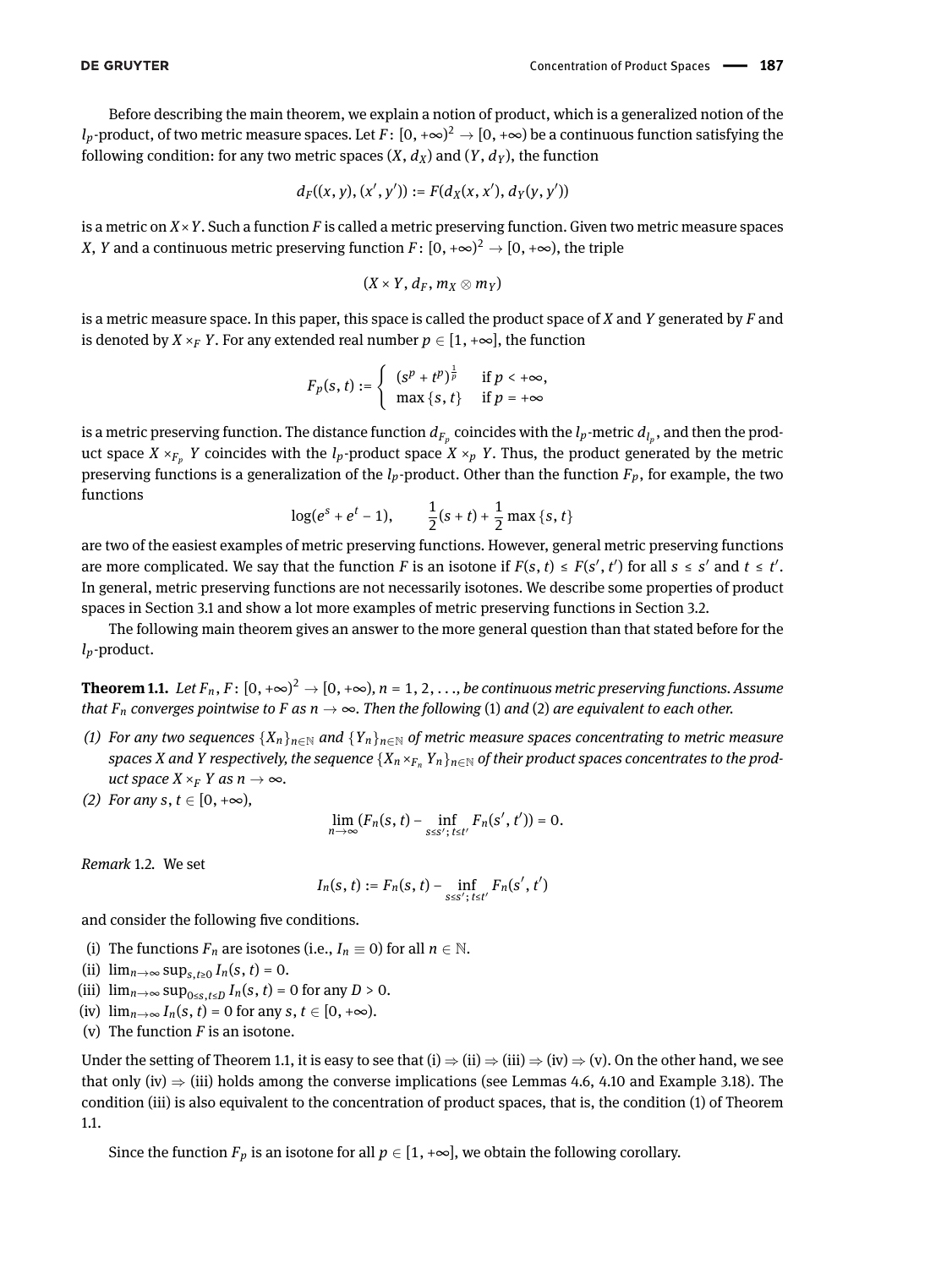Before describing the main theorem, we explain a notion of product, which is a generalized notion of the $l_p$-product, of two metric measure spaces. Let $F\colon [0, +\infty)^2 \to [0, +\infty)$ be a continuous function satisfying the following condition: for any two metric spaces $(X, d_X)$ and $(Y, d_Y)$, the function

$$d_F((x, y), (x', y')) := F(d_X(x, x'), d_Y(y, y'))$$

is a metric on $X \times Y$. Such a function $F$ is called a metric preserving function. Given two metric measure spaces $X$, $Y$ and a continuous metric preserving function $F\colon [0, +\infty)^2 \to [0, +\infty)$, the triple

$$(X \times Y, d_F, m_X \otimes m_Y)$$

is a metric measure space. In this paper, this space is called the product space of $X$ and $Y$ generated by $F$ and is denoted by $X \times_F Y$. For any extended real number $p \in [1, +\infty]$, the function

$$F_p(s, t) := \begin{cases} (s^p + t^p)^{\frac{1}{p}} & \text{if } p < +\infty, \\ \max\{s, t\} & \text{if } p = +\infty \end{cases}$$

is a metric preserving function. The distance function $d_{F_p}$ coincides with the $l_p$-metric $d_{l_p}$, and then the product space $X \times_{F_p} Y$ coincides with the $l_p$-product space $X \times_p Y$. Thus, the product generated by the metric preserving functions is a generalization of the $l_p$-product. Other than the function $F_p$, for example, the two functions

$$\log(e^s + e^t - 1), \qquad \frac{1}{2}(s + t) + \frac{1}{2}\max\{s, t\}$$

are two of the easiest examples of metric preserving functions. However, general metric preserving functions are more complicated. We say that the function $F$ is an isotone if $F(s, t) \le F(s', t')$ for all $s \le s'$ and $t \le t'$. In general, metric preserving functions are not necessarily isotones. We describe some properties of product spaces in Section 3.1 and show a lot more examples of metric preserving functions in Section 3.2.

The following main theorem gives an answer to the more general question than that stated before for the $l_p$-product.

**Theorem 1.1.** *Let $F_n, F\colon [0, +\infty)^2 \to [0, +\infty)$, $n = 1, 2, \ldots$, be continuous metric preserving functions. Assume that $F_n$ converges pointwise to $F$ as $n \to \infty$. Then the following (1) and (2) are equivalent to each other.*

*(1) For any two sequences $\{X_n\}_{n\in\mathbb{N}}$ and $\{Y_n\}_{n\in\mathbb{N}}$ of metric measure spaces concentrating to metric measure spaces $X$ and $Y$ respectively, the sequence $\{X_n \times_{F_n} Y_n\}_{n\in\mathbb{N}}$ of their product spaces concentrates to the product space $X \times_F Y$ as $n \to \infty$.*

*(2) For any $s, t \in [0, +\infty)$,*

$$\lim_{n\to\infty} \left(F_n(s, t) - \inf_{s\le s';\, t\le t'} F_n(s', t')\right) = 0.$$

*Remark* 1.2. We set

$$I_n(s, t) := F_n(s, t) - \inf_{s\le s';\, t\le t'} F_n(s', t')$$

and consider the following five conditions.

(i) The functions $F_n$ are isotones (i.e., $I_n \equiv 0$) for all $n \in \mathbb{N}$.
(ii) $\lim_{n\to\infty} \sup_{s,t\ge 0} I_n(s, t) = 0$.
(iii) $\lim_{n\to\infty} \sup_{0\le s,t\le D} I_n(s, t) = 0$ for any $D > 0$.
(iv) $\lim_{n\to\infty} I_n(s, t) = 0$ for any $s, t \in [0, +\infty)$.
(v) The function $F$ is an isotone.

Under the setting of Theorem 1.1, it is easy to see that (i) $\Rightarrow$ (ii) $\Rightarrow$ (iii) $\Rightarrow$ (iv) $\Rightarrow$ (v). On the other hand, we see that only (iv) $\Rightarrow$ (iii) holds among the converse implications (see Lemmas 4.6, 4.10 and Example 3.18). The condition (iii) is also equivalent to the concentration of product spaces, that is, the condition (1) of Theorem 1.1.

Since the function $F_p$ is an isotone for all $p \in [1, +\infty]$, we obtain the following corollary.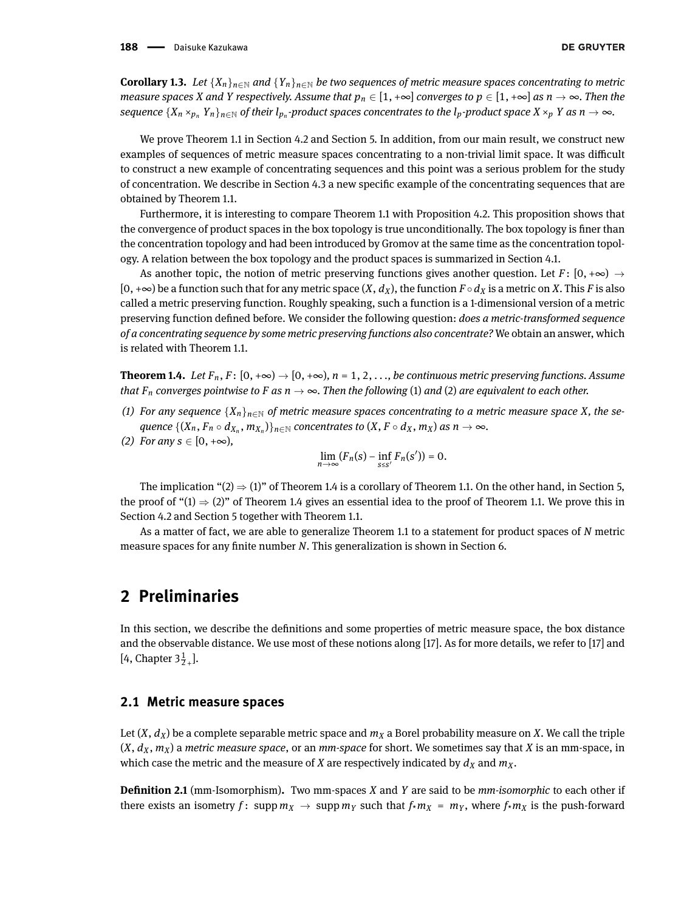**Corollary 1.3.** *Let $\{X_n\}_{n\in\mathbb{N}}$ and $\{Y_n\}_{n\in\mathbb{N}}$ be two sequences of metric measure spaces concentrating to metric measure spaces $X$ and $Y$ respectively. Assume that $p_n \in [1, +\infty]$ converges to $p \in [1, +\infty]$ as $n \to \infty$. Then the sequence $\{X_n \times_{p_n} Y_n\}_{n\in\mathbb{N}}$ of their $l_{p_n}$-product spaces concentrates to the $l_p$-product space $X \times_p Y$ as $n \to \infty$.*

We prove Theorem 1.1 in Section 4.2 and Section 5. In addition, from our main result, we construct new examples of sequences of metric measure spaces concentrating to a non-trivial limit space. It was difficult to construct a new example of concentrating sequences and this point was a serious problem for the study of concentration. We describe in Section 4.3 a new specific example of the concentrating sequences that are obtained by Theorem 1.1.

Furthermore, it is interesting to compare Theorem 1.1 with Proposition 4.2. This proposition shows that the convergence of product spaces in the box topology is true unconditionally. The box topology is finer than the concentration topology and had been introduced by Gromov at the same time as the concentration topology. A relation between the box topology and the product spaces is summarized in Section 4.1.

As another topic, the notion of metric preserving functions gives another question. Let $F\colon [0, +\infty) \to [0, +\infty)$ be a function such that for any metric space $(X, d_X)$, the function $F \circ d_X$ is a metric on $X$. This $F$ is also called a metric preserving function. Roughly speaking, such a function is a 1-dimensional version of a metric preserving function defined before. We consider the following question: *does a metric-transformed sequence of a concentrating sequence by some metric preserving functions also concentrate?* We obtain an answer, which is related with Theorem 1.1.

**Theorem 1.4.** *Let $F_n, F\colon [0, +\infty) \to [0, +\infty)$, $n = 1, 2, \ldots$, be continuous metric preserving functions. Assume that $F_n$ converges pointwise to $F$ as $n \to \infty$. Then the following* (1) *and* (2) *are equivalent to each other.*

*(1) For any sequence $\{X_n\}_{n\in\mathbb{N}}$ of metric measure spaces concentrating to a metric measure space $X$, the sequence $\{(X_n, F_n \circ d_{X_n}, m_{X_n})\}_{n\in\mathbb{N}}$ concentrates to $(X, F \circ d_X, m_X)$ as $n \to \infty$.*

*(2) For any $s \in [0, +\infty)$,*

$$\lim_{n\to\infty} \left(F_n(s) - \inf_{s \le s'} F_n(s')\right) = 0.$$

The implication "(2) ⇒ (1)" of Theorem 1.4 is a corollary of Theorem 1.1. On the other hand, in Section 5, the proof of "(1) ⇒ (2)" of Theorem 1.4 gives an essential idea to the proof of Theorem 1.1. We prove this in Section 4.2 and Section 5 together with Theorem 1.1.

As a matter of fact, we are able to generalize Theorem 1.1 to a statement for product spaces of $N$ metric measure spaces for any finite number $N$. This generalization is shown in Section 6.

# 2 Preliminaries

In this section, we describe the definitions and some properties of metric measure space, the box distance and the observable distance. We use most of these notions along [17]. As for more details, we refer to [17] and [4, Chapter $3\frac{1}{2}{}_+$].

## 2.1 Metric measure spaces

Let $(X, d_X)$ be a complete separable metric space and $m_X$ a Borel probability measure on $X$. We call the triple $(X, d_X, m_X)$ a *metric measure space*, or an *mm-space* for short. We sometimes say that $X$ is an mm-space, in which case the metric and the measure of $X$ are respectively indicated by $d_X$ and $m_X$.

**Definition 2.1** (mm-Isomorphism)**.** Two mm-spaces $X$ and $Y$ are said to be *mm-isomorphic* to each other if there exists an isometry $f\colon \operatorname{supp} m_X \to \operatorname{supp} m_Y$ such that $f_\star m_X = m_Y$, where $f_\star m_X$ is the push-forward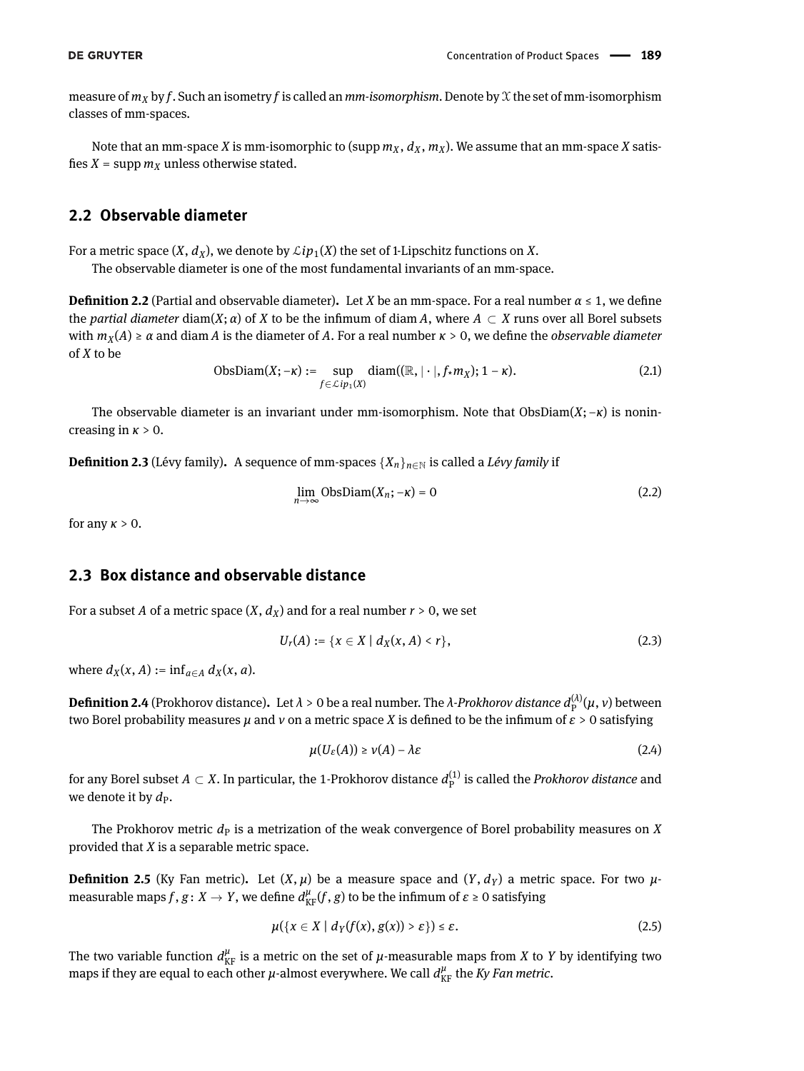measure of $m_X$ by $f$. Such an isometry $f$ is called an *mm-isomorphism*. Denote by $\mathcal{X}$ the set of mm-isomorphism classes of mm-spaces.

Note that an mm-space $X$ is mm-isomorphic to $(\operatorname{supp} m_X, d_X, m_X)$. We assume that an mm-space $X$ satisfies $X = \operatorname{supp} m_X$ unless otherwise stated.

## 2.2 Observable diameter

For a metric space $(X, d_X)$, we denote by $\mathcal{L}ip_1(X)$ the set of 1-Lipschitz functions on $X$.

The observable diameter is one of the most fundamental invariants of an mm-space.

**Definition 2.2** (Partial and observable diameter)**.** Let $X$ be an mm-space. For a real number $\alpha \leq 1$, we define the *partial diameter* $\operatorname{diam}(X; \alpha)$ of $X$ to be the infimum of $\operatorname{diam} A$, where $A \subset X$ runs over all Borel subsets with $m_X(A) \geq \alpha$ and $\operatorname{diam} A$ is the diameter of $A$. For a real number $\kappa > 0$, we define the *observable diameter* of $X$ to be

$$\operatorname{ObsDiam}(X; -\kappa) := \sup_{f \in \mathcal{L}ip_1(X)} \operatorname{diam}((\mathbb{R}, |\cdot|, f_* m_X); 1 - \kappa). \tag{2.1}$$

The observable diameter is an invariant under mm-isomorphism. Note that $\operatorname{ObsDiam}(X; -\kappa)$ is nonincreasing in $\kappa > 0$.

**Definition 2.3** (Lévy family)**.** A sequence of mm-spaces $\{X_n\}_{n \in \mathbb{N}}$ is called a *Lévy family* if

$$\lim_{n \to \infty} \operatorname{ObsDiam}(X_n; -\kappa) = 0 \tag{2.2}$$

for any $\kappa > 0$.

## 2.3 Box distance and observable distance

For a subset $A$ of a metric space $(X, d_X)$ and for a real number $r > 0$, we set

$$U_r(A) := \{x \in X \mid d_X(x, A) < r\}, \tag{2.3}$$

where $d_X(x, A) := \inf_{a \in A} d_X(x, a)$.

**Definition 2.4** (Prokhorov distance)**.** Let $\lambda > 0$ be a real number. The *$\lambda$-Prokhorov distance* $d_{\mathrm{P}}^{(\lambda)}(\mu, \nu)$ between two Borel probability measures $\mu$ and $\nu$ on a metric space $X$ is defined to be the infimum of $\varepsilon > 0$ satisfying

$$\mu(U_\varepsilon(A)) \geq \nu(A) - \lambda\varepsilon \tag{2.4}$$

for any Borel subset $A \subset X$. In particular, the 1-Prokhorov distance $d_{\mathrm{P}}^{(1)}$ is called the *Prokhorov distance* and we denote it by $d_{\mathrm{P}}$.

The Prokhorov metric $d_{\mathrm{P}}$ is a metrization of the weak convergence of Borel probability measures on $X$ provided that $X$ is a separable metric space.

**Definition 2.5** (Ky Fan metric)**.** Let $(X, \mu)$ be a measure space and $(Y, d_Y)$ a metric space. For two $\mu$-measurable maps $f, g \colon X \to Y$, we define $d_{\mathrm{KF}}^{\mu}(f, g)$ to be the infimum of $\varepsilon \geq 0$ satisfying

$$\mu(\{x \in X \mid d_Y(f(x), g(x)) > \varepsilon\}) \leq \varepsilon. \tag{2.5}$$

The two variable function $d_{\mathrm{KF}}^{\mu}$ is a metric on the set of $\mu$-measurable maps from $X$ to $Y$ by identifying two maps if they are equal to each other $\mu$-almost everywhere. We call $d_{\mathrm{KF}}^{\mu}$ the *Ky Fan metric*.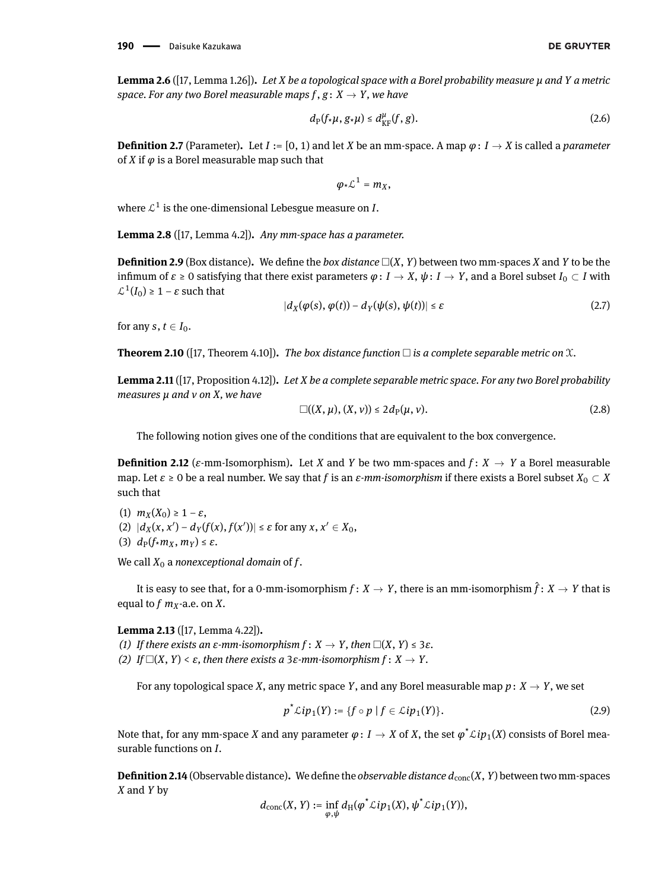**Lemma 2.6** ([17, Lemma 1.26])**.** *Let $X$ be a topological space with a Borel probability measure $\mu$ and $Y$ a metric space. For any two Borel measurable maps $f, g\colon X \to Y$, we have*

$$d_{\mathrm{P}}(f_*\mu, g_*\mu) \leq d_{\mathrm{KF}}^{\mu}(f, g). \tag{2.6}$$

**Definition 2.7** (Parameter)**.** Let $I := [0, 1)$ and let $X$ be an mm-space. A map $\varphi\colon I \to X$ is called a *parameter* of $X$ if $\varphi$ is a Borel measurable map such that

$$\varphi_*\mathcal{L}^1 = m_X,$$

where $\mathcal{L}^1$ is the one-dimensional Lebesgue measure on $I$.

**Lemma 2.8** ([17, Lemma 4.2])**.** *Any mm-space has a parameter.*

**Definition 2.9** (Box distance)**.** We define the *box distance* $\square(X, Y)$ between two mm-spaces $X$ and $Y$ to be the infimum of $\varepsilon \geq 0$ satisfying that there exist parameters $\varphi\colon I \to X$, $\psi\colon I \to Y$, and a Borel subset $I_0 \subset I$ with $\mathcal{L}^1(I_0) \geq 1 - \varepsilon$ such that

$$|d_X(\varphi(s), \varphi(t)) - d_Y(\psi(s), \psi(t))| \leq \varepsilon \tag{2.7}$$

for any $s, t \in I_0$.

**Theorem 2.10** ([17, Theorem 4.10])**.** *The box distance function $\square$ is a complete separable metric on $\mathcal{X}$.*

**Lemma 2.11** ([17, Proposition 4.12])**.** *Let $X$ be a complete separable metric space. For any two Borel probability measures $\mu$ and $\nu$ on $X$, we have*

$$\square((X, \mu), (X, \nu)) \leq 2d_{\mathrm{P}}(\mu, \nu). \tag{2.8}$$

The following notion gives one of the conditions that are equivalent to the box convergence.

**Definition 2.12** ($\varepsilon$-mm-Isomorphism)**.** Let $X$ and $Y$ be two mm-spaces and $f\colon X \to Y$ a Borel measurable map. Let $\varepsilon \geq 0$ be a real number. We say that $f$ is an *$\varepsilon$-mm-isomorphism* if there exists a Borel subset $X_0 \subset X$ such that

(1) $m_X(X_0) \geq 1 - \varepsilon$,
(2) $|d_X(x, x') - d_Y(f(x), f(x'))| \leq \varepsilon$ for any $x, x' \in X_0$,
(3) $d_{\mathrm{P}}(f_*m_X, m_Y) \leq \varepsilon$.

We call $X_0$ a *nonexceptional domain* of $f$.

It is easy to see that, for a 0-mm-isomorphism $f\colon X \to Y$, there is an mm-isomorphism $\hat{f}\colon X \to Y$ that is equal to $f$ $m_X$-a.e. on $X$.

**Lemma 2.13** ([17, Lemma 4.22])**.**
*(1) If there exists an $\varepsilon$-mm-isomorphism $f\colon X \to Y$, then $\square(X, Y) \leq 3\varepsilon$.*
*(2) If $\square(X, Y) < \varepsilon$, then there exists a $3\varepsilon$-mm-isomorphism $f\colon X \to Y$.*

For any topological space $X$, any metric space $Y$, and any Borel measurable map $p\colon X \to Y$, we set

$$p^*\mathcal{L}ip_1(Y) := \{f \circ p \mid f \in \mathcal{L}ip_1(Y)\}. \tag{2.9}$$

Note that, for any mm-space $X$ and any parameter $\varphi\colon I \to X$ of $X$, the set $\varphi^*\mathcal{L}ip_1(X)$ consists of Borel measurable functions on $I$.

**Definition 2.14** (Observable distance)**.** We define the *observable distance* $d_{\mathrm{conc}}(X, Y)$ between two mm-spaces $X$ and $Y$ by

$$d_{\mathrm{conc}}(X, Y) := \inf_{\varphi, \psi} d_{\mathrm{H}}(\varphi^*\mathcal{L}ip_1(X), \psi^*\mathcal{L}ip_1(Y)),$$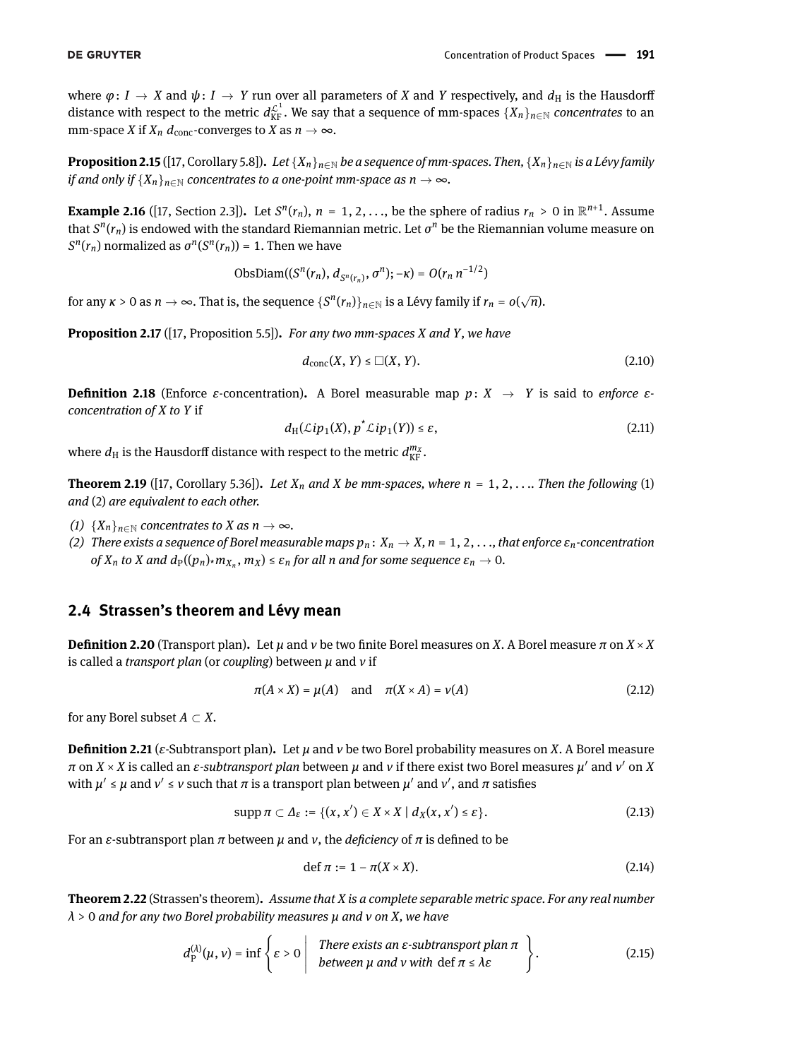where $\varphi\colon I \to X$ and $\psi\colon I \to Y$ run over all parameters of $X$ and $Y$ respectively, and $d_{\mathrm{H}}$ is the Hausdorff distance with respect to the metric $d_{\mathrm{KF}}^{\mathcal{L}^1}$. We say that a sequence of mm-spaces $\{X_n\}_{n\in\mathbb{N}}$ *concentrates* to an mm-space $X$ if $X_n$ $d_{\mathrm{conc}}$-converges to $X$ as $n \to \infty$.

**Proposition 2.15** ([17, Corollary 5.8])**.** *Let $\{X_n\}_{n\in\mathbb{N}}$ be a sequence of mm-spaces. Then, $\{X_n\}_{n\in\mathbb{N}}$ is a Lévy family if and only if $\{X_n\}_{n\in\mathbb{N}}$ concentrates to a one-point mm-space as $n \to \infty$.*

**Example 2.16** ([17, Section 2.3])**.** Let $S^n(r_n)$, $n = 1, 2, \ldots$, be the sphere of radius $r_n > 0$ in $\mathbb{R}^{n+1}$. Assume that $S^n(r_n)$ is endowed with the standard Riemannian metric. Let $\sigma^n$ be the Riemannian volume measure on $S^n(r_n)$ normalized as $\sigma^n(S^n(r_n)) = 1$. Then we have

$$\mathrm{ObsDiam}((S^n(r_n), d_{S^n(r_n)}, \sigma^n); -\kappa) = O(r_n\, n^{-1/2})$$

for any $\kappa > 0$ as $n \to \infty$. That is, the sequence $\{S^n(r_n)\}_{n\in\mathbb{N}}$ is a Lévy family if $r_n = o(\sqrt{n})$.

**Proposition 2.17** ([17, Proposition 5.5])**.** *For any two mm-spaces $X$ and $Y$, we have*

$$d_{\mathrm{conc}}(X, Y) \le \square(X, Y). \tag{2.10}$$

**Definition 2.18** (Enforce $\varepsilon$-concentration)**.** A Borel measurable map $p\colon X \to Y$ is said to *enforce $\varepsilon$-concentration of $X$ to $Y$* if

$$d_{\mathrm{H}}(\mathcal{L}ip_1(X), p^*\mathcal{L}ip_1(Y)) \le \varepsilon, \tag{2.11}$$

where $d_{\mathrm{H}}$ is the Hausdorff distance with respect to the metric $d_{\mathrm{KF}}^{m_X}$.

**Theorem 2.19** ([17, Corollary 5.36])**.** *Let $X_n$ and $X$ be mm-spaces, where $n = 1, 2, \ldots$. Then the following* (1) *and* (2) *are equivalent to each other.*

*(1) $\{X_n\}_{n\in\mathbb{N}}$ concentrates to $X$ as $n \to \infty$.*
*(2) There exists a sequence of Borel measurable maps $p_n\colon X_n \to X$, $n = 1, 2, \ldots$, that enforce $\varepsilon_n$-concentration of $X_n$ to $X$ and $d_{\mathrm{P}}((p_n)_* m_{X_n}, m_X) \le \varepsilon_n$ for all $n$ and for some sequence $\varepsilon_n \to 0$.*

## 2.4 Strassen's theorem and Lévy mean

**Definition 2.20** (Transport plan)**.** Let $\mu$ and $\nu$ be two finite Borel measures on $X$. A Borel measure $\pi$ on $X \times X$ is called a *transport plan* (or *coupling*) between $\mu$ and $\nu$ if

$$\pi(A \times X) = \mu(A) \quad \text{and} \quad \pi(X \times A) = \nu(A) \tag{2.12}$$

for any Borel subset $A \subset X$.

**Definition 2.21** ($\varepsilon$-Subtransport plan)**.** Let $\mu$ and $\nu$ be two Borel probability measures on $X$. A Borel measure $\pi$ on $X \times X$ is called an *$\varepsilon$-subtransport plan* between $\mu$ and $\nu$ if there exist two Borel measures $\mu'$ and $\nu'$ on $X$ with $\mu' \le \mu$ and $\nu' \le \nu$ such that $\pi$ is a transport plan between $\mu'$ and $\nu'$, and $\pi$ satisfies

$$\mathrm{supp}\,\pi \subset \Delta_\varepsilon := \{(x, x') \in X \times X \mid d_X(x, x') \le \varepsilon\}. \tag{2.13}$$

For an $\varepsilon$-subtransport plan $\pi$ between $\mu$ and $\nu$, the *deficiency* of $\pi$ is defined to be

$$\mathrm{def}\,\pi := 1 - \pi(X \times X). \tag{2.14}$$

**Theorem 2.22** (Strassen's theorem)**.** *Assume that $X$ is a complete separable metric space. For any real number $\lambda > 0$ and for any two Borel probability measures $\mu$ and $\nu$ on $X$, we have*

$$d_{\mathrm{P}}^{(\lambda)}(\mu, \nu) = \inf\left\{ \varepsilon > 0 \;\middle|\; \begin{array}{l} \text{There exists an } \varepsilon\text{-subtransport plan } \pi \\ \text{between } \mu \text{ and } \nu \text{ with } \mathrm{def}\,\pi \le \lambda\varepsilon \end{array} \right\}. \tag{2.15}$$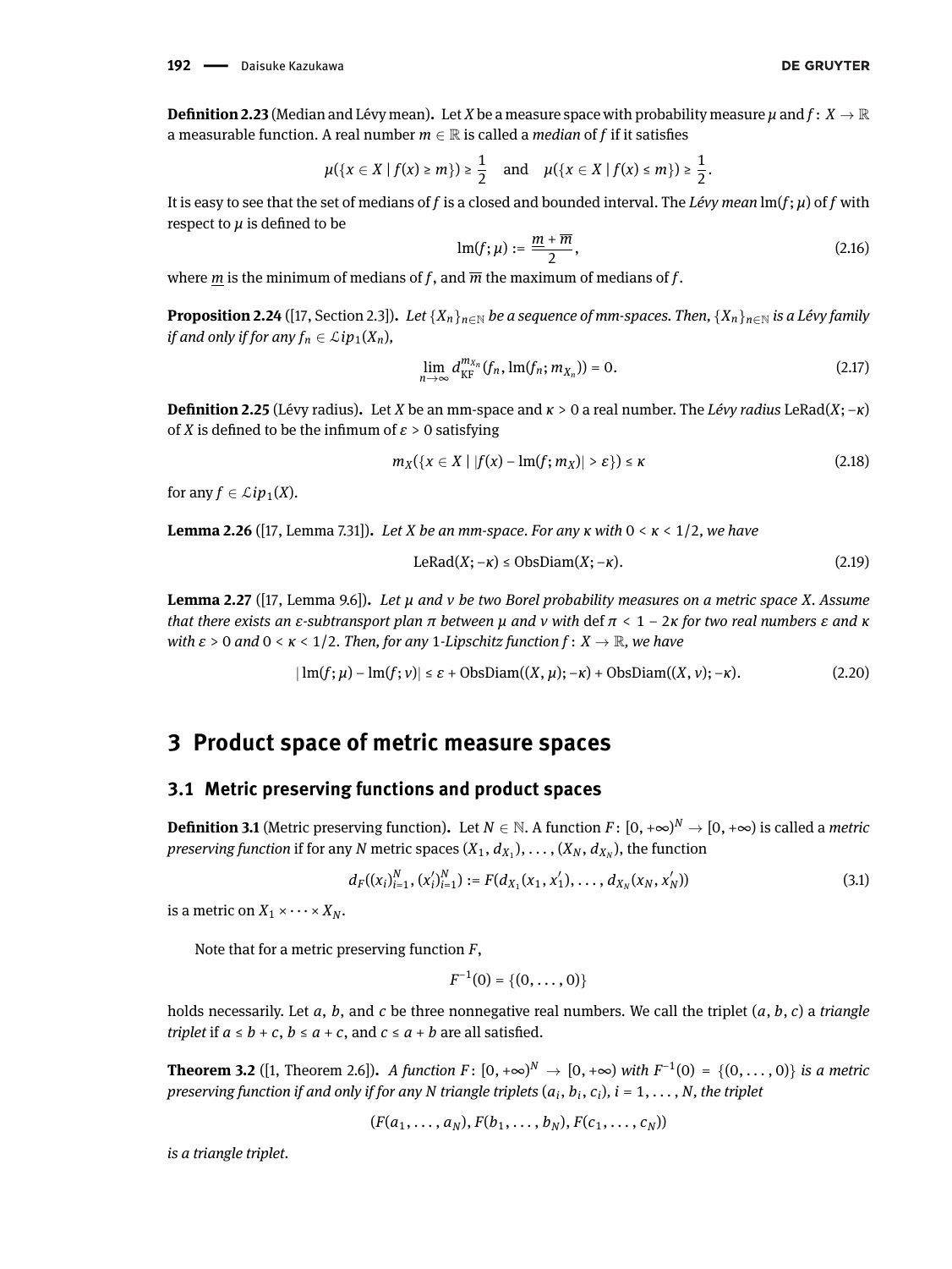**Definition 2.23** (Median and Lévy mean)**.** Let $X$ be a measure space with probability measure $\mu$ and $f: X \to \mathbb{R}$ a measurable function. A real number $m \in \mathbb{R}$ is called a *median* of $f$ if it satisfies

$$\mu(\{x \in X \mid f(x) \geq m\}) \geq \frac{1}{2} \quad \text{and} \quad \mu(\{x \in X \mid f(x) \leq m\}) \geq \frac{1}{2}.$$

It is easy to see that the set of medians of $f$ is a closed and bounded interval. The *Lévy mean* $\mathrm{lm}(f;\mu)$ of $f$ with respect to $\mu$ is defined to be

$$\mathrm{lm}(f;\mu) := \frac{\underline{m} + \overline{m}}{2}, \tag{2.16}$$

where $\underline{m}$ is the minimum of medians of $f$, and $\overline{m}$ the maximum of medians of $f$.

**Proposition 2.24** ([17, Section 2.3])**.** *Let $\{X_n\}_{n\in\mathbb{N}}$ be a sequence of mm-spaces. Then, $\{X_n\}_{n\in\mathbb{N}}$ is a Lévy family if and only if for any $f_n \in \mathcal{L}ip_1(X_n)$,*

$$\lim_{n\to\infty} d_{\mathrm{KF}}^{m_{X_n}}(f_n, \mathrm{lm}(f_n; m_{X_n})) = 0. \tag{2.17}$$

**Definition 2.25** (Lévy radius)**.** Let $X$ be an mm-space and $\kappa > 0$ a real number. The *Lévy radius* $\mathrm{LeRad}(X; -\kappa)$ of $X$ is defined to be the infimum of $\varepsilon > 0$ satisfying

$$m_X(\{x \in X \mid |f(x) - \mathrm{lm}(f; m_X)| > \varepsilon\}) \leq \kappa \tag{2.18}$$

for any $f \in \mathcal{L}ip_1(X)$.

**Lemma 2.26** ([17, Lemma 7.31])**.** *Let $X$ be an mm-space. For any $\kappa$ with $0 < \kappa < 1/2$, we have*

$$\mathrm{LeRad}(X; -\kappa) \leq \mathrm{ObsDiam}(X; -\kappa). \tag{2.19}$$

**Lemma 2.27** ([17, Lemma 9.6])**.** *Let $\mu$ and $\nu$ be two Borel probability measures on a metric space $X$. Assume that there exists an $\varepsilon$-subtransport plan $\pi$ between $\mu$ and $\nu$ with $\operatorname{def} \pi < 1 - 2\kappa$ for two real numbers $\varepsilon$ and $\kappa$ with $\varepsilon > 0$ and $0 < \kappa < 1/2$. Then, for any 1-Lipschitz function $f: X \to \mathbb{R}$, we have*

$$|\mathrm{lm}(f;\mu) - \mathrm{lm}(f;\nu)| \leq \varepsilon + \mathrm{ObsDiam}((X,\mu); -\kappa) + \mathrm{ObsDiam}((X,\nu); -\kappa). \tag{2.20}$$

# 3 Product space of metric measure spaces

## 3.1 Metric preserving functions and product spaces

**Definition 3.1** (Metric preserving function)**.** Let $N \in \mathbb{N}$. A function $F: [0,+\infty)^N \to [0,+\infty)$ is called a *metric preserving function* if for any $N$ metric spaces $(X_1, d_{X_1}), \ldots, (X_N, d_{X_N})$, the function

$$d_F((x_i)_{i=1}^N, (x_i')_{i=1}^N) := F(d_{X_1}(x_1, x_1'), \ldots, d_{X_N}(x_N, x_N')) \tag{3.1}$$

is a metric on $X_1 \times \cdots \times X_N$.

Note that for a metric preserving function $F$,

$$F^{-1}(0) = \{(0, \ldots, 0)\}$$

holds necessarily. Let $a$, $b$, and $c$ be three nonnegative real numbers. We call the triplet $(a, b, c)$ a *triangle triplet* if $a \leq b + c$, $b \leq a + c$, and $c \leq a + b$ are all satisfied.

**Theorem 3.2** ([1, Theorem 2.6])**.** *A function $F: [0,+\infty)^N \to [0,+\infty)$ with $F^{-1}(0) = \{(0,\ldots,0)\}$ is a metric preserving function if and only if for any $N$ triangle triplets $(a_i, b_i, c_i)$, $i = 1, \ldots, N$, the triplet*

$$(F(a_1, \ldots, a_N), F(b_1, \ldots, b_N), F(c_1, \ldots, c_N))$$

*is a triangle triplet.*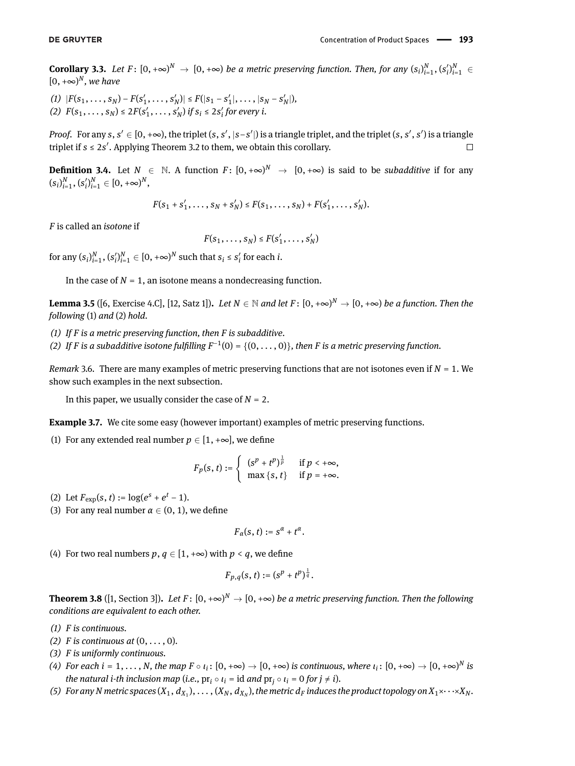**Corollary 3.3.** *Let $F\colon [0,+\infty)^N \to [0,+\infty)$ be a metric preserving function. Then, for any $(s_i)_{i=1}^N, (s_i')_{i=1}^N \in [0,+\infty)^N$, we have*

*(1) $|F(s_1,\dots,s_N) - F(s_1',\dots,s_N')| \le F(|s_1 - s_1'|,\dots,|s_N - s_N'|)$,*
*(2) $F(s_1,\dots,s_N) \le 2F(s_1',\dots,s_N')$ if $s_i \le 2s_i'$ for every $i$.*

*Proof.* For any $s, s' \in [0,+\infty)$, the triplet $(s, s', |s-s'|)$ is a triangle triplet, and the triplet $(s, s', s')$ is a triangle triplet if $s \le 2s'$. Applying Theorem 3.2 to them, we obtain this corollary. □

**Definition 3.4.** Let $N \in \mathbb{N}$. A function $F\colon [0,+\infty)^N \to [0,+\infty)$ is said to be *subadditive* if for any $(s_i)_{i=1}^N, (s_i')_{i=1}^N \in [0,+\infty)^N$,

$$F(s_1 + s_1',\dots,s_N + s_N') \le F(s_1,\dots,s_N) + F(s_1',\dots,s_N').$$

$F$ is called an *isotone* if

$$F(s_1,\dots,s_N) \le F(s_1',\dots,s_N')$$

for any $(s_i)_{i=1}^N, (s_i')_{i=1}^N \in [0,+\infty)^N$ such that $s_i \le s_i'$ for each $i$.

In the case of $N = 1$, an isotone means a nondecreasing function.

**Lemma 3.5** ([6, Exercise 4.C], [12, Satz 1])**.** *Let $N \in \mathbb{N}$ and let $F\colon [0,+\infty)^N \to [0,+\infty)$ be a function. Then the following (1) and (2) hold.*

*(1) If $F$ is a metric preserving function, then $F$ is subadditive.*
*(2) If $F$ is a subadditive isotone fulfilling $F^{-1}(0) = \{(0,\dots,0)\}$, then $F$ is a metric preserving function.*

*Remark* 3.6. There are many examples of metric preserving functions that are not isotones even if $N = 1$. We show such examples in the next subsection.

In this paper, we usually consider the case of $N = 2$.

**Example 3.7.** We cite some easy (however important) examples of metric preserving functions.

(1) For any extended real number $p \in [1,+\infty]$, we define

$$F_p(s,t) := \begin{cases} (s^p + t^p)^{\frac{1}{p}} & \text{if } p < +\infty, \\ \max\{s,t\} & \text{if } p = +\infty. \end{cases}$$

(2) Let $F_{\exp}(s,t) := \log(e^s + e^t - 1)$.
(3) For any real number $\alpha \in (0,1)$, we define

$$F_\alpha(s,t) := s^\alpha + t^\alpha.$$

(4) For two real numbers $p, q \in [1,+\infty)$ with $p < q$, we define

$$F_{p,q}(s,t) := (s^p + t^p)^{\frac{1}{q}}.$$

**Theorem 3.8** ([1, Section 3])**.** *Let $F\colon [0,+\infty)^N \to [0,+\infty)$ be a metric preserving function. Then the following conditions are equivalent to each other.*

*(1) $F$ is continuous.*
*(2) $F$ is continuous at $(0,\dots,0)$.*
*(3) $F$ is uniformly continuous.*
*(4) For each $i = 1,\dots,N$, the map $F \circ \iota_i\colon [0,+\infty) \to [0,+\infty)$ is continuous, where $\iota_i\colon [0,+\infty) \to [0,+\infty)^N$ is the natural $i$-th inclusion map (i.e., $\mathrm{pr}_i \circ \iota_i = \mathrm{id}$ and $\mathrm{pr}_j \circ \iota_i = 0$ for $j \ne i$).*
*(5) For any $N$ metric spaces $(X_1, d_{X_1}),\dots,(X_N, d_{X_N})$, the metric $d_F$ induces the product topology on $X_1 \times \cdots \times X_N$.*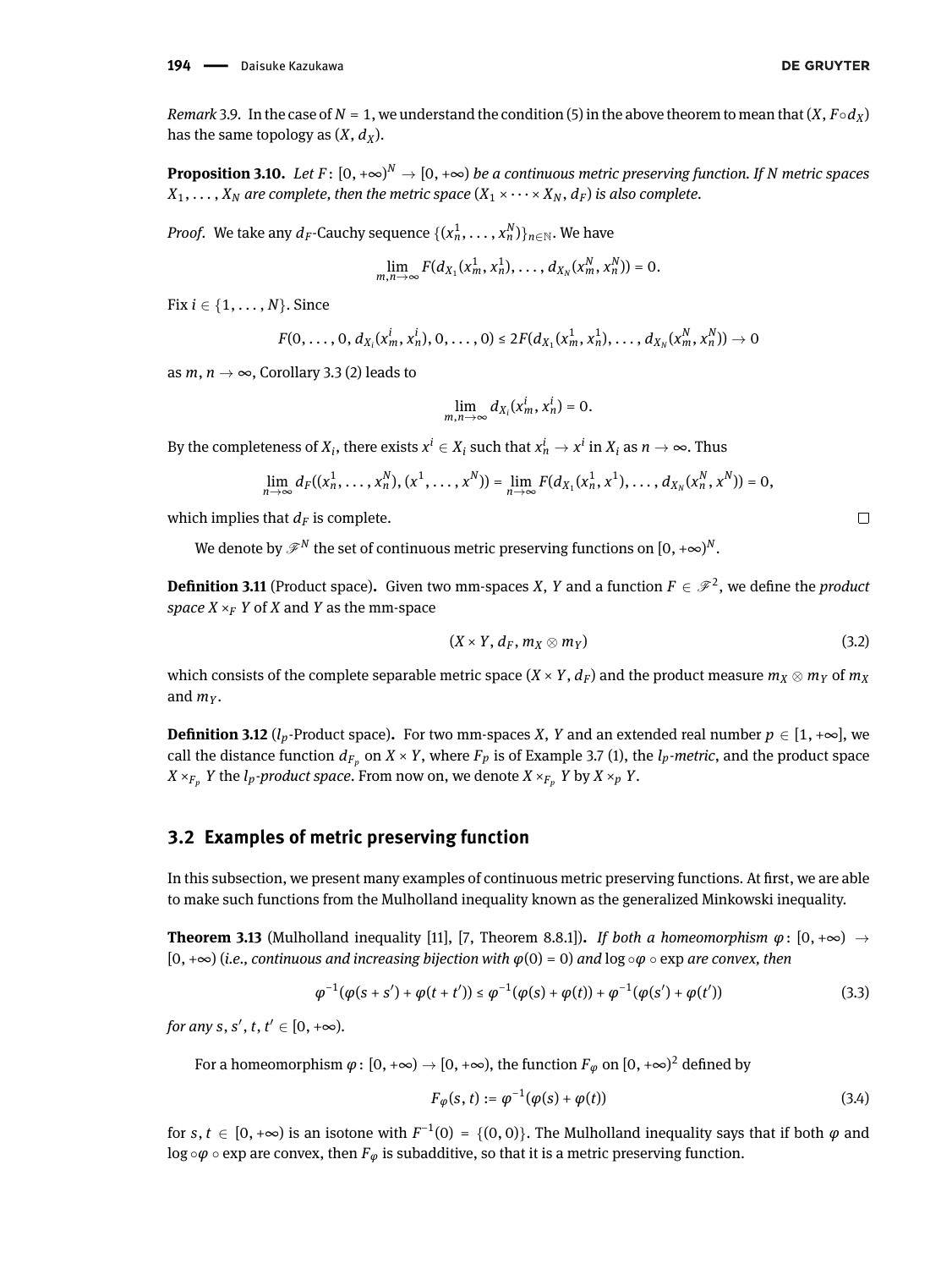*Remark* 3.9. In the case of $N = 1$, we understand the condition (5) in the above theorem to mean that $(X, F \circ d_X)$ has the same topology as $(X, d_X)$.

**Proposition 3.10.** *Let $F\colon [0, +\infty)^N \to [0, +\infty)$ be a continuous metric preserving function. If $N$ metric spaces $X_1, \ldots, X_N$ are complete, then the metric space $(X_1 \times \cdots \times X_N, d_F)$ is also complete.*

*Proof.* We take any $d_F$-Cauchy sequence $\{(x_n^1, \ldots, x_n^N)\}_{n\in\mathbb{N}}$. We have

$$\lim_{m,n\to\infty} F(d_{X_1}(x_m^1, x_n^1), \ldots, d_{X_N}(x_m^N, x_n^N)) = 0.$$

Fix $i \in \{1, \ldots, N\}$. Since

$$F(0, \ldots, 0, d_{X_i}(x_m^i, x_n^i), 0, \ldots, 0) \le 2F(d_{X_1}(x_m^1, x_n^1), \ldots, d_{X_N}(x_m^N, x_n^N)) \to 0$$

as $m, n \to \infty$, Corollary 3.3 (2) leads to

$$\lim_{m,n\to\infty} d_{X_i}(x_m^i, x_n^i) = 0.$$

By the completeness of $X_i$, there exists $x^i \in X_i$ such that $x_n^i \to x^i$ in $X_i$ as $n \to \infty$. Thus

$$\lim_{n\to\infty} d_F((x_n^1, \ldots, x_n^N), (x^1, \ldots, x^N)) = \lim_{n\to\infty} F(d_{X_1}(x_n^1, x^1), \ldots, d_{X_N}(x_n^N, x^N)) = 0,$$

which implies that $d_F$ is complete. □

We denote by $\mathscr{F}^N$ the set of continuous metric preserving functions on $[0, +\infty)^N$.

**Definition 3.11** (Product space)**.** Given two mm-spaces $X$, $Y$ and a function $F \in \mathscr{F}^2$, we define the *product space* $X \times_F Y$ of $X$ and $Y$ as the mm-space

$$(X \times Y, d_F, m_X \otimes m_Y) \tag{3.2}$$

which consists of the complete separable metric space $(X \times Y, d_F)$ and the product measure $m_X \otimes m_Y$ of $m_X$ and $m_Y$.

**Definition 3.12** ($l_p$-Product space)**.** For two mm-spaces $X$, $Y$ and an extended real number $p \in [1, +\infty]$, we call the distance function $d_{F_p}$ on $X \times Y$, where $F_p$ is of Example 3.7 (1), the *$l_p$-metric*, and the product space $X \times_{F_p} Y$ the *$l_p$-product space*. From now on, we denote $X \times_{F_p} Y$ by $X \times_p Y$.

## 3.2 Examples of metric preserving function

In this subsection, we present many examples of continuous metric preserving functions. At first, we are able to make such functions from the Mulholland inequality known as the generalized Minkowski inequality.

**Theorem 3.13** (Mulholland inequality [11], [7, Theorem 8.8.1])**.** *If both a homeomorphism $\varphi\colon [0, +\infty) \to [0, +\infty)$ (i.e., continuous and increasing bijection with $\varphi(0) = 0$) and $\log \circ \varphi \circ \exp$ are convex, then*

$$\varphi^{-1}(\varphi(s + s') + \varphi(t + t')) \le \varphi^{-1}(\varphi(s) + \varphi(t)) + \varphi^{-1}(\varphi(s') + \varphi(t')) \tag{3.3}$$

*for any $s, s', t, t' \in [0, +\infty)$.*

For a homeomorphism $\varphi\colon [0, +\infty) \to [0, +\infty)$, the function $F_\varphi$ on $[0, +\infty)^2$ defined by

$$F_\varphi(s, t) := \varphi^{-1}(\varphi(s) + \varphi(t)) \tag{3.4}$$

for $s, t \in [0, +\infty)$ is an isotone with $F^{-1}(0) = \{(0, 0)\}$. The Mulholland inequality says that if both $\varphi$ and $\log \circ \varphi \circ \exp$ are convex, then $F_\varphi$ is subadditive, so that it is a metric preserving function.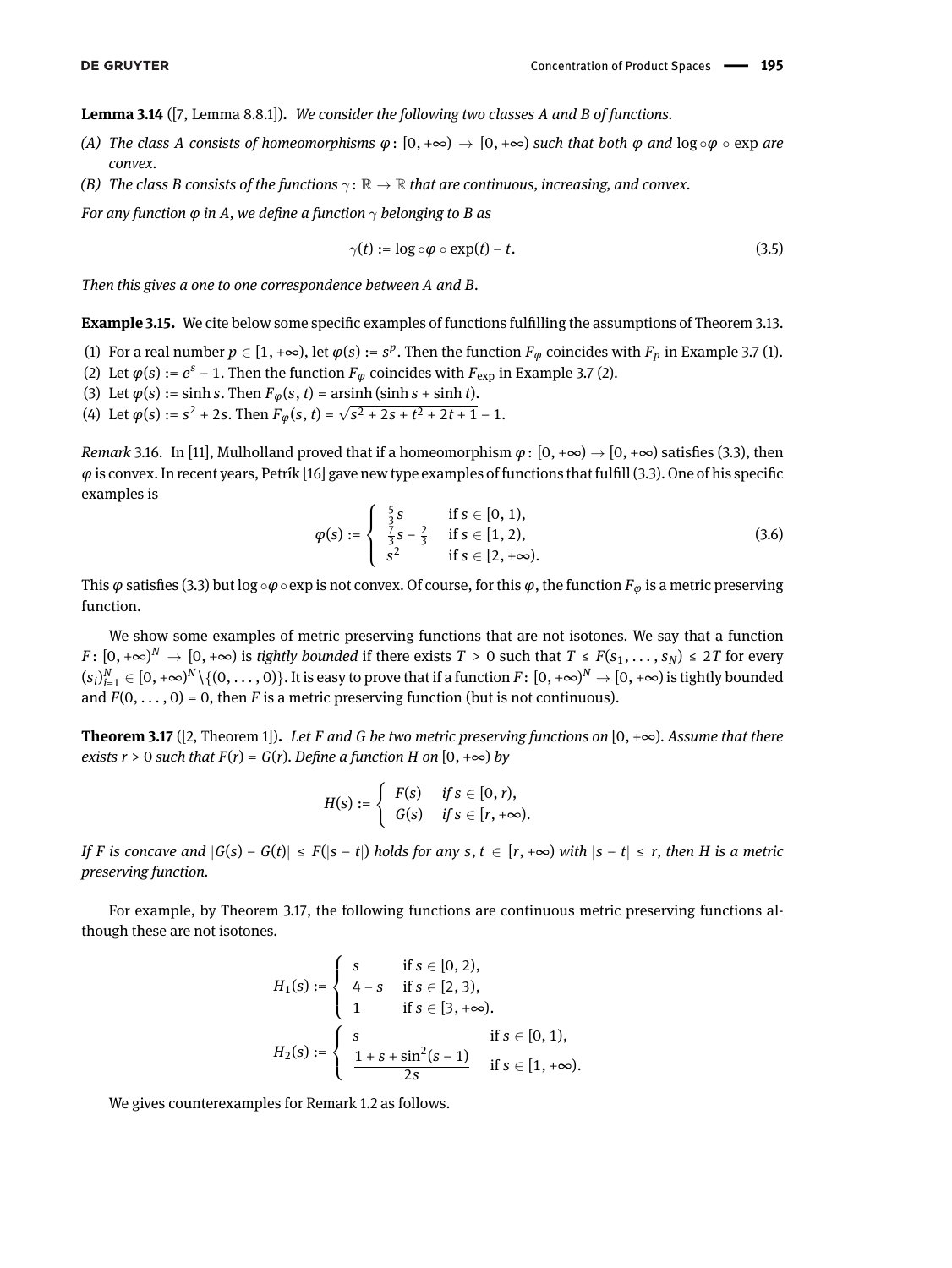**Lemma 3.14** ([7, Lemma 8.8.1]). *We consider the following two classes $A$ and $B$ of functions.*

*(A) The class $A$ consists of homeomorphisms $\varphi\colon [0,+\infty) \to [0,+\infty)$ such that both $\varphi$ and $\log \circ \varphi \circ \exp$ are convex.*

*(B) The class $B$ consists of the functions $\gamma\colon \mathbb{R} \to \mathbb{R}$ that are continuous, increasing, and convex.*

*For any function $\varphi$ in $A$, we define a function $\gamma$ belonging to $B$ as*

$$\gamma(t) := \log \circ \varphi \circ \exp(t) - t. \tag{3.5}$$

*Then this gives a one to one correspondence between $A$ and $B$.*

**Example 3.15.** We cite below some specific examples of functions fulfilling the assumptions of Theorem 3.13.

(1) For a real number $p \in [1,+\infty)$, let $\varphi(s) := s^p$. Then the function $F_\varphi$ coincides with $F_p$ in Example 3.7 (1).

(2) Let $\varphi(s) := e^s - 1$. Then the function $F_\varphi$ coincides with $F_{\exp}$ in Example 3.7 (2).

(3) Let $\varphi(s) := \sinh s$. Then $F_\varphi(s,t) = \operatorname{arsinh}(\sinh s + \sinh t)$.

(4) Let $\varphi(s) := s^2 + 2s$. Then $F_\varphi(s,t) = \sqrt{s^2 + 2s + t^2 + 2t + 1} - 1$.

*Remark* 3.16. In [11], Mulholland proved that if a homeomorphism $\varphi\colon [0,+\infty) \to [0,+\infty)$ satisfies (3.3), then $\varphi$ is convex. In recent years, Petrík [16] gave new type examples of functions that fulfill (3.3). One of his specific examples is

$$\varphi(s) := \begin{cases} \frac{5}{3}s & \text{if } s \in [0,1), \\ \frac{7}{3}s - \frac{2}{3} & \text{if } s \in [1,2), \\ s^2 & \text{if } s \in [2,+\infty). \end{cases} \tag{3.6}$$

This $\varphi$ satisfies (3.3) but $\log \circ \varphi \circ \exp$ is not convex. Of course, for this $\varphi$, the function $F_\varphi$ is a metric preserving function.

We show some examples of metric preserving functions that are not isotones. We say that a function $F\colon [0,+\infty)^N \to [0,+\infty)$ is *tightly bounded* if there exists $T > 0$ such that $T \le F(s_1,\dots,s_N) \le 2T$ for every $(s_i)_{i=1}^N \in [0,+\infty)^N \setminus \{(0,\dots,0)\}$. It is easy to prove that if a function $F\colon [0,+\infty)^N \to [0,+\infty)$ is tightly bounded and $F(0,\dots,0) = 0$, then $F$ is a metric preserving function (but is not continuous).

**Theorem 3.17** ([2, Theorem 1]). *Let $F$ and $G$ be two metric preserving functions on $[0,+\infty)$. Assume that there exists $r > 0$ such that $F(r) = G(r)$. Define a function $H$ on $[0,+\infty)$ by*

$$H(s) := \begin{cases} F(s) & \text{if } s \in [0,r), \\ G(s) & \text{if } s \in [r,+\infty). \end{cases}$$

*If $F$ is concave and $|G(s) - G(t)| \le F(|s-t|)$ holds for any $s,t \in [r,+\infty)$ with $|s-t| \le r$, then $H$ is a metric preserving function.*

For example, by Theorem 3.17, the following functions are continuous metric preserving functions although these are not isotones.

$$H_1(s) := \begin{cases} s & \text{if } s \in [0,2), \\ 4 - s & \text{if } s \in [2,3), \\ 1 & \text{if } s \in [3,+\infty). \end{cases}$$

$$H_2(s) := \begin{cases} s & \text{if } s \in [0,1), \\ \dfrac{1 + s + \sin^2(s-1)}{2s} & \text{if } s \in [1,+\infty). \end{cases}$$

We gives counterexamples for Remark 1.2 as follows.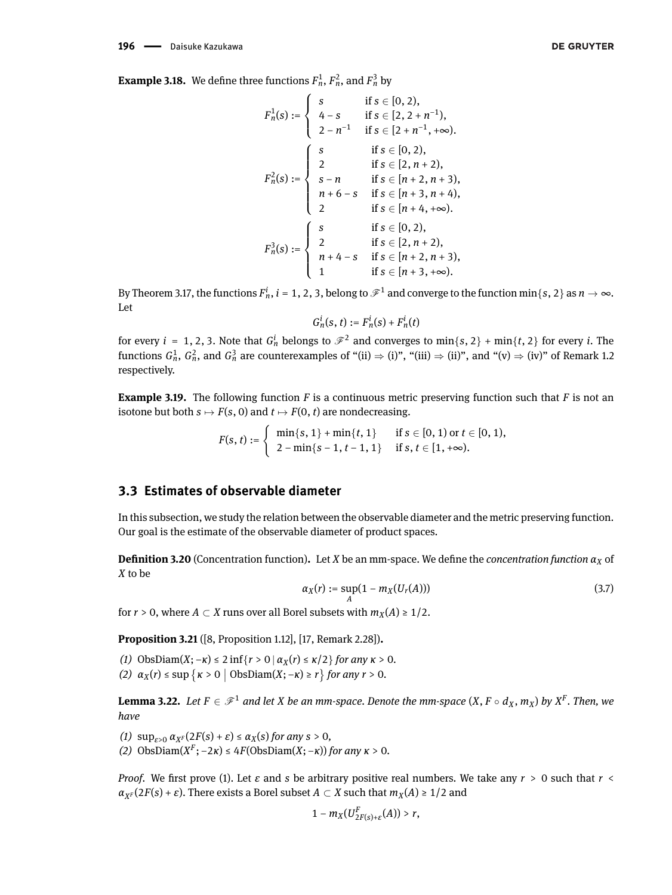**Example 3.18.** We define three functions $F_n^1$, $F_n^2$, and $F_n^3$ by

$$F_n^1(s) := \begin{cases} s & \text{if } s \in [0,2), \\ 4 - s & \text{if } s \in [2, 2+n^{-1}), \\ 2 - n^{-1} & \text{if } s \in [2+n^{-1}, +\infty). \end{cases}$$

$$F_n^2(s) := \begin{cases} s & \text{if } s \in [0,2), \\ 2 & \text{if } s \in [2, n+2), \\ s - n & \text{if } s \in [n+2, n+3), \\ n + 6 - s & \text{if } s \in [n+3, n+4), \\ 2 & \text{if } s \in [n+4, +\infty). \end{cases}$$

$$F_n^3(s) := \begin{cases} s & \text{if } s \in [0,2), \\ 2 & \text{if } s \in [2, n+2), \\ n + 4 - s & \text{if } s \in [n+2, n+3), \\ 1 & \text{if } s \in [n+3, +\infty). \end{cases}$$

By Theorem 3.17, the functions $F_n^i$, $i = 1, 2, 3$, belong to $\mathscr{F}^1$ and converge to the function $\min\{s, 2\}$ as $n \to \infty$. Let

$$G_n^i(s,t) := F_n^i(s) + F_n^i(t)$$

for every $i = 1, 2, 3$. Note that $G_n^i$ belongs to $\mathscr{F}^2$ and converges to $\min\{s, 2\} + \min\{t, 2\}$ for every $i$. The functions $G_n^1$, $G_n^2$, and $G_n^3$ are counterexamples of "(ii) $\Rightarrow$ (i)", "(iii) $\Rightarrow$ (ii)", and "(v) $\Rightarrow$ (iv)" of Remark 1.2 respectively.

**Example 3.19.** The following function $F$ is a continuous metric preserving function such that $F$ is not an isotone but both $s \mapsto F(s, 0)$ and $t \mapsto F(0, t)$ are nondecreasing.

$$F(s,t) := \begin{cases} \min\{s, 1\} + \min\{t, 1\} & \text{if } s \in [0,1) \text{ or } t \in [0,1), \\ 2 - \min\{s-1, t-1, 1\} & \text{if } s, t \in [1, +\infty). \end{cases}$$

### 3.3 Estimates of observable diameter

In this subsection, we study the relation between the observable diameter and the metric preserving function. Our goal is the estimate of the observable diameter of product spaces.

**Definition 3.20** (Concentration function)**.** Let $X$ be an mm-space. We define the *concentration function* $\alpha_X$ of $X$ to be

$$\alpha_X(r) := \sup_A (1 - m_X(U_r(A))) \tag{3.7}$$

for $r > 0$, where $A \subset X$ runs over all Borel subsets with $m_X(A) \geq 1/2$.

**Proposition 3.21** ([8, Proposition 1.12], [17, Remark 2.28])**.**

*(1)* $\mathrm{ObsDiam}(X; -\kappa) \leq 2 \inf\{r > 0 \mid \alpha_X(r) \leq \kappa/2\}$ *for any* $\kappa > 0$.
*(2)* $\alpha_X(r) \leq \sup\{\kappa > 0 \mid \mathrm{ObsDiam}(X; -\kappa) \geq r\}$ *for any* $r > 0$.

**Lemma 3.22.** *Let* $F \in \mathscr{F}^1$ *and let* $X$ *be an mm-space. Denote the mm-space* $(X, F \circ d_X, m_X)$ *by* $X^F$*. Then, we have*

*(1)* $\sup_{\varepsilon > 0} \alpha_{X^F}(2F(s) + \varepsilon) \leq \alpha_X(s)$ *for any* $s > 0$,
*(2)* $\mathrm{ObsDiam}(X^F; -2\kappa) \leq 4F(\mathrm{ObsDiam}(X; -\kappa))$ *for any* $\kappa > 0$.

*Proof.* We first prove (1). Let $\varepsilon$ and $s$ be arbitrary positive real numbers. We take any $r > 0$ such that $r < \alpha_{X^F}(2F(s) + \varepsilon)$. There exists a Borel subset $A \subset X$ such that $m_X(A) \geq 1/2$ and

$$1 - m_X(U^F_{2F(s)+\varepsilon}(A)) > r,$$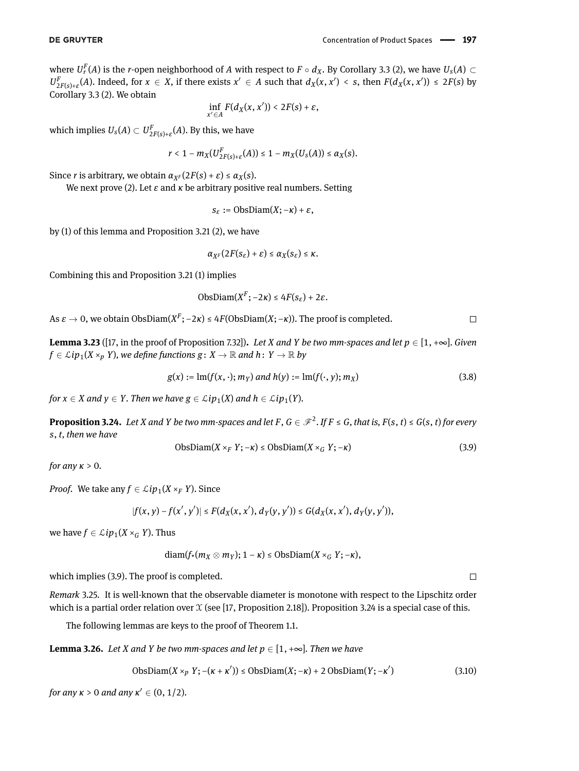where $U_r^F(A)$ is the $r$-open neighborhood of $A$ with respect to $F \circ d_X$. By Corollary 3.3 (2), we have $U_s(A) \subset U_{2F(s)+\varepsilon}^F(A)$. Indeed, for $x \in X$, if there exists $x' \in A$ such that $d_X(x, x') < s$, then $F(d_X(x, x')) \le 2F(s)$ by Corollary 3.3 (2). We obtain

$$\inf_{x' \in A} F(d_X(x, x')) < 2F(s) + \varepsilon,$$

which implies $U_s(A) \subset U_{2F(s)+\varepsilon}^F(A)$. By this, we have

$$r < 1 - m_X(U_{2F(s)+\varepsilon}^F(A)) \le 1 - m_X(U_s(A)) \le \alpha_X(s).$$

Since $r$ is arbitrary, we obtain $\alpha_{X^F}(2F(s) + \varepsilon) \le \alpha_X(s)$.

We next prove (2). Let $\varepsilon$ and $\kappa$ be arbitrary positive real numbers. Setting

$$s_\varepsilon := \operatorname{ObsDiam}(X; -\kappa) + \varepsilon,$$

by (1) of this lemma and Proposition 3.21 (2), we have

$$\alpha_{X^F}(2F(s_\varepsilon) + \varepsilon) \le \alpha_X(s_\varepsilon) \le \kappa.$$

Combining this and Proposition 3.21 (1) implies

$$\operatorname{ObsDiam}(X^F; -2\kappa) \le 4F(s_\varepsilon) + 2\varepsilon.$$

As $\varepsilon \to 0$, we obtain $\operatorname{ObsDiam}(X^F; -2\kappa) \le 4F(\operatorname{ObsDiam}(X; -\kappa))$. The proof is completed. □

**Lemma 3.23** ([17, in the proof of Proposition 7.32]). *Let $X$ and $Y$ be two mm-spaces and let $p \in [1, +\infty]$. Given $f \in \mathcal{L}ip_1(X \times_p Y)$, we define functions $g \colon X \to \mathbb{R}$ and $h \colon Y \to \mathbb{R}$ by*

$$g(x) := \operatorname{lm}(f(x, \cdot); m_Y) \text{ and } h(y) := \operatorname{lm}(f(\cdot, y); m_X) \tag{3.8}$$

*for $x \in X$ and $y \in Y$. Then we have $g \in \mathcal{L}ip_1(X)$ and $h \in \mathcal{L}ip_1(Y)$.*

**Proposition 3.24.** *Let $X$ and $Y$ be two mm-spaces and let $F, G \in \mathscr{F}^2$. If $F \le G$, that is, $F(s, t) \le G(s, t)$ for every $s$, $t$, then we have*

$$\operatorname{ObsDiam}(X \times_F Y; -\kappa) \le \operatorname{ObsDiam}(X \times_G Y; -\kappa) \tag{3.9}$$

*for any $\kappa > 0$.*

*Proof.* We take any $f \in \mathcal{L}ip_1(X \times_F Y)$. Since

$$|f(x, y) - f(x', y')| \le F(d_X(x, x'), d_Y(y, y')) \le G(d_X(x, x'), d_Y(y, y')),$$

we have $f \in \mathcal{L}ip_1(X \times_G Y)$. Thus

$$\operatorname{diam}(f_*(m_X \otimes m_Y); 1 - \kappa) \le \operatorname{ObsDiam}(X \times_G Y; -\kappa),$$

which implies (3.9). The proof is completed. □

*Remark* 3.25. It is well-known that the observable diameter is monotone with respect to the Lipschitz order which is a partial order relation over $\mathcal{X}$ (see [17, Proposition 2.18]). Proposition 3.24 is a special case of this.

The following lemmas are keys to the proof of Theorem 1.1.

**Lemma 3.26.** *Let $X$ and $Y$ be two mm-spaces and let $p \in [1, +\infty]$. Then we have*

$$\operatorname{ObsDiam}(X \times_p Y; -(\kappa + \kappa')) \le \operatorname{ObsDiam}(X; -\kappa) + 2 \operatorname{ObsDiam}(Y; -\kappa') \tag{3.10}$$

*for any $\kappa > 0$ and any $\kappa' \in (0, 1/2)$.*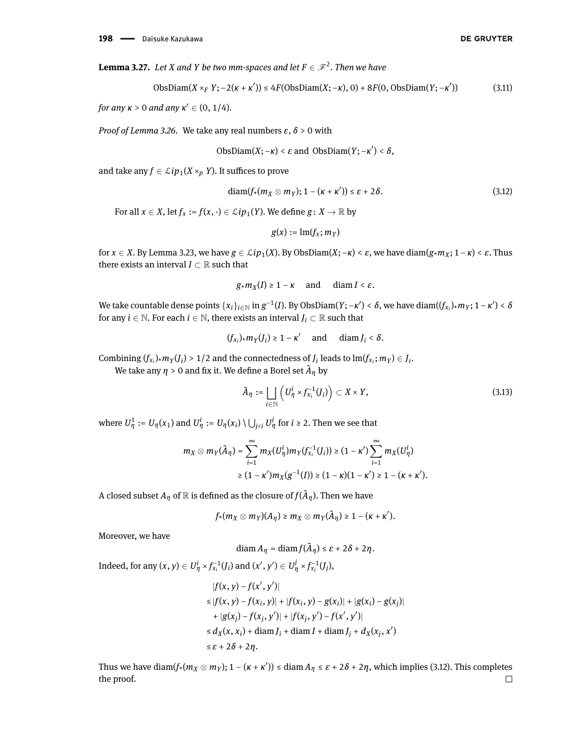**Lemma 3.27.** *Let $X$ and $Y$ be two mm-spaces and let $F \in \mathscr{F}^2$. Then we have*

$$\operatorname{ObsDiam}(X \times_F Y; -2(\kappa + \kappa')) \leq 4F(\operatorname{ObsDiam}(X; -\kappa), 0) + 8F(0, \operatorname{ObsDiam}(Y; -\kappa')) \tag{3.11}$$

*for any $\kappa > 0$ and any $\kappa' \in (0, 1/4)$.*

*Proof of Lemma 3.26.* We take any real numbers $\varepsilon, \delta > 0$ with

$$\operatorname{ObsDiam}(X; -\kappa) < \varepsilon \text{ and } \operatorname{ObsDiam}(Y; -\kappa') < \delta,$$

and take any $f \in \mathcal{L}ip_1(X \times_p Y)$. It suffices to prove

$$\operatorname{diam}(f_*(m_X \otimes m_Y); 1 - (\kappa + \kappa')) \leq \varepsilon + 2\delta. \tag{3.12}$$

For all $x \in X$, let $f_x := f(x, \cdot) \in \mathcal{L}ip_1(Y)$. We define $g\colon X \to \mathbb{R}$ by

$$g(x) := \operatorname{lm}(f_x; m_Y)$$

for $x \in X$. By Lemma 3.23, we have $g \in \mathcal{L}ip_1(X)$. By $\operatorname{ObsDiam}(X; -\kappa) < \varepsilon$, we have $\operatorname{diam}(g_* m_X; 1 - \kappa) < \varepsilon$. Thus there exists an interval $I \subset \mathbb{R}$ such that

$$g_* m_X(I) \geq 1 - \kappa \quad \text{and} \quad \operatorname{diam} I < \varepsilon.$$

We take countable dense points $\{x_i\}_{i \in \mathbb{N}}$ in $g^{-1}(I)$. By $\operatorname{ObsDiam}(Y; -\kappa') < \delta$, we have $\operatorname{diam}((f_{x_i})_* m_Y; 1 - \kappa') < \delta$ for any $i \in \mathbb{N}$. For each $i \in \mathbb{N}$, there exists an interval $J_i \subset \mathbb{R}$ such that

$$(f_{x_i})_* m_Y(J_i) \geq 1 - \kappa' \quad \text{and} \quad \operatorname{diam} J_i < \delta.$$

Combining $(f_{x_i})_* m_Y(J_i) > 1/2$ and the connectedness of $J_i$ leads to $\operatorname{lm}(f_{x_i}; m_Y) \in J_i$.

We take any $\eta > 0$ and fix it. We define a Borel set $\tilde{A}_\eta$ by

$$\tilde{A}_\eta := \bigsqcup_{i \in \mathbb{N}} \left( U_\eta^i \times f_{x_i}^{-1}(J_i) \right) \subset X \times Y, \tag{3.13}$$

where $U_\eta^1 := U_\eta(x_1)$ and $U_\eta^i := U_\eta(x_i) \setminus \bigcup_{j<i} U_\eta^j$ for $i \geq 2$. Then we see that

$$\begin{aligned}
m_X \otimes m_Y(\tilde{A}_\eta) &= \sum_{i=1}^{\infty} m_X(U_\eta^i) m_Y(f_{x_i}^{-1}(J_i)) \geq (1 - \kappa') \sum_{i=1}^{\infty} m_X(U_\eta^i) \\
&\geq (1 - \kappa') m_X(g^{-1}(I)) \geq (1 - \kappa)(1 - \kappa') \geq 1 - (\kappa + \kappa').
\end{aligned}$$

A closed subset $A_\eta$ of $\mathbb{R}$ is defined as the closure of $f(\tilde{A}_\eta)$. Then we have

$$f_*(m_X \otimes m_Y)(A_\eta) \geq m_X \otimes m_Y(\tilde{A}_\eta) \geq 1 - (\kappa + \kappa').$$

Moreover, we have

$$\operatorname{diam} A_\eta = \operatorname{diam} f(\tilde{A}_\eta) \leq \varepsilon + 2\delta + 2\eta.$$

Indeed, for any $(x, y) \in U_\eta^i \times f_{x_i}^{-1}(J_i)$ and $(x', y') \in U_\eta^j \times f_{x_j}^{-1}(J_j)$,

$$\begin{aligned}
&|f(x, y) - f(x', y')| \\
&\leq |f(x, y) - f(x_i, y)| + |f(x_i, y) - g(x_i)| + |g(x_i) - g(x_j)| \\
&\quad + |g(x_j) - f(x_j, y')| + |f(x_j, y') - f(x', y')| \\
&\leq d_X(x, x_i) + \operatorname{diam} J_i + \operatorname{diam} I + \operatorname{diam} J_j + d_X(x_j, x') \\
&\leq \varepsilon + 2\delta + 2\eta.
\end{aligned}$$

Thus we have $\operatorname{diam}(f_*(m_X \otimes m_Y); 1 - (\kappa + \kappa')) \leq \operatorname{diam} A_\eta \leq \varepsilon + 2\delta + 2\eta$, which implies (3.12). This completes the proof. □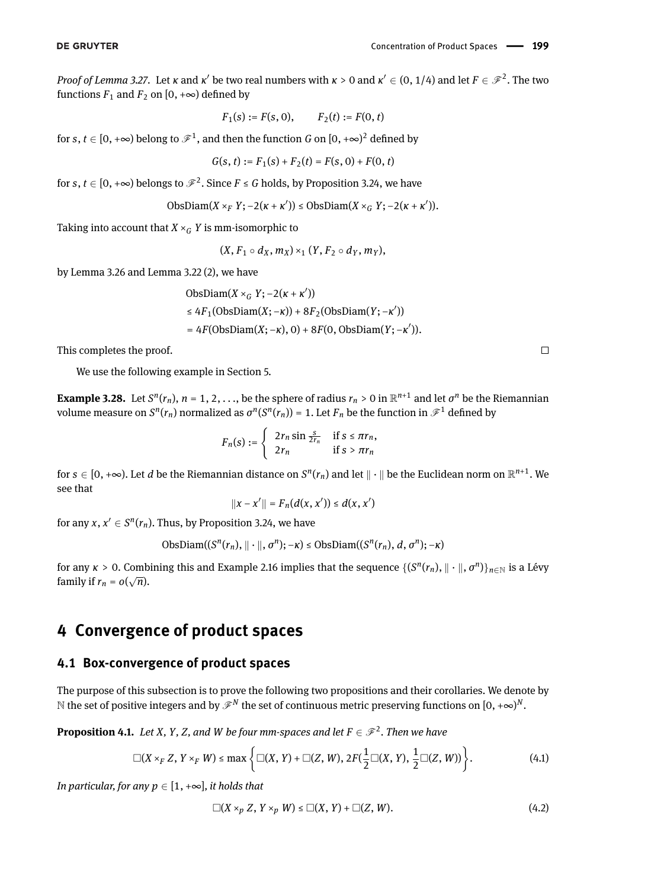*Proof of Lemma 3.27.* Let $\kappa$ and $\kappa'$ be two real numbers with $\kappa > 0$ and $\kappa' \in (0, 1/4)$ and let $F \in \mathscr{F}^2$. The two functions $F_1$ and $F_2$ on $[0, +\infty)$ defined by

$$F_1(s) := F(s, 0), \qquad F_2(t) := F(0, t)$$

for $s, t \in [0, +\infty)$ belong to $\mathscr{F}^1$, and then the function $G$ on $[0, +\infty)^2$ defined by

$$G(s, t) := F_1(s) + F_2(t) = F(s, 0) + F(0, t)$$

for $s, t \in [0, +\infty)$ belongs to $\mathscr{F}^2$. Since $F \leq G$ holds, by Proposition 3.24, we have

$$\mathrm{ObsDiam}(X \times_F Y; -2(\kappa + \kappa')) \leq \mathrm{ObsDiam}(X \times_G Y; -2(\kappa + \kappa')).$$

Taking into account that $X \times_G Y$ is mm-isomorphic to

$$(X, F_1 \circ d_X, m_X) \times_1 (Y, F_2 \circ d_Y, m_Y),$$

by Lemma 3.26 and Lemma 3.22 (2), we have

$$\begin{aligned}
&\mathrm{ObsDiam}(X \times_G Y; -2(\kappa + \kappa')) \\
&\leq 4F_1(\mathrm{ObsDiam}(X; -\kappa)) + 8F_2(\mathrm{ObsDiam}(Y; -\kappa')) \\
&= 4F(\mathrm{ObsDiam}(X; -\kappa), 0) + 8F(0, \mathrm{ObsDiam}(Y; -\kappa')).
\end{aligned}$$

This completes the proof. □

We use the following example in Section 5.

**Example 3.28.** Let $S^n(r_n)$, $n = 1, 2, \ldots$, be the sphere of radius $r_n > 0$ in $\mathbb{R}^{n+1}$ and let $\sigma^n$ be the Riemannian volume measure on $S^n(r_n)$ normalized as $\sigma^n(S^n(r_n)) = 1$. Let $F_n$ be the function in $\mathscr{F}^1$ defined by

$$F_n(s) := \begin{cases} 2r_n \sin \frac{s}{2r_n} & \text{if } s \leq \pi r_n, \\ 2r_n & \text{if } s > \pi r_n \end{cases}$$

for $s \in [0, +\infty)$. Let $d$ be the Riemannian distance on $S^n(r_n)$ and let $\| \cdot \|$ be the Euclidean norm on $\mathbb{R}^{n+1}$. We see that

$$\|x - x'\| = F_n(d(x, x')) \leq d(x, x')$$

for any $x, x' \in S^n(r_n)$. Thus, by Proposition 3.24, we have

$$\mathrm{ObsDiam}((S^n(r_n), \| \cdot \|, \sigma^n); -\kappa) \leq \mathrm{ObsDiam}((S^n(r_n), d, \sigma^n); -\kappa)$$

for any $\kappa > 0$. Combining this and Example 2.16 implies that the sequence $\{(S^n(r_n), \| \cdot \|, \sigma^n)\}_{n \in \mathbb{N}}$ is a Lévy family if $r_n = o(\sqrt{n})$.

# 4 Convergence of product spaces

## 4.1 Box-convergence of product spaces

The purpose of this subsection is to prove the following two propositions and their corollaries. We denote by $\mathbb{N}$ the set of positive integers and by $\mathscr{F}^N$ the set of continuous metric preserving functions on $[0, +\infty)^N$.

**Proposition 4.1.** *Let $X$, $Y$, $Z$, and $W$ be four mm-spaces and let $F \in \mathscr{F}^2$. Then we have*

$$\square(X \times_F Z, Y \times_F W) \leq \max\left\{\square(X, Y) + \square(Z, W), 2F(\frac{1}{2}\square(X, Y), \frac{1}{2}\square(Z, W))\right\}. \tag{4.1}$$

*In particular, for any $p \in [1, +\infty]$, it holds that*

$$\square(X \times_p Z, Y \times_p W) \leq \square(X, Y) + \square(Z, W). \tag{4.2}$$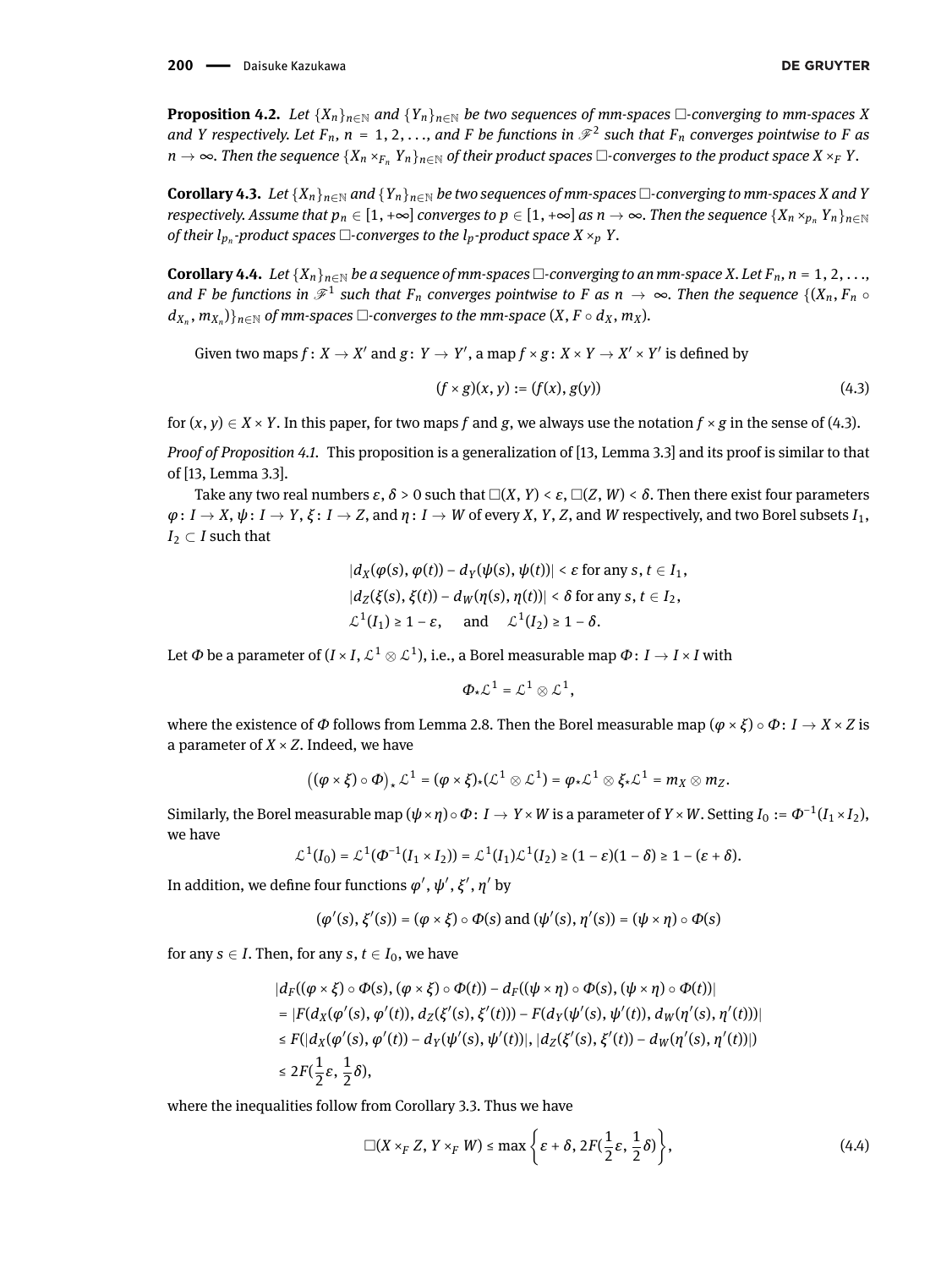**Proposition 4.2.** *Let $\{X_n\}_{n\in\mathbb{N}}$ and $\{Y_n\}_{n\in\mathbb{N}}$ be two sequences of mm-spaces $\square$-converging to mm-spaces $X$ and $Y$ respectively. Let $F_n$, $n = 1, 2, \ldots$, and $F$ be functions in $\mathscr{F}^2$ such that $F_n$ converges pointwise to $F$ as $n \to \infty$. Then the sequence $\{X_n \times_{F_n} Y_n\}_{n\in\mathbb{N}}$ of their product spaces $\square$-converges to the product space $X \times_F Y$.*

**Corollary 4.3.** *Let $\{X_n\}_{n\in\mathbb{N}}$ and $\{Y_n\}_{n\in\mathbb{N}}$ be two sequences of mm-spaces $\square$-converging to mm-spaces $X$ and $Y$ respectively. Assume that $p_n \in [1, +\infty]$ converges to $p \in [1, +\infty]$ as $n \to \infty$. Then the sequence $\{X_n \times_{p_n} Y_n\}_{n\in\mathbb{N}}$ of their $l_{p_n}$-product spaces $\square$-converges to the $l_p$-product space $X \times_p Y$.*

**Corollary 4.4.** *Let $\{X_n\}_{n\in\mathbb{N}}$ be a sequence of mm-spaces $\square$-converging to an mm-space $X$. Let $F_n$, $n = 1, 2, \ldots$, and $F$ be functions in $\mathscr{F}^1$ such that $F_n$ converges pointwise to $F$ as $n \to \infty$. Then the sequence $\{(X_n, F_n \circ d_{X_n}, m_{X_n})\}_{n\in\mathbb{N}}$ of mm-spaces $\square$-converges to the mm-space $(X, F \circ d_X, m_X)$.*

Given two maps $f : X \to X'$ and $g : Y \to Y'$, a map $f \times g : X \times Y \to X' \times Y'$ is defined by

$$(f \times g)(x, y) := (f(x), g(y)) \tag{4.3}$$

for $(x, y) \in X \times Y$. In this paper, for two maps $f$ and $g$, we always use the notation $f \times g$ in the sense of (4.3).

*Proof of Proposition 4.1.* This proposition is a generalization of [13, Lemma 3.3] and its proof is similar to that of [13, Lemma 3.3].

Take any two real numbers $\varepsilon, \delta > 0$ such that $\square(X, Y) < \varepsilon$, $\square(Z, W) < \delta$. Then there exist four parameters $\varphi : I \to X$, $\psi : I \to Y$, $\xi : I \to Z$, and $\eta : I \to W$ of every $X$, $Y$, $Z$, and $W$ respectively, and two Borel subsets $I_1$, $I_2 \subset I$ such that

$$\begin{aligned}
&|d_X(\varphi(s), \varphi(t)) - d_Y(\psi(s), \psi(t))| < \varepsilon \text{ for any } s, t \in I_1, \\
&|d_Z(\xi(s), \xi(t)) - d_W(\eta(s), \eta(t))| < \delta \text{ for any } s, t \in I_2, \\
&\mathcal{L}^1(I_1) \geq 1 - \varepsilon, \quad \text{ and } \quad \mathcal{L}^1(I_2) \geq 1 - \delta.
\end{aligned}$$

Let $\Phi$ be a parameter of $(I \times I, \mathcal{L}^1 \otimes \mathcal{L}^1)$, i.e., a Borel measurable map $\Phi : I \to I \times I$ with

$$\Phi_* \mathcal{L}^1 = \mathcal{L}^1 \otimes \mathcal{L}^1,$$

where the existence of $\Phi$ follows from Lemma 2.8. Then the Borel measurable map $(\varphi \times \xi) \circ \Phi : I \to X \times Z$ is a parameter of $X \times Z$. Indeed, we have

$$\big((\varphi \times \xi) \circ \Phi\big)_* \mathcal{L}^1 = (\varphi \times \xi)_*(\mathcal{L}^1 \otimes \mathcal{L}^1) = \varphi_* \mathcal{L}^1 \otimes \xi_* \mathcal{L}^1 = m_X \otimes m_Z.$$

Similarly, the Borel measurable map $(\psi \times \eta) \circ \Phi : I \to Y \times W$ is a parameter of $Y \times W$. Setting $I_0 := \Phi^{-1}(I_1 \times I_2)$, we have

$$\mathcal{L}^1(I_0) = \mathcal{L}^1(\Phi^{-1}(I_1 \times I_2)) = \mathcal{L}^1(I_1)\mathcal{L}^1(I_2) \geq (1 - \varepsilon)(1 - \delta) \geq 1 - (\varepsilon + \delta).$$

In addition, we define four functions $\varphi'$, $\psi'$, $\xi'$, $\eta'$ by

$$(\varphi'(s), \xi'(s)) = (\varphi \times \xi) \circ \Phi(s) \text{ and } (\psi'(s), \eta'(s)) = (\psi \times \eta) \circ \Phi(s)$$

for any $s \in I$. Then, for any $s, t \in I_0$, we have

$$\begin{aligned}
&|d_F((\varphi \times \xi) \circ \Phi(s), (\varphi \times \xi) \circ \Phi(t)) - d_F((\psi \times \eta) \circ \Phi(s), (\psi \times \eta) \circ \Phi(t))| \\
&= |F(d_X(\varphi'(s), \varphi'(t)), d_Z(\xi'(s), \xi'(t))) - F(d_Y(\psi'(s), \psi'(t)), d_W(\eta'(s), \eta'(t)))| \\
&\leq F(|d_X(\varphi'(s), \varphi'(t)) - d_Y(\psi'(s), \psi'(t))|, |d_Z(\xi'(s), \xi'(t)) - d_W(\eta'(s), \eta'(t))|) \\
&\leq 2F(\tfrac{1}{2}\varepsilon, \tfrac{1}{2}\delta),
\end{aligned}$$

where the inequalities follow from Corollary 3.3. Thus we have

$$\square(X \times_F Z, Y \times_F W) \leq \max\left\{\varepsilon + \delta, 2F(\tfrac{1}{2}\varepsilon, \tfrac{1}{2}\delta)\right\}, \tag{4.4}$$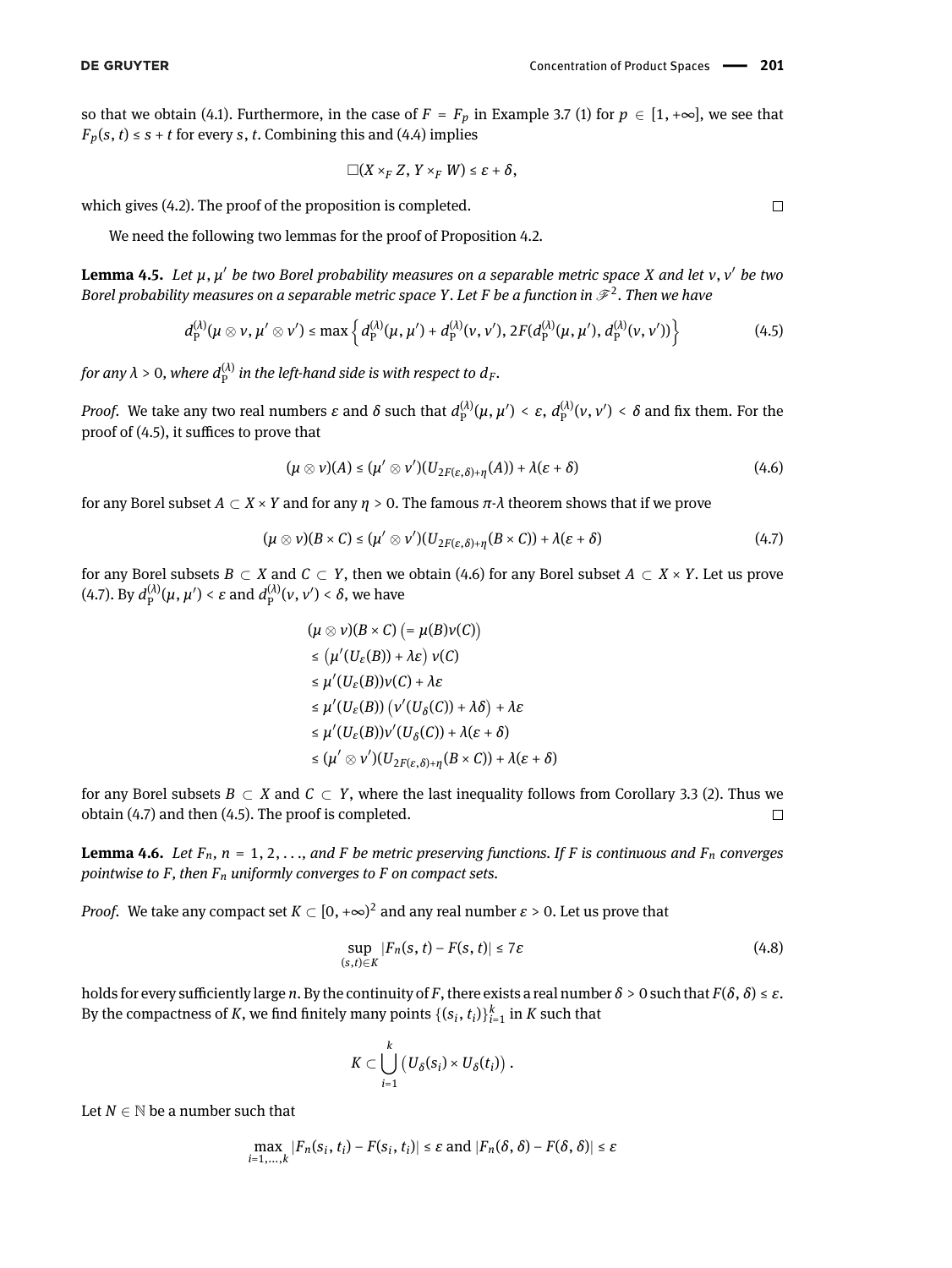so that we obtain (4.1). Furthermore, in the case of $F = F_p$ in Example 3.7 (1) for $p \in [1, +\infty]$, we see that $F_p(s, t) \le s + t$ for every $s, t$. Combining this and (4.4) implies

$$\square(X \times_F Z, Y \times_F W) \le \varepsilon + \delta,$$

which gives (4.2). The proof of the proposition is completed. $\square$

We need the following two lemmas for the proof of Proposition 4.2.

**Lemma 4.5.** *Let $\mu, \mu'$ be two Borel probability measures on a separable metric space $X$ and let $\nu, \nu'$ be two Borel probability measures on a separable metric space $Y$. Let $F$ be a function in $\mathscr{F}^2$. Then we have*

$$d_{\mathrm{P}}^{(\lambda)}(\mu \otimes \nu, \mu' \otimes \nu') \le \max\left\{ d_{\mathrm{P}}^{(\lambda)}(\mu, \mu') + d_{\mathrm{P}}^{(\lambda)}(\nu, \nu'), 2F(d_{\mathrm{P}}^{(\lambda)}(\mu, \mu'), d_{\mathrm{P}}^{(\lambda)}(\nu, \nu'))\right\} \tag{4.5}$$

*for any $\lambda > 0$, where $d_{\mathrm{P}}^{(\lambda)}$ in the left-hand side is with respect to $d_F$.*

*Proof.* We take any two real numbers $\varepsilon$ and $\delta$ such that $d_{\mathrm{P}}^{(\lambda)}(\mu, \mu') < \varepsilon$, $d_{\mathrm{P}}^{(\lambda)}(\nu, \nu') < \delta$ and fix them. For the proof of (4.5), it suffices to prove that

$$(\mu \otimes \nu)(A) \le (\mu' \otimes \nu')(U_{2F(\varepsilon,\delta)+\eta}(A)) + \lambda(\varepsilon + \delta) \tag{4.6}$$

for any Borel subset $A \subset X \times Y$ and for any $\eta > 0$. The famous $\pi$-$\lambda$ theorem shows that if we prove

$$(\mu \otimes \nu)(B \times C) \le (\mu' \otimes \nu')(U_{2F(\varepsilon,\delta)+\eta}(B \times C)) + \lambda(\varepsilon + \delta) \tag{4.7}$$

for any Borel subsets $B \subset X$ and $C \subset Y$, then we obtain (4.6) for any Borel subset $A \subset X \times Y$. Let us prove (4.7). By $d_{\mathrm{P}}^{(\lambda)}(\mu, \mu') < \varepsilon$ and $d_{\mathrm{P}}^{(\lambda)}(\nu, \nu') < \delta$, we have

$$\begin{aligned}
&(\mu \otimes \nu)(B \times C) \left(= \mu(B)\nu(C)\right) \\
&\le \left(\mu'(U_\varepsilon(B)) + \lambda\varepsilon\right) \nu(C) \\
&\le \mu'(U_\varepsilon(B))\nu(C) + \lambda\varepsilon \\
&\le \mu'(U_\varepsilon(B)) \left(\nu'(U_\delta(C)) + \lambda\delta\right) + \lambda\varepsilon \\
&\le \mu'(U_\varepsilon(B))\nu'(U_\delta(C)) + \lambda(\varepsilon + \delta) \\
&\le (\mu' \otimes \nu')(U_{2F(\varepsilon,\delta)+\eta}(B \times C)) + \lambda(\varepsilon + \delta)
\end{aligned}$$

for any Borel subsets $B \subset X$ and $C \subset Y$, where the last inequality follows from Corollary 3.3 (2). Thus we obtain (4.7) and then (4.5). The proof is completed. $\square$

**Lemma 4.6.** *Let $F_n$, $n = 1, 2, \ldots$, and $F$ be metric preserving functions. If $F$ is continuous and $F_n$ converges pointwise to $F$, then $F_n$ uniformly converges to $F$ on compact sets.*

*Proof.* We take any compact set $K \subset [0, +\infty)^2$ and any real number $\varepsilon > 0$. Let us prove that

$$\sup_{(s,t)\in K} |F_n(s, t) - F(s, t)| \le 7\varepsilon \tag{4.8}$$

holds for every sufficiently large $n$. By the continuity of $F$, there exists a real number $\delta > 0$ such that $F(\delta, \delta) \le \varepsilon$. By the compactness of $K$, we find finitely many points $\{(s_i, t_i)\}_{i=1}^k$ in $K$ such that

$$K \subset \bigcup_{i=1}^{k} \left(U_\delta(s_i) \times U_\delta(t_i)\right).$$

Let $N \in \mathbb{N}$ be a number such that

$$\max_{i=1,\ldots,k} |F_n(s_i, t_i) - F(s_i, t_i)| \le \varepsilon \text{ and } |F_n(\delta, \delta) - F(\delta, \delta)| \le \varepsilon$$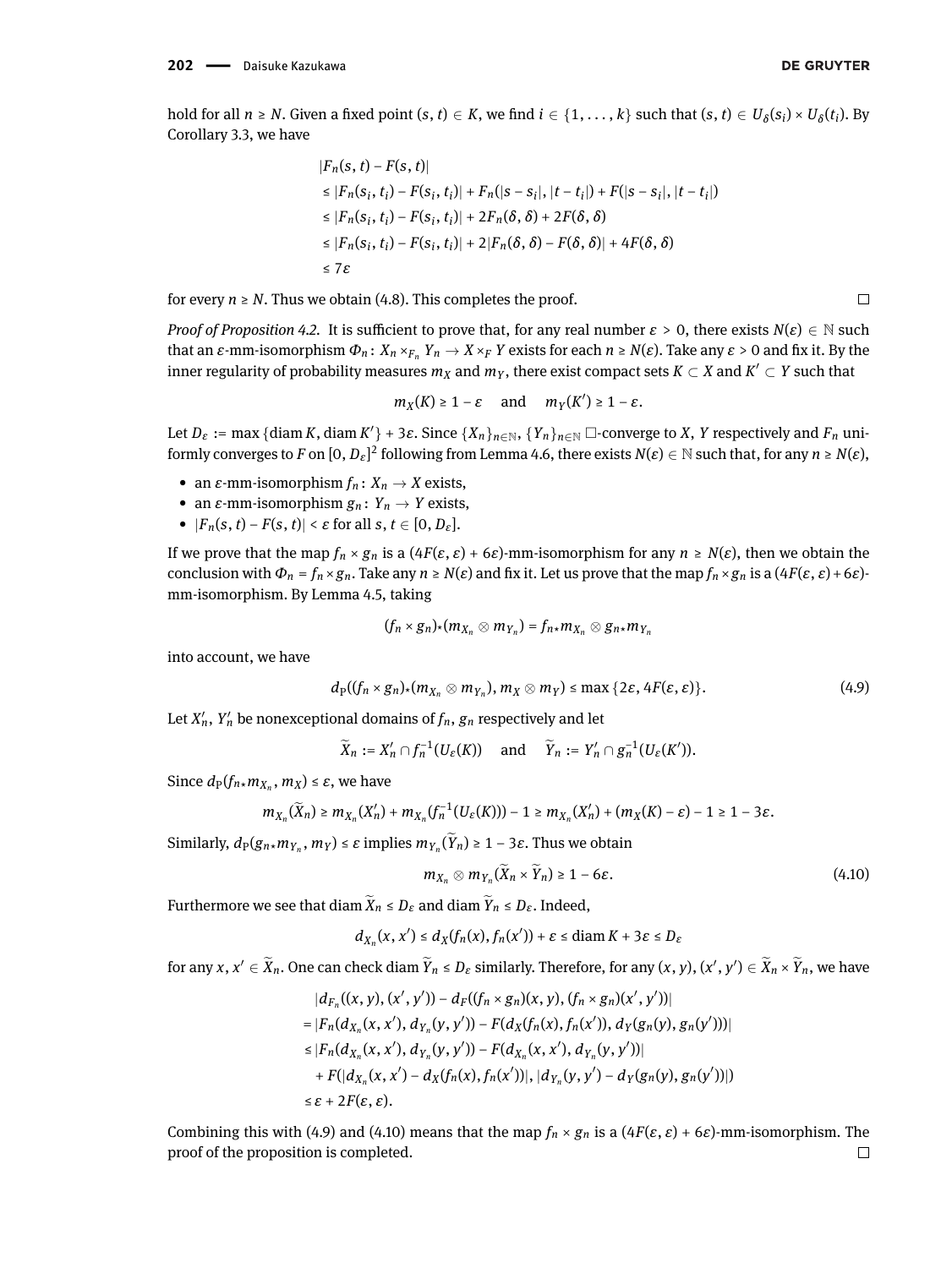hold for all $n \geq N$. Given a fixed point $(s, t) \in K$, we find $i \in \{1, \dots, k\}$ such that $(s, t) \in U_\delta(s_i) \times U_\delta(t_i)$. By Corollary 3.3, we have

$$
\begin{aligned}
&|F_n(s,t) - F(s,t)| \\
&\leq |F_n(s_i,t_i) - F(s_i,t_i)| + F_n(|s-s_i|, |t-t_i|) + F(|s-s_i|, |t-t_i|) \\
&\leq |F_n(s_i,t_i) - F(s_i,t_i)| + 2F_n(\delta,\delta) + 2F(\delta,\delta) \\
&\leq |F_n(s_i,t_i) - F(s_i,t_i)| + 2|F_n(\delta,\delta) - F(\delta,\delta)| + 4F(\delta,\delta) \\
&\leq 7\varepsilon
\end{aligned}
$$

for every $n \geq N$. Thus we obtain (4.8). This completes the proof. □

*Proof of Proposition 4.2.* It is sufficient to prove that, for any real number $\varepsilon > 0$, there exists $N(\varepsilon) \in \mathbb{N}$ such that an $\varepsilon$-mm-isomorphism $\Phi_n \colon X_n \times_{F_n} Y_n \to X \times_F Y$ exists for each $n \geq N(\varepsilon)$. Take any $\varepsilon > 0$ and fix it. By the inner regularity of probability measures $m_X$ and $m_Y$, there exist compact sets $K \subset X$ and $K' \subset Y$ such that

$$m_X(K) \geq 1 - \varepsilon \quad \text{and} \quad m_Y(K') \geq 1 - \varepsilon.$$

Let $D_\varepsilon := \max\{\operatorname{diam} K, \operatorname{diam} K'\} + 3\varepsilon$. Since $\{X_n\}_{n\in\mathbb{N}}$, $\{Y_n\}_{n\in\mathbb{N}}$ $\square$-converge to $X$, $Y$ respectively and $F_n$ uniformly converges to $F$ on $[0, D_\varepsilon]^2$ following from Lemma 4.6, there exists $N(\varepsilon) \in \mathbb{N}$ such that, for any $n \geq N(\varepsilon)$,

- an $\varepsilon$-mm-isomorphism $f_n \colon X_n \to X$ exists,
- an $\varepsilon$-mm-isomorphism $g_n \colon Y_n \to Y$ exists,
- $|F_n(s,t) - F(s,t)| < \varepsilon$ for all $s, t \in [0, D_\varepsilon]$.

If we prove that the map $f_n \times g_n$ is a $(4F(\varepsilon,\varepsilon) + 6\varepsilon)$-mm-isomorphism for any $n \geq N(\varepsilon)$, then we obtain the conclusion with $\Phi_n = f_n \times g_n$. Take any $n \geq N(\varepsilon)$ and fix it. Let us prove that the map $f_n \times g_n$ is a $(4F(\varepsilon,\varepsilon)+6\varepsilon)$-mm-isomorphism. By Lemma 4.5, taking

$$(f_n \times g_n)_*(m_{X_n} \otimes m_{Y_n}) = f_{n*}m_{X_n} \otimes g_{n*}m_{Y_n}$$

into account, we have

$$d_P((f_n \times g_n)_*(m_{X_n} \otimes m_{Y_n}), m_X \otimes m_Y) \leq \max\{2\varepsilon, 4F(\varepsilon,\varepsilon)\}. \tag{4.9}$$

Let $X'_n$, $Y'_n$ be nonexceptional domains of $f_n$, $g_n$ respectively and let

$$\widetilde{X}_n := X'_n \cap f_n^{-1}(U_\varepsilon(K)) \quad \text{and} \quad \widetilde{Y}_n := Y'_n \cap g_n^{-1}(U_\varepsilon(K')).$$

Since $d_P(f_{n*}m_{X_n}, m_X) \leq \varepsilon$, we have

$$m_{X_n}(\widetilde{X}_n) \geq m_{X_n}(X'_n) + m_{X_n}(f_n^{-1}(U_\varepsilon(K))) - 1 \geq m_{X_n}(X'_n) + (m_X(K) - \varepsilon) - 1 \geq 1 - 3\varepsilon.$$

Similarly, $d_P(g_{n*}m_{Y_n}, m_Y) \leq \varepsilon$ implies $m_{Y_n}(\widetilde{Y}_n) \geq 1 - 3\varepsilon$. Thus we obtain

$$m_{X_n} \otimes m_{Y_n}(\widetilde{X}_n \times \widetilde{Y}_n) \geq 1 - 6\varepsilon. \tag{4.10}$$

Furthermore we see that $\operatorname{diam} \widetilde{X}_n \leq D_\varepsilon$ and $\operatorname{diam} \widetilde{Y}_n \leq D_\varepsilon$. Indeed,

$$d_{X_n}(x, x') \leq d_X(f_n(x), f_n(x')) + \varepsilon \leq \operatorname{diam} K + 3\varepsilon \leq D_\varepsilon$$

for any $x, x' \in \widetilde{X}_n$. One can check $\operatorname{diam} \widetilde{Y}_n \leq D_\varepsilon$ similarly. Therefore, for any $(x,y), (x',y') \in \widetilde{X}_n \times \widetilde{Y}_n$, we have

$$
\begin{aligned}
&|d_{F_n}((x,y),(x',y')) - d_F((f_n \times g_n)(x,y), (f_n \times g_n)(x',y'))| \\
&= |F_n(d_{X_n}(x,x'), d_{Y_n}(y,y')) - F(d_X(f_n(x), f_n(x')), d_Y(g_n(y), g_n(y')))| \\
&\leq |F_n(d_{X_n}(x,x'), d_{Y_n}(y,y')) - F(d_{X_n}(x,x'), d_{Y_n}(y,y'))| \\
&\quad + F(|d_{X_n}(x,x') - d_X(f_n(x), f_n(x'))|, |d_{Y_n}(y,y') - d_Y(g_n(y), g_n(y'))|) \\
&\leq \varepsilon + 2F(\varepsilon,\varepsilon).
\end{aligned}
$$

Combining this with (4.9) and (4.10) means that the map $f_n \times g_n$ is a $(4F(\varepsilon,\varepsilon) + 6\varepsilon)$-mm-isomorphism. The proof of the proposition is completed. □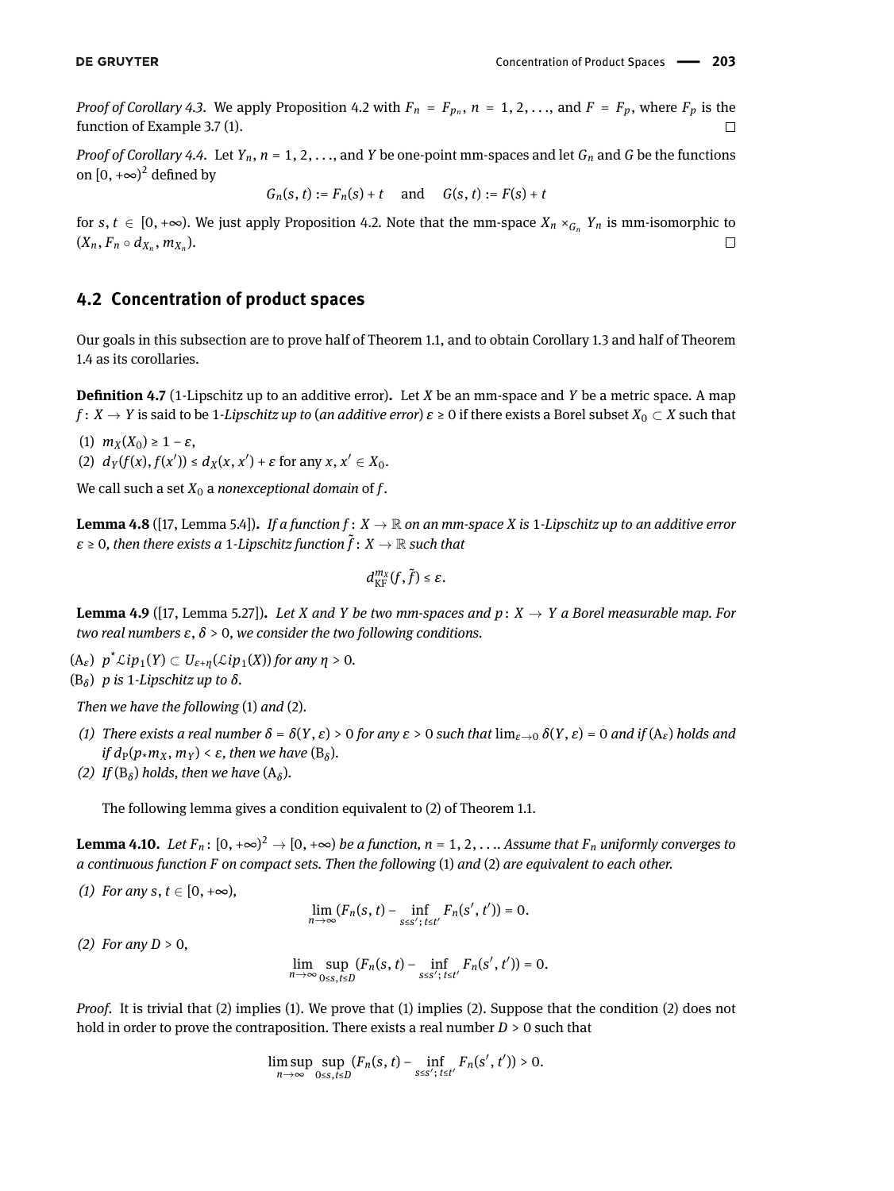*Proof of Corollary 4.3.* We apply Proposition 4.2 with $F_n = F_{p_n}$, $n = 1, 2, \ldots$, and $F = F_p$, where $F_p$ is the function of Example 3.7 (1). □

*Proof of Corollary 4.4.* Let $Y_n$, $n = 1, 2, \ldots$, and $Y$ be one-point mm-spaces and let $G_n$ and $G$ be the functions on $[0, +\infty)^2$ defined by

$$G_n(s, t) := F_n(s) + t \quad \text{and} \quad G(s, t) := F(s) + t$$

for $s, t \in [0, +\infty)$. We just apply Proposition 4.2. Note that the mm-space $X_n \times_{G_n} Y_n$ is mm-isomorphic to $(X_n, F_n \circ d_{X_n}, m_{X_n})$. □

## 4.2 Concentration of product spaces

Our goals in this subsection are to prove half of Theorem 1.1, and to obtain Corollary 1.3 and half of Theorem 1.4 as its corollaries.

**Definition 4.7** (1-Lipschitz up to an additive error)**.** Let $X$ be an mm-space and $Y$ be a metric space. A map $f : X \to Y$ is said to be 1*-Lipschitz up to* (*an additive error*) $\varepsilon \geq 0$ if there exists a Borel subset $X_0 \subset X$ such that

(1) $m_X(X_0) \geq 1 - \varepsilon$,
(2) $d_Y(f(x), f(x')) \leq d_X(x, x') + \varepsilon$ for any $x, x' \in X_0$.

We call such a set $X_0$ a *nonexceptional domain* of $f$.

**Lemma 4.8** ([17, Lemma 5.4])**.** *If a function $f : X \to \mathbb{R}$ on an mm-space $X$ is 1-Lipschitz up to an additive error $\varepsilon \geq 0$, then there exists a 1-Lipschitz function $\tilde{f} : X \to \mathbb{R}$ such that*

$$d_{\mathrm{KF}}^{m_X}(f, \tilde{f}) \leq \varepsilon.$$

**Lemma 4.9** ([17, Lemma 5.27])**.** *Let $X$ and $Y$ be two mm-spaces and $p : X \to Y$ a Borel measurable map. For two real numbers $\varepsilon, \delta > 0$, we consider the two following conditions.*

($\mathrm{A}_\varepsilon$) $p^* \mathcal{L}ip_1(Y) \subset U_{\varepsilon+\eta}(\mathcal{L}ip_1(X))$ *for any* $\eta > 0$.
($\mathrm{B}_\delta$) *$p$ is 1-Lipschitz up to $\delta$.*

*Then we have the following* (1) *and* (2)*.*

*(1) There exists a real number $\delta = \delta(Y, \varepsilon) > 0$ for any $\varepsilon > 0$ such that $\lim_{\varepsilon \to 0} \delta(Y, \varepsilon) = 0$ and if* ($\mathrm{A}_\varepsilon$) *holds and if $d_{\mathrm{P}}(p_* m_X, m_Y) < \varepsilon$, then we have* ($\mathrm{B}_\delta$)*.*
*(2) If* ($\mathrm{B}_\delta$) *holds, then we have* ($\mathrm{A}_\delta$)*.*

The following lemma gives a condition equivalent to (2) of Theorem 1.1.

**Lemma 4.10.** *Let $F_n : [0, +\infty)^2 \to [0, +\infty)$ be a function, $n = 1, 2, \ldots$. Assume that $F_n$ uniformly converges to a continuous function $F$ on compact sets. Then the following* (1) *and* (2) *are equivalent to each other.*

*(1) For any $s, t \in [0, +\infty)$,*

$$\lim_{n \to \infty} (F_n(s, t) - \inf_{s \leq s';\, t \leq t'} F_n(s', t')) = 0.$$

*(2) For any $D > 0$,*

$$\lim_{n \to \infty} \sup_{0 \leq s, t \leq D} (F_n(s, t) - \inf_{s \leq s';\, t \leq t'} F_n(s', t')) = 0.$$

*Proof.* It is trivial that (2) implies (1). We prove that (1) implies (2). Suppose that the condition (2) does not hold in order to prove the contraposition. There exists a real number $D > 0$ such that

$$\limsup_{n \to \infty} \sup_{0 \leq s, t \leq D} (F_n(s, t) - \inf_{s \leq s';\, t \leq t'} F_n(s', t')) > 0.$$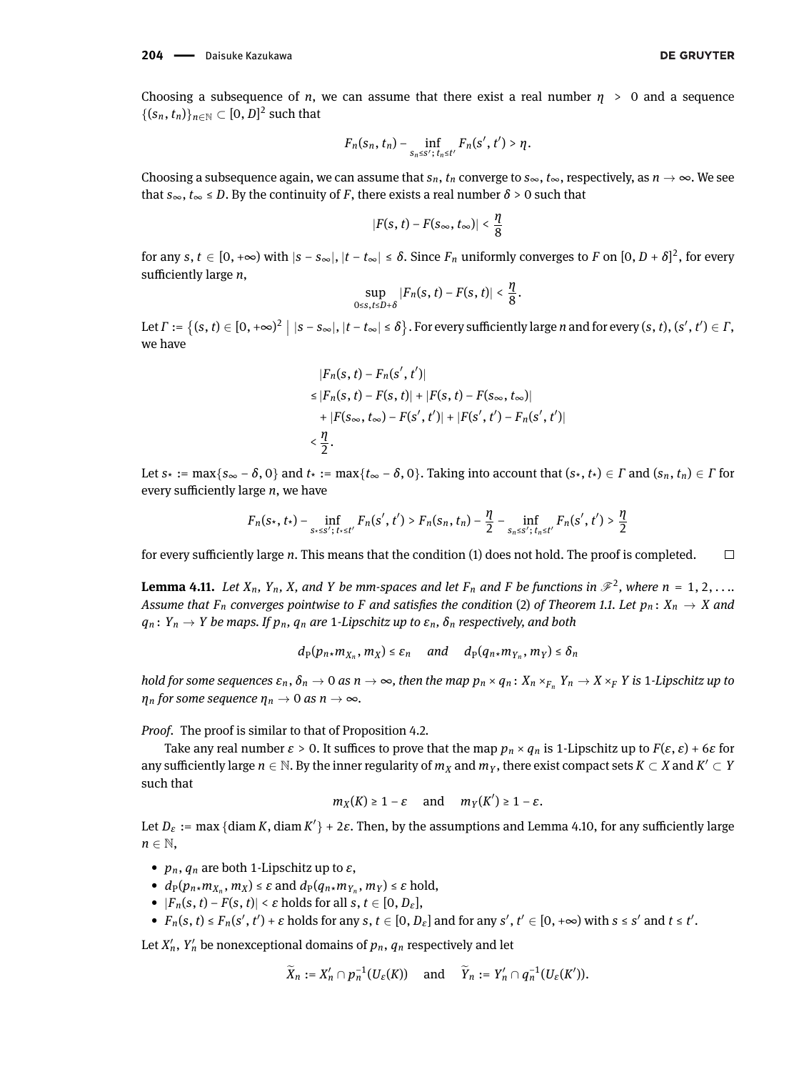Choosing a subsequence of $n$, we can assume that there exist a real number $\eta > 0$ and a sequence $\{(s_n, t_n)\}_{n\in\mathbb{N}} \subset [0, D]^2$ such that

$$F_n(s_n, t_n) - \inf_{s_n \le s';\, t_n \le t'} F_n(s', t') > \eta.$$

Choosing a subsequence again, we can assume that $s_n$, $t_n$ converge to $s_\infty$, $t_\infty$, respectively, as $n \to \infty$. We see that $s_\infty, t_\infty \le D$. By the continuity of $F$, there exists a real number $\delta > 0$ such that

$$|F(s, t) - F(s_\infty, t_\infty)| < \frac{\eta}{8}$$

for any $s, t \in [0, +\infty)$ with $|s - s_\infty|, |t - t_\infty| \le \delta$. Since $F_n$ uniformly converges to $F$ on $[0, D + \delta]^2$, for every sufficiently large $n$,

$$\sup_{0 \le s, t \le D+\delta} |F_n(s, t) - F(s, t)| < \frac{\eta}{8}.$$

Let $\Gamma := \{(s, t) \in [0, +\infty)^2 \mid |s - s_\infty|, |t - t_\infty| \le \delta\}$. For every sufficiently large $n$ and for every $(s, t), (s', t') \in \Gamma$, we have

$$\begin{aligned}
&|F_n(s, t) - F_n(s', t')| \\
&\le |F_n(s, t) - F(s, t)| + |F(s, t) - F(s_\infty, t_\infty)| \\
&\quad + |F(s_\infty, t_\infty) - F(s', t')| + |F(s', t') - F_n(s', t')| \\
&< \frac{\eta}{2}.
\end{aligned}$$

Let $s_\star := \max\{s_\infty - \delta, 0\}$ and $t_\star := \max\{t_\infty - \delta, 0\}$. Taking into account that $(s_\star, t_\star) \in \Gamma$ and $(s_n, t_n) \in \Gamma$ for every sufficiently large $n$, we have

$$F_n(s_\star, t_\star) - \inf_{s_\star \le s';\, t_\star \le t'} F_n(s', t') > F_n(s_n, t_n) - \frac{\eta}{2} - \inf_{s_n \le s';\, t_n \le t'} F_n(s', t') > \frac{\eta}{2}$$

for every sufficiently large $n$. This means that the condition (1) does not hold. The proof is completed. □

**Lemma 4.11.** *Let $X_n$, $Y_n$, $X$, and $Y$ be mm-spaces and let $F_n$ and $F$ be functions in $\mathscr{F}^2$, where $n = 1, 2, \ldots$. Assume that $F_n$ converges pointwise to $F$ and satisfies the condition (2) of Theorem 1.1. Let $p_n : X_n \to X$ and $q_n : Y_n \to Y$ be maps. If $p_n$, $q_n$ are 1-Lipschitz up to $\varepsilon_n$, $\delta_n$ respectively, and both*

$$d_{\mathrm{P}}(p_{n*}m_{X_n}, m_X) \le \varepsilon_n \quad \text{and} \quad d_{\mathrm{P}}(q_{n*}m_{Y_n}, m_Y) \le \delta_n$$

*hold for some sequences $\varepsilon_n, \delta_n \to 0$ as $n \to \infty$, then the map $p_n \times q_n : X_n \times_{F_n} Y_n \to X \times_F Y$ is 1-Lipschitz up to $\eta_n$ for some sequence $\eta_n \to 0$ as $n \to \infty$.*

*Proof.* The proof is similar to that of Proposition 4.2.

Take any real number $\varepsilon > 0$. It suffices to prove that the map $p_n \times q_n$ is 1-Lipschitz up to $F(\varepsilon, \varepsilon) + 6\varepsilon$ for any sufficiently large $n \in \mathbb{N}$. By the inner regularity of $m_X$ and $m_Y$, there exist compact sets $K \subset X$ and $K' \subset Y$ such that

$$m_X(K) \ge 1 - \varepsilon \quad \text{and} \quad m_Y(K') \ge 1 - \varepsilon.$$

Let $D_\varepsilon := \max\{\operatorname{diam} K, \operatorname{diam} K'\} + 2\varepsilon$. Then, by the assumptions and Lemma 4.10, for any sufficiently large $n \in \mathbb{N}$,

- $p_n$, $q_n$ are both 1-Lipschitz up to $\varepsilon$,
- $d_{\mathrm{P}}(p_{n*}m_{X_n}, m_X) \le \varepsilon$ and $d_{\mathrm{P}}(q_{n*}m_{Y_n}, m_Y) \le \varepsilon$ hold,
- $|F_n(s, t) - F(s, t)| < \varepsilon$ holds for all $s, t \in [0, D_\varepsilon]$,
- $F_n(s, t) \le F_n(s', t') + \varepsilon$ holds for any $s, t \in [0, D_\varepsilon]$ and for any $s', t' \in [0, +\infty)$ with $s \le s'$ and $t \le t'$.

Let $X'_n$, $Y'_n$ be nonexceptional domains of $p_n$, $q_n$ respectively and let

$$\widetilde{X}_n := X'_n \cap p_n^{-1}(U_\varepsilon(K)) \quad \text{and} \quad \widetilde{Y}_n := Y'_n \cap q_n^{-1}(U_\varepsilon(K')).$$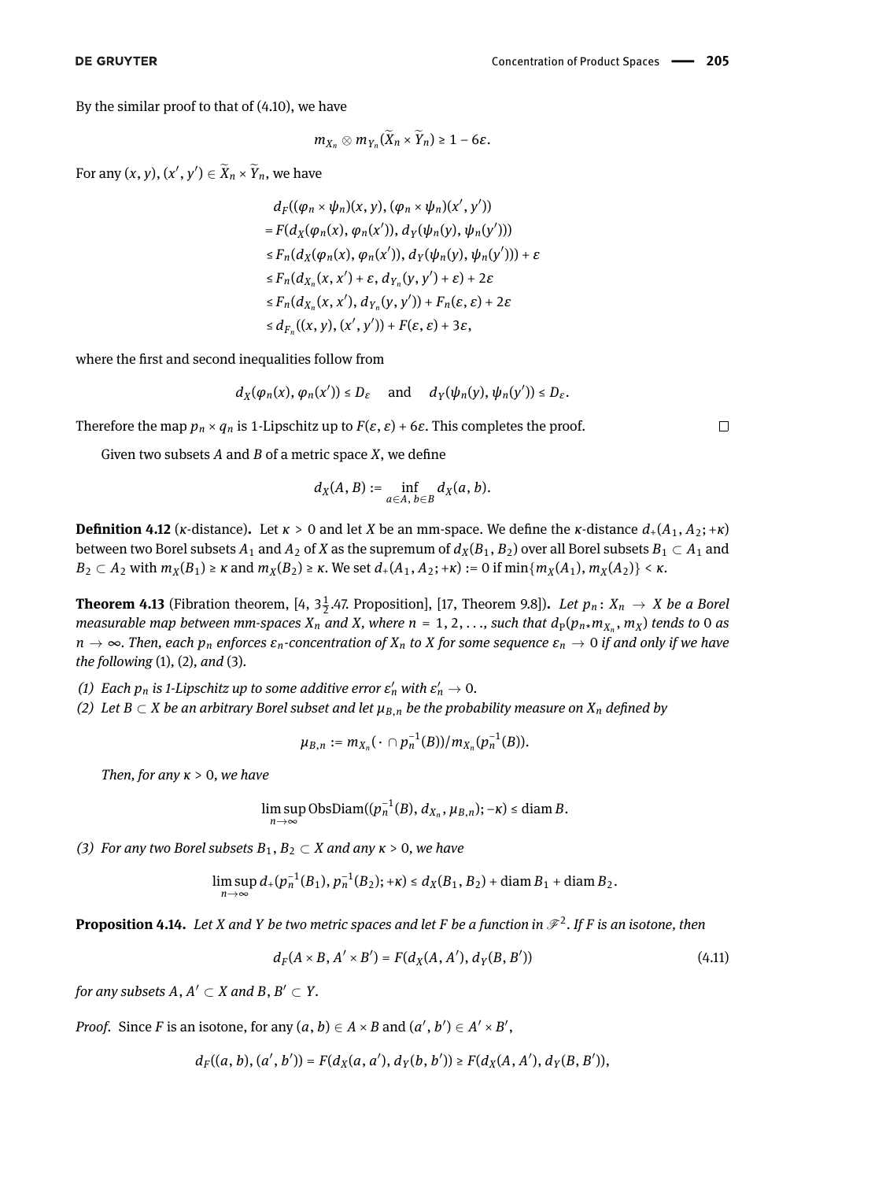By the similar proof to that of (4.10), we have

$$m_{X_n} \otimes m_{Y_n}(\widetilde{X}_n \times \widetilde{Y}_n) \geq 1 - 6\varepsilon.$$

For any $(x, y), (x', y') \in \widetilde{X}_n \times \widetilde{Y}_n$, we have

$$\begin{aligned}
&d_F((\varphi_n \times \psi_n)(x, y), (\varphi_n \times \psi_n)(x', y')) \\
&= F(d_X(\varphi_n(x), \varphi_n(x')), d_Y(\psi_n(y), \psi_n(y'))) \\
&\leq F_n(d_X(\varphi_n(x), \varphi_n(x')), d_Y(\psi_n(y), \psi_n(y'))) + \varepsilon \\
&\leq F_n(d_{X_n}(x, x') + \varepsilon, d_{Y_n}(y, y') + \varepsilon) + 2\varepsilon \\
&\leq F_n(d_{X_n}(x, x'), d_{Y_n}(y, y')) + F_n(\varepsilon, \varepsilon) + 2\varepsilon \\
&\leq d_{F_n}((x, y), (x', y')) + F(\varepsilon, \varepsilon) + 3\varepsilon,
\end{aligned}$$

where the first and second inequalities follow from

$$d_X(\varphi_n(x), \varphi_n(x')) \leq D_\varepsilon \quad \text{and} \quad d_Y(\psi_n(y), \psi_n(y')) \leq D_\varepsilon.$$

Therefore the map $p_n \times q_n$ is 1-Lipschitz up to $F(\varepsilon, \varepsilon) + 6\varepsilon$. This completes the proof. □

Given two subsets $A$ and $B$ of a metric space $X$, we define

$$d_X(A, B) := \inf_{a \in A,\, b \in B} d_X(a, b).$$

**Definition 4.12** ($\kappa$-distance). Let $\kappa > 0$ and let $X$ be an mm-space. We define the $\kappa$-distance $d_+(A_1, A_2; +\kappa)$ between two Borel subsets $A_1$ and $A_2$ of $X$ as the supremum of $d_X(B_1, B_2)$ over all Borel subsets $B_1 \subset A_1$ and $B_2 \subset A_2$ with $m_X(B_1) \geq \kappa$ and $m_X(B_2) \geq \kappa$. We set $d_+(A_1, A_2; +\kappa) := 0$ if $\min\{m_X(A_1), m_X(A_2)\} < \kappa$.

**Theorem 4.13** (Fibration theorem, [4, $3\frac{1}{2}$.47. Proposition], [17, Theorem 9.8]). *Let $p_n \colon X_n \to X$ be a Borel measurable map between mm-spaces $X_n$ and $X$, where $n = 1, 2, \ldots$, such that $d_P(p_{n*}m_{X_n}, m_X)$ tends to 0 as $n \to \infty$. Then, each $p_n$ enforces $\varepsilon_n$-concentration of $X_n$ to $X$ for some sequence $\varepsilon_n \to 0$ if and only if we have the following (1), (2), and (3).*

*(1) Each $p_n$ is 1-Lipschitz up to some additive error $\varepsilon'_n$ with $\varepsilon'_n \to 0$.*

*(2) Let $B \subset X$ be an arbitrary Borel subset and let $\mu_{B,n}$ be the probability measure on $X_n$ defined by*

$$\mu_{B,n} := m_{X_n}(\,\cdot\, \cap p_n^{-1}(B))/m_{X_n}(p_n^{-1}(B)).$$

*Then, for any $\kappa > 0$, we have*

$$\limsup_{n \to \infty} \operatorname{ObsDiam}((p_n^{-1}(B), d_{X_n}, \mu_{B,n}); -\kappa) \leq \operatorname{diam} B.$$

*(3) For any two Borel subsets $B_1, B_2 \subset X$ and any $\kappa > 0$, we have*

$$\limsup_{n \to \infty} d_+(p_n^{-1}(B_1), p_n^{-1}(B_2); +\kappa) \leq d_X(B_1, B_2) + \operatorname{diam} B_1 + \operatorname{diam} B_2.$$

**Proposition 4.14.** *Let $X$ and $Y$ be two metric spaces and let $F$ be a function in $\mathscr{F}^2$. If $F$ is an isotone, then*

$$d_F(A \times B, A' \times B') = F(d_X(A, A'), d_Y(B, B')) \tag{4.11}$$

*for any subsets $A, A' \subset X$ and $B, B' \subset Y$.*

*Proof.* Since $F$ is an isotone, for any $(a, b) \in A \times B$ and $(a', b') \in A' \times B'$,

$$d_F((a, b), (a', b')) = F(d_X(a, a'), d_Y(b, b')) \geq F(d_X(A, A'), d_Y(B, B')),$$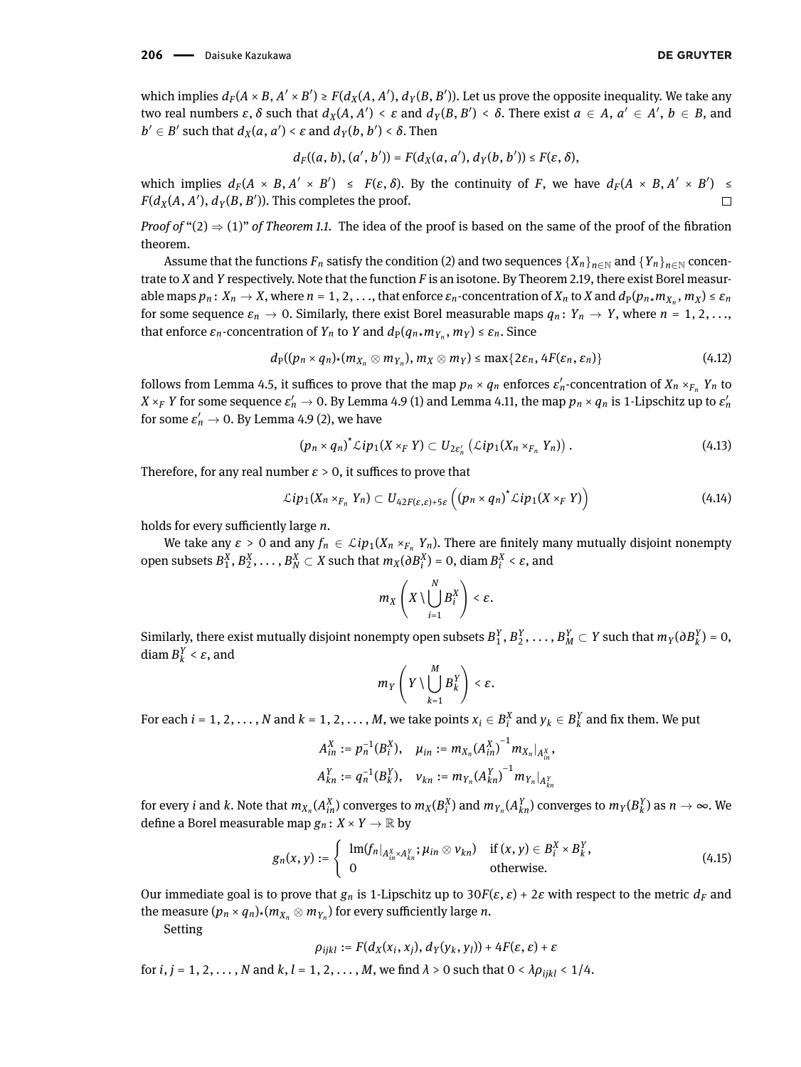which implies $d_F(A \times B, A' \times B') \geq F(d_X(A, A'), d_Y(B, B'))$. Let us prove the opposite inequality. We take any two real numbers $\varepsilon, \delta$ such that $d_X(A, A') < \varepsilon$ and $d_Y(B, B') < \delta$. There exist $a \in A$, $a' \in A'$, $b \in B$, and $b' \in B'$ such that $d_X(a, a') < \varepsilon$ and $d_Y(b, b') < \delta$. Then

$$d_F((a, b), (a', b')) = F(d_X(a, a'), d_Y(b, b')) \leq F(\varepsilon, \delta),$$

which implies $d_F(A \times B, A' \times B') \leq F(\varepsilon, \delta)$. By the continuity of $F$, we have $d_F(A \times B, A' \times B') \leq F(d_X(A, A'), d_Y(B, B'))$. This completes the proof. □

*Proof of* "(2) ⇒ (1)" *of Theorem 1.1.* The idea of the proof is based on the same of the proof of the fibration theorem.

Assume that the functions $F_n$ satisfy the condition (2) and two sequences $\{X_n\}_{n\in\mathbb{N}}$ and $\{Y_n\}_{n\in\mathbb{N}}$ concentrate to $X$ and $Y$ respectively. Note that the function $F$ is an isotone. By Theorem 2.19, there exist Borel measurable maps $p_n \colon X_n \to X$, where $n = 1, 2, \ldots$, that enforce $\varepsilon_n$-concentration of $X_n$ to $X$ and $d_{\mathrm{P}}(p_{n*}m_{X_n}, m_X) \leq \varepsilon_n$ for some sequence $\varepsilon_n \to 0$. Similarly, there exist Borel measurable maps $q_n \colon Y_n \to Y$, where $n = 1, 2, \ldots$, that enforce $\varepsilon_n$-concentration of $Y_n$ to $Y$ and $d_{\mathrm{P}}(q_{n*}m_{Y_n}, m_Y) \leq \varepsilon_n$. Since

$$d_{\mathrm{P}}((p_n \times q_n)_*(m_{X_n} \otimes m_{Y_n}), m_X \otimes m_Y) \leq \max\{2\varepsilon_n, 4F(\varepsilon_n, \varepsilon_n)\} \tag{4.12}$$

follows from Lemma 4.5, it suffices to prove that the map $p_n \times q_n$ enforces $\varepsilon_n'$-concentration of $X_n \times_{F_n} Y_n$ to $X \times_F Y$ for some sequence $\varepsilon_n' \to 0$. By Lemma 4.9 (1) and Lemma 4.11, the map $p_n \times q_n$ is 1-Lipschitz up to $\varepsilon_n'$ for some $\varepsilon_n' \to 0$. By Lemma 4.9 (2), we have

$$(p_n \times q_n)^* \mathcal{L}ip_1(X \times_F Y) \subset U_{2\varepsilon_n'}\left(\mathcal{L}ip_1(X_n \times_{F_n} Y_n)\right). \tag{4.13}$$

Therefore, for any real number $\varepsilon > 0$, it suffices to prove that

$$\mathcal{L}ip_1(X_n \times_{F_n} Y_n) \subset U_{42F(\varepsilon,\varepsilon)+5\varepsilon}\left((p_n \times q_n)^* \mathcal{L}ip_1(X \times_F Y)\right) \tag{4.14}$$

holds for every sufficiently large $n$.

We take any $\varepsilon > 0$ and any $f_n \in \mathcal{L}ip_1(X_n \times_{F_n} Y_n)$. There are finitely many mutually disjoint nonempty open subsets $B_1^X, B_2^X, \ldots, B_N^X \subset X$ such that $m_X(\partial B_i^X) = 0$, $\operatorname{diam} B_i^X < \varepsilon$, and

$$m_X\left(X \setminus \bigcup_{i=1}^N B_i^X\right) < \varepsilon.$$

Similarly, there exist mutually disjoint nonempty open subsets $B_1^Y, B_2^Y, \ldots, B_M^Y \subset Y$ such that $m_Y(\partial B_k^Y) = 0$, $\operatorname{diam} B_k^Y < \varepsilon$, and

$$m_Y\left(Y \setminus \bigcup_{k=1}^M B_k^Y\right) < \varepsilon.$$

For each $i = 1, 2, \ldots, N$ and $k = 1, 2, \ldots, M$, we take points $x_i \in B_i^X$ and $y_k \in B_k^Y$ and fix them. We put

$$A_{in}^X := p_n^{-1}(B_i^X), \quad \mu_{in} := m_{X_n}(A_{in}^X)^{-1} m_{X_n}|_{A_{in}^X},$$
$$A_{kn}^Y := q_n^{-1}(B_k^Y), \quad \nu_{kn} := m_{Y_n}(A_{kn}^Y)^{-1} m_{Y_n}|_{A_{kn}^Y}$$

for every $i$ and $k$. Note that $m_{X_n}(A_{in}^X)$ converges to $m_X(B_i^X)$ and $m_{Y_n}(A_{kn}^Y)$ converges to $m_Y(B_k^Y)$ as $n \to \infty$. We define a Borel measurable map $g_n \colon X \times Y \to \mathbb{R}$ by

$$g_n(x, y) := \begin{cases} \operatorname{lm}(f_n|_{A_{in}^X \times A_{kn}^Y}; \mu_{in} \otimes \nu_{kn}) & \text{if } (x, y) \in B_i^X \times B_k^Y, \\ 0 & \text{otherwise.} \end{cases} \tag{4.15}$$

Our immediate goal is to prove that $g_n$ is 1-Lipschitz up to $30F(\varepsilon, \varepsilon) + 2\varepsilon$ with respect to the metric $d_F$ and the measure $(p_n \times q_n)_*(m_{X_n} \otimes m_{Y_n})$ for every sufficiently large $n$.

Setting

$$\rho_{ijkl} := F(d_X(x_i, x_j), d_Y(y_k, y_l)) + 4F(\varepsilon, \varepsilon) + \varepsilon$$

for $i, j = 1, 2, \ldots, N$ and $k, l = 1, 2, \ldots, M$, we find $\lambda > 0$ such that $0 < \lambda\rho_{ijkl} < 1/4$.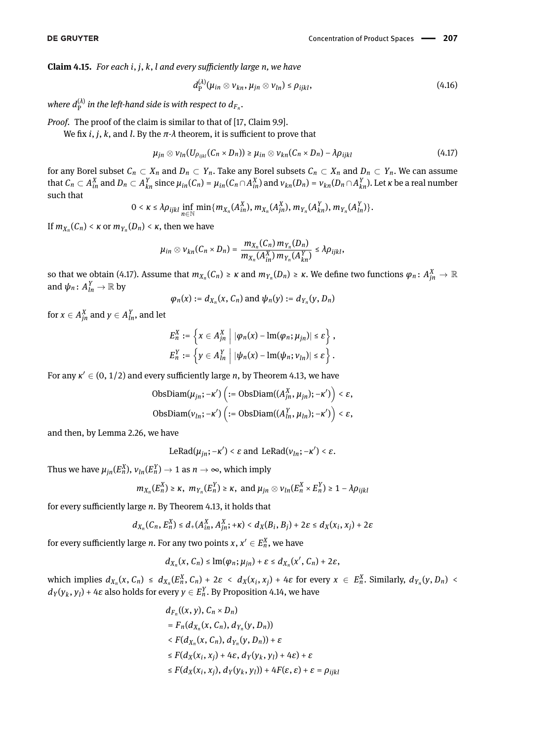**Claim 4.15.** *For each $i, j, k, l$ and every sufficiently large $n$, we have*

$$d_{\mathrm{P}}^{(\lambda)}(\mu_{in} \otimes \nu_{kn}, \mu_{jn} \otimes \nu_{ln}) \le \rho_{ijkl}, \tag{4.16}$$

*where $d_{\mathrm{P}}^{(\lambda)}$ in the left-hand side is with respect to $d_{F_n}$.*

*Proof.* The proof of the claim is similar to that of [17, Claim 9.9].

We fix $i$, $j$, $k$, and $l$. By the $\pi$-$\lambda$ theorem, it is sufficient to prove that

$$\mu_{jn} \otimes \nu_{ln}(U_{\rho_{ijkl}}(C_n \times D_n)) \ge \mu_{in} \otimes \nu_{kn}(C_n \times D_n) - \lambda\rho_{ijkl} \tag{4.17}$$

for any Borel subset $C_n \subset X_n$ and $D_n \subset Y_n$. Take any Borel subsets $C_n \subset X_n$ and $D_n \subset Y_n$. We can assume that $C_n \subset A_{in}^X$ and $D_n \subset A_{kn}^Y$ since $\mu_{in}(C_n) = \mu_{in}(C_n \cap A_{in}^X)$ and $\nu_{kn}(D_n) = \nu_{kn}(D_n \cap A_{kn}^Y)$. Let $\kappa$ be a real number such that

$$0 < \kappa \le \lambda\rho_{ijkl} \inf_{n\in\mathbb{N}} \min\{m_{X_n}(A_{in}^X), m_{X_n}(A_{jn}^X), m_{Y_n}(A_{kn}^Y), m_{Y_n}(A_{ln}^Y)\}.$$

If $m_{X_n}(C_n) < \kappa$ or $m_{Y_n}(D_n) < \kappa$, then we have

$$\mu_{in} \otimes \nu_{kn}(C_n \times D_n) = \frac{m_{X_n}(C_n)\, m_{Y_n}(D_n)}{m_{X_n}(A_{in}^X)\, m_{Y_n}(A_{kn}^Y)} \le \lambda\rho_{ijkl},$$

so that we obtain (4.17). Assume that $m_{X_n}(C_n) \ge \kappa$ and $m_{Y_n}(D_n) \ge \kappa$. We define two functions $\varphi_n : A_{jn}^X \to \mathbb{R}$ and $\psi_n : A_{ln}^Y \to \mathbb{R}$ by

$$\varphi_n(x) := d_{X_n}(x, C_n) \text{ and } \psi_n(y) := d_{Y_n}(y, D_n)$$

for $x \in A_{jn}^X$ and $y \in A_{ln}^Y$, and let

$$E_n^X := \left\{ x \in A_{jn}^X \;\middle|\; |\varphi_n(x) - \mathrm{lm}(\varphi_n; \mu_{jn})| \le \varepsilon \right\},$$
$$E_n^Y := \left\{ y \in A_{ln}^Y \;\middle|\; |\psi_n(x) - \mathrm{lm}(\psi_n; \nu_{ln})| \le \varepsilon \right\}.$$

For any $\kappa' \in (0, 1/2)$ and every sufficiently large $n$, by Theorem 4.13, we have

$$\mathrm{ObsDiam}(\mu_{jn}; -\kappa') \left(:= \mathrm{ObsDiam}((A_{jn}^X, \mu_{jn}); -\kappa')\right) < \varepsilon,$$
$$\mathrm{ObsDiam}(\nu_{ln}; -\kappa') \left(:= \mathrm{ObsDiam}((A_{ln}^Y, \mu_{ln}); -\kappa')\right) < \varepsilon,$$

and then, by Lemma 2.26, we have

$$\mathrm{LeRad}(\mu_{jn}; -\kappa') < \varepsilon \text{ and } \mathrm{LeRad}(\nu_{ln}; -\kappa') < \varepsilon.$$

Thus we have $\mu_{jn}(E_n^X), \nu_{ln}(E_n^Y) \to 1$ as $n \to \infty$, which imply

$$m_{X_n}(E_n^X) \ge \kappa,\; m_{Y_n}(E_n^Y) \ge \kappa, \text{ and } \mu_{jn} \otimes \nu_{ln}(E_n^X \times E_n^Y) \ge 1 - \lambda\rho_{ijkl}$$

for every sufficiently large $n$. By Theorem 4.13, it holds that

$$d_{X_n}(C_n, E_n^X) \le d_+(A_{in}^X, A_{jn}^X; +\kappa) < d_X(B_i, B_j) + 2\varepsilon \le d_X(x_i, x_j) + 2\varepsilon$$

for every sufficiently large $n$. For any two points $x, x' \in E_n^X$, we have

$$d_{X_n}(x, C_n) \le \mathrm{lm}(\varphi_n; \mu_{jn}) + \varepsilon \le d_{X_n}(x', C_n) + 2\varepsilon,$$

which implies $d_{X_n}(x, C_n) \le d_{X_n}(E_n^X, C_n) + 2\varepsilon < d_X(x_i, x_j) + 4\varepsilon$ for every $x \in E_n^X$. Similarly, $d_{Y_n}(y, D_n) < d_Y(y_k, y_l) + 4\varepsilon$ also holds for every $y \in E_n^Y$. By Proposition 4.14, we have

$$\begin{aligned}
&d_{F_n}((x, y), C_n \times D_n) \\
&= F_n(d_{X_n}(x, C_n), d_{Y_n}(y, D_n)) \\
&< F(d_{X_n}(x, C_n), d_{Y_n}(y, D_n)) + \varepsilon \\
&\le F(d_X(x_i, x_j) + 4\varepsilon, d_Y(y_k, y_l) + 4\varepsilon) + \varepsilon \\
&\le F(d_X(x_i, x_j), d_Y(y_k, y_l)) + 4F(\varepsilon, \varepsilon) + \varepsilon = \rho_{ijkl}
\end{aligned}$$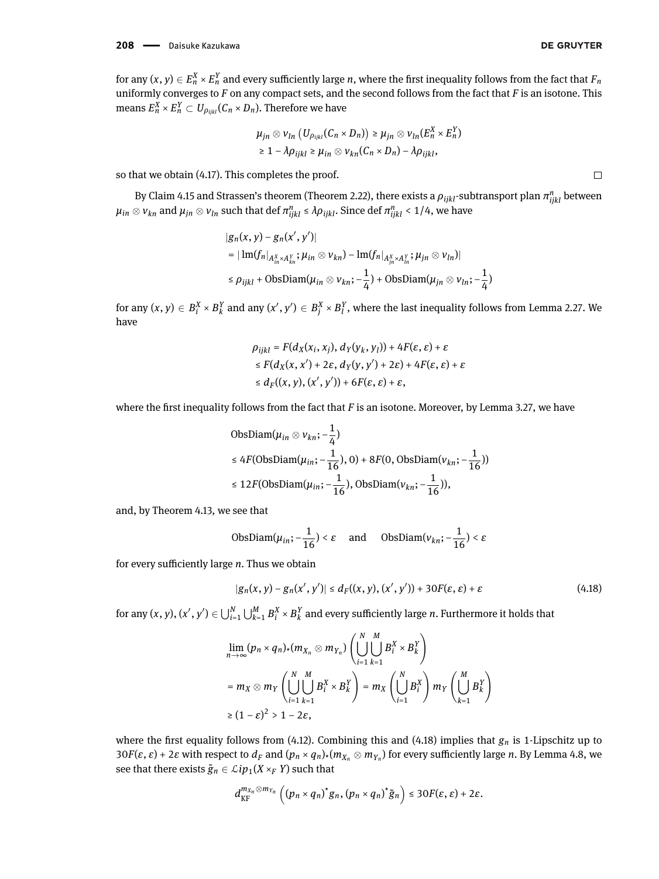for any $(x, y) \in E_n^X \times E_n^Y$ and every sufficiently large $n$, where the first inequality follows from the fact that $F_n$ uniformly converges to $F$ on any compact sets, and the second follows from the fact that $F$ is an isotone. This means $E_n^X \times E_n^Y \subset U_{\rho_{ijkl}}(C_n \times D_n)$. Therefore we have

$$\begin{aligned}
\mu_{jn} \otimes \nu_{ln}\left(U_{\rho_{ijkl}}(C_n \times D_n)\right) &\geq \mu_{jn} \otimes \nu_{ln}(E_n^X \times E_n^Y) \\
&\geq 1 - \lambda\rho_{ijkl} \geq \mu_{in} \otimes \nu_{kn}(C_n \times D_n) - \lambda\rho_{ijkl},
\end{aligned}$$

so that we obtain (4.17). This completes the proof. □

By Claim 4.15 and Strassen's theorem (Theorem 2.22), there exists a $\rho_{ijkl}$-subtransport plan $\pi_{ijkl}^n$ between $\mu_{in} \otimes \nu_{kn}$ and $\mu_{jn} \otimes \nu_{ln}$ such that $\operatorname{def} \pi_{ijkl}^n \leq \lambda\rho_{ijkl}$. Since $\operatorname{def} \pi_{ijkl}^n < 1/4$, we have

$$\begin{aligned}
&|g_n(x, y) - g_n(x', y')| \\
&= |\operatorname{lm}(f_n|_{A_{in}^X \times A_{kn}^Y}; \mu_{in} \otimes \nu_{kn}) - \operatorname{lm}(f_n|_{A_{jn}^X \times A_{ln}^Y}; \mu_{jn} \otimes \nu_{ln})| \\
&\leq \rho_{ijkl} + \operatorname{ObsDiam}(\mu_{in} \otimes \nu_{kn}; -\frac{1}{4}) + \operatorname{ObsDiam}(\mu_{jn} \otimes \nu_{ln}; -\frac{1}{4})
\end{aligned}$$

for any $(x, y) \in B_i^X \times B_k^Y$ and any $(x', y') \in B_j^X \times B_l^Y$, where the last inequality follows from Lemma 2.27. We have

$$\begin{aligned}
\rho_{ijkl} &= F(d_X(x_i, x_j), d_Y(y_k, y_l)) + 4F(\varepsilon, \varepsilon) + \varepsilon \\
&\leq F(d_X(x, x') + 2\varepsilon, d_Y(y, y') + 2\varepsilon) + 4F(\varepsilon, \varepsilon) + \varepsilon \\
&\leq d_F((x, y), (x', y')) + 6F(\varepsilon, \varepsilon) + \varepsilon,
\end{aligned}$$

where the first inequality follows from the fact that $F$ is an isotone. Moreover, by Lemma 3.27, we have

$$\begin{aligned}
&\operatorname{ObsDiam}(\mu_{in} \otimes \nu_{kn}; -\frac{1}{4}) \\
&\leq 4F(\operatorname{ObsDiam}(\mu_{in}; -\frac{1}{16}), 0) + 8F(0, \operatorname{ObsDiam}(\nu_{kn}; -\frac{1}{16})) \\
&\leq 12F(\operatorname{ObsDiam}(\mu_{in}; -\frac{1}{16}), \operatorname{ObsDiam}(\nu_{kn}; -\frac{1}{16})),
\end{aligned}$$

and, by Theorem 4.13, we see that

$$\operatorname{ObsDiam}(\mu_{in}; -\frac{1}{16}) < \varepsilon \quad \text{and} \quad \operatorname{ObsDiam}(\nu_{kn}; -\frac{1}{16}) < \varepsilon$$

for every sufficiently large $n$. Thus we obtain

$$|g_n(x, y) - g_n(x', y')| \leq d_F((x, y), (x', y')) + 30F(\varepsilon, \varepsilon) + \varepsilon \tag{4.18}$$

for any $(x, y), (x', y') \in \bigcup_{i=1}^N \bigcup_{k=1}^M B_i^X \times B_k^Y$ and every sufficiently large $n$. Furthermore it holds that

$$\begin{aligned}
&\lim_{n\to\infty} (p_n \times q_n)_*(m_{X_n} \otimes m_{Y_n}) \left(\bigcup_{i=1}^N \bigcup_{k=1}^M B_i^X \times B_k^Y\right) \\
&= m_X \otimes m_Y \left(\bigcup_{i=1}^N \bigcup_{k=1}^M B_i^X \times B_k^Y\right) = m_X\left(\bigcup_{i=1}^N B_i^X\right) m_Y\left(\bigcup_{k=1}^M B_k^Y\right) \\
&\geq (1 - \varepsilon)^2 > 1 - 2\varepsilon,
\end{aligned}$$

where the first equality follows from (4.12). Combining this and (4.18) implies that $g_n$ is 1-Lipschitz up to $30F(\varepsilon, \varepsilon) + 2\varepsilon$ with respect to $d_F$ and $(p_n \times q_n)_*(m_{X_n} \otimes m_{Y_n})$ for every sufficiently large $n$. By Lemma 4.8, we see that there exists $\tilde{g}_n \in \mathcal{L}ip_1(X \times_F Y)$ such that

$$d_{\mathrm{KF}}^{m_{X_n} \otimes m_{Y_n}}\left((p_n \times q_n)^* g_n, (p_n \times q_n)^* \tilde{g}_n\right) \leq 30F(\varepsilon, \varepsilon) + 2\varepsilon.$$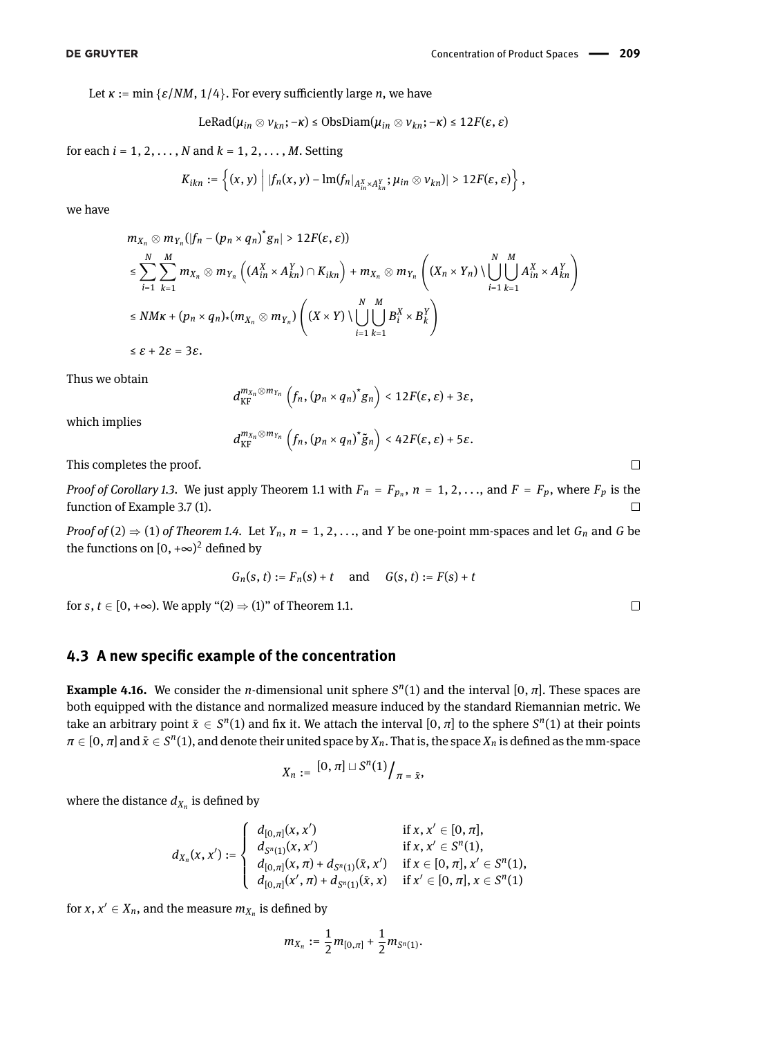Let $\kappa := \min\{\varepsilon/NM, 1/4\}$. For every sufficiently large $n$, we have

$$\mathrm{LeRad}(\mu_{in} \otimes \nu_{kn}; -\kappa) \leq \mathrm{ObsDiam}(\mu_{in} \otimes \nu_{kn}; -\kappa) \leq 12F(\varepsilon, \varepsilon)$$

for each $i = 1, 2, \ldots, N$ and $k = 1, 2, \ldots, M$. Setting

$$K_{ikn} := \left\{ (x, y) \;\middle|\; |f_n(x, y) - \mathrm{lm}(f_n|_{A^X_{in} \times A^Y_{kn}}; \mu_{in} \otimes \nu_{kn})| > 12F(\varepsilon, \varepsilon) \right\},$$

we have

$$\begin{aligned}
&m_{X_n} \otimes m_{Y_n}(|f_n - (p_n \times q_n)^* g_n| > 12F(\varepsilon, \varepsilon)) \\
&\leq \sum_{i=1}^{N} \sum_{k=1}^{M} m_{X_n} \otimes m_{Y_n}\left((A^X_{in} \times A^Y_{kn}) \cap K_{ikn}\right) + m_{X_n} \otimes m_{Y_n}\left((X_n \times Y_n) \setminus \bigcup_{i=1}^{N} \bigcup_{k=1}^{M} A^X_{in} \times A^Y_{kn}\right) \\
&\leq NM\kappa + (p_n \times q_n)_*(m_{X_n} \otimes m_{Y_n})\left((X \times Y) \setminus \bigcup_{i=1}^{N} \bigcup_{k=1}^{M} B^X_i \times B^Y_k\right) \\
&\leq \varepsilon + 2\varepsilon = 3\varepsilon.
\end{aligned}$$

Thus we obtain

$$d_{\mathrm{KF}}^{m_{X_n} \otimes m_{Y_n}}\left(f_n, (p_n \times q_n)^* g_n\right) < 12F(\varepsilon, \varepsilon) + 3\varepsilon,$$

which implies

$$d_{\mathrm{KF}}^{m_{X_n} \otimes m_{Y_n}}\left(f_n, (p_n \times q_n)^* \tilde{g}_n\right) < 42F(\varepsilon, \varepsilon) + 5\varepsilon.$$

This completes the proof. □

*Proof of Corollary 1.3.* We just apply Theorem 1.1 with $F_n = F_{p_n}$, $n = 1, 2, \ldots$, and $F = F_p$, where $F_p$ is the function of Example 3.7 (1). □

*Proof of* (2) ⇒ (1) *of Theorem 1.4.* Let $Y_n$, $n = 1, 2, \ldots$, and $Y$ be one-point mm-spaces and let $G_n$ and $G$ be the functions on $[0, +\infty)^2$ defined by

$$G_n(s, t) := F_n(s) + t \quad \text{and} \quad G(s, t) := F(s) + t$$

for $s, t \in [0, +\infty)$. We apply "(2) ⇒ (1)" of Theorem 1.1. □

## 4.3 A new specific example of the concentration

**Example 4.16.** We consider the $n$-dimensional unit sphere $S^n(1)$ and the interval $[0, \pi]$. These spaces are both equipped with the distance and normalized measure induced by the standard Riemannian metric. We take an arbitrary point $\bar{x} \in S^n(1)$ and fix it. We attach the interval $[0, \pi]$ to the sphere $S^n(1)$ at their points $\pi \in [0, \pi]$ and $\bar{x} \in S^n(1)$, and denote their united space by $X_n$. That is, the space $X_n$ is defined as the mm-space

$$X_n := [0, \pi] \sqcup S^n(1) \big/ _{\pi = \bar{x}},$$

where the distance $d_{X_n}$ is defined by

$$d_{X_n}(x, x') := \begin{cases} d_{[0,\pi]}(x, x') & \text{if } x, x' \in [0, \pi], \\ d_{S^n(1)}(x, x') & \text{if } x, x' \in S^n(1), \\ d_{[0,\pi]}(x, \pi) + d_{S^n(1)}(\bar{x}, x') & \text{if } x \in [0, \pi], x' \in S^n(1), \\ d_{[0,\pi]}(x', \pi) + d_{S^n(1)}(\bar{x}, x) & \text{if } x' \in [0, \pi], x \in S^n(1) \end{cases}$$

for $x, x' \in X_n$, and the measure $m_{X_n}$ is defined by

$$m_{X_n} := \frac{1}{2} m_{[0,\pi]} + \frac{1}{2} m_{S^n(1)}.$$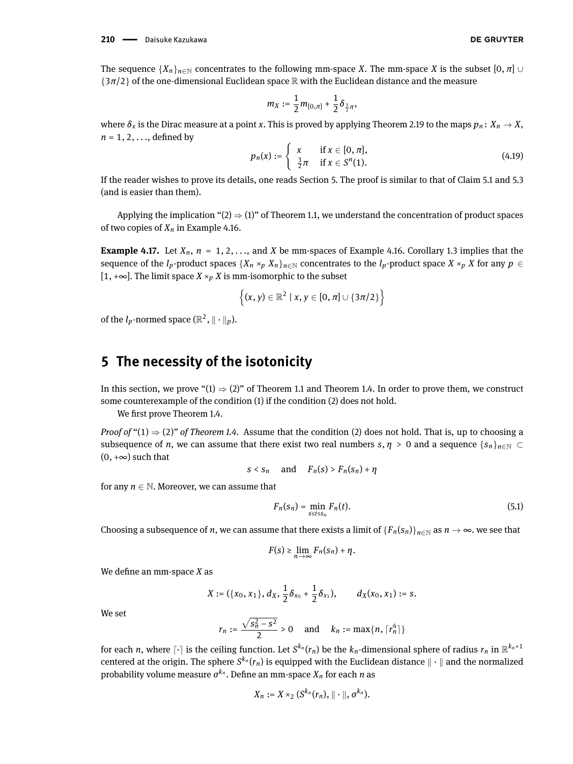The sequence $\{X_n\}_{n\in\mathbb{N}}$ concentrates to the following mm-space $X$. The mm-space $X$ is the subset $[0, \pi] \cup \{3\pi/2\}$ of the one-dimensional Euclidean space $\mathbb{R}$ with the Euclidean distance and the measure

$$m_X := \frac{1}{2} m_{[0,\pi]} + \frac{1}{2}\delta_{\frac{3}{2}\pi},$$

where $\delta_x$ is the Dirac measure at a point $x$. This is proved by applying Theorem 2.19 to the maps $p_n : X_n \to X$, $n = 1, 2, \ldots$, defined by

$$p_n(x) := \begin{cases} x & \text{if } x \in [0, \pi], \\ \frac{3}{2}\pi & \text{if } x \in S^n(1). \end{cases} \tag{4.19}$$

If the reader wishes to prove its details, one reads Section 5. The proof is similar to that of Claim 5.1 and 5.3 (and is easier than them).

Applying the implication "(2) ⇒ (1)" of Theorem 1.1, we understand the concentration of product spaces of two copies of $X_n$ in Example 4.16.

**Example 4.17.** Let $X_n$, $n = 1, 2, \ldots$, and $X$ be mm-spaces of Example 4.16. Corollary 1.3 implies that the sequence of the $l_p$-product spaces $\{X_n \times_p X_n\}_{n\in\mathbb{N}}$ concentrates to the $l_p$-product space $X \times_p X$ for any $p \in [1, +\infty]$. The limit space $X \times_p X$ is mm-isomorphic to the subset

$$\left\{(x, y) \in \mathbb{R}^2 \mid x, y \in [0, \pi] \cup \{3\pi/2\}\right\}$$

of the $l_p$-normed space $(\mathbb{R}^2, \|\cdot\|_p)$.

## 5 The necessity of the isotonicity

In this section, we prove "(1) ⇒ (2)" of Theorem 1.1 and Theorem 1.4. In order to prove them, we construct some counterexample of the condition (1) if the condition (2) does not hold.

We first prove Theorem 1.4.

*Proof of* "(1) ⇒ (2)" *of Theorem 1.4.* Assume that the condition (2) does not hold. That is, up to choosing a subsequence of $n$, we can assume that there exist two real numbers $s, \eta > 0$ and a sequence $\{s_n\}_{n\in\mathbb{N}} \subset (0, +\infty)$ such that

$$s < s_n \quad \text{and} \quad F_n(s) > F_n(s_n) + \eta$$

for any $n \in \mathbb{N}$. Moreover, we can assume that

$$F_n(s_n) = \min_{s\leq t\leq s_n} F_n(t). \tag{5.1}$$

Choosing a subsequence of $n$, we can assume that there exists a limit of $\{F_n(s_n)\}_{n\in\mathbb{N}}$ as $n \to \infty$. we see that

$$F(s) \geq \lim_{n\to\infty} F_n(s_n) + \eta.$$

We define an mm-space $X$ as

$$X := (\{x_0, x_1\}, d_X, \frac{1}{2}\delta_{x_0} + \frac{1}{2}\delta_{x_1}), \qquad d_X(x_0, x_1) := s.$$

We set

$$r_n := \frac{\sqrt{s_n^2 - s^2}}{2} > 0 \quad \text{and} \quad k_n := \max\{n, \lceil r_n^4 \rceil\}$$

for each $n$, where $\lceil\cdot\rceil$ is the ceiling function. Let $S^{k_n}(r_n)$ be the $k_n$-dimensional sphere of radius $r_n$ in $\mathbb{R}^{k_n+1}$ centered at the origin. The sphere $S^{k_n}(r_n)$ is equipped with the Euclidean distance $\|\cdot\|$ and the normalized probability volume measure $\sigma^{k_n}$. Define an mm-space $X_n$ for each $n$ as

$$X_n := X \times_2 (S^{k_n}(r_n), \|\cdot\|, \sigma^{k_n}).$$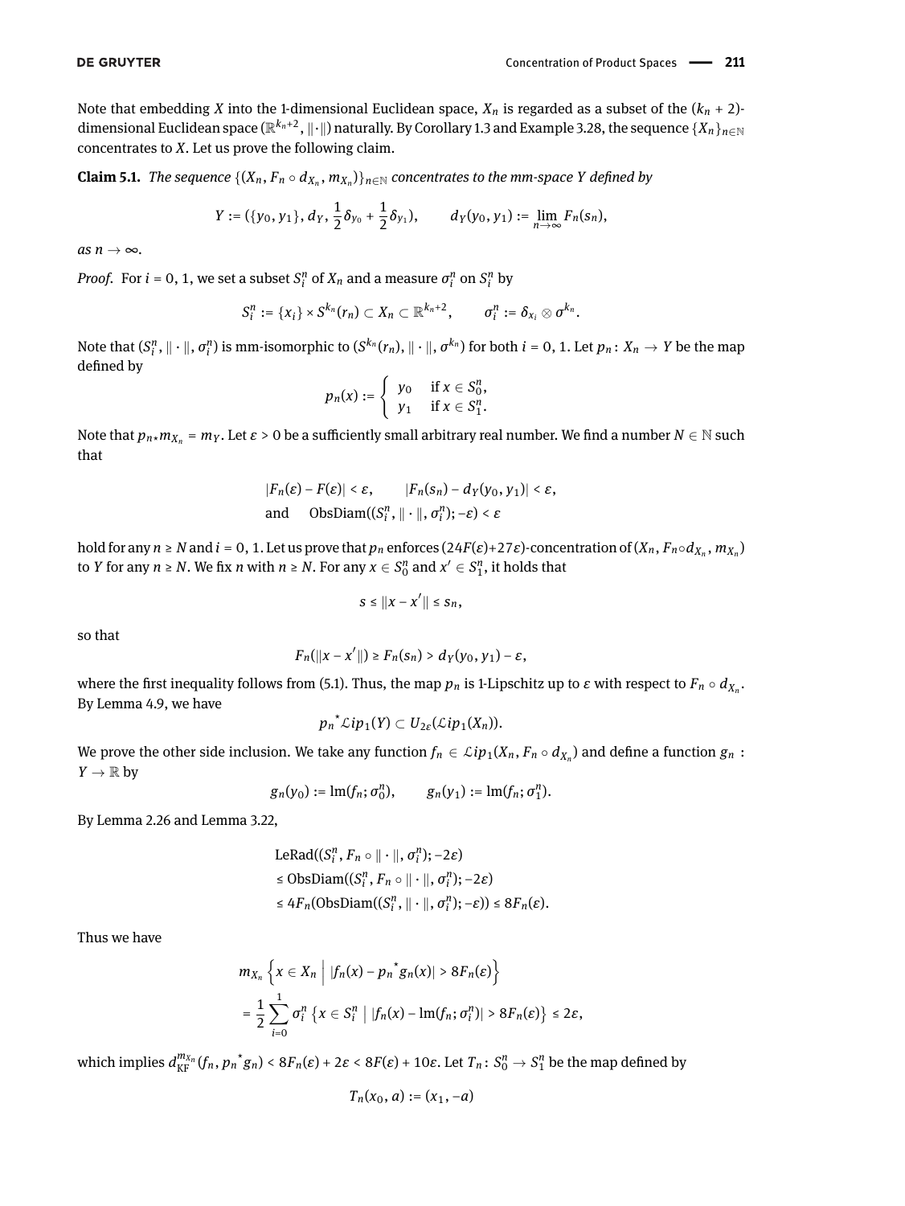Note that embedding $X$ into the 1-dimensional Euclidean space, $X_n$ is regarded as a subset of the $(k_n + 2)$-dimensional Euclidean space $(\mathbb{R}^{k_n+2}, \|\cdot\|)$ naturally. By Corollary 1.3 and Example 3.28, the sequence $\{X_n\}_{n\in\mathbb{N}}$ concentrates to $X$. Let us prove the following claim.

**Claim 5.1.** *The sequence $\{(X_n, F_n \circ d_{X_n}, m_{X_n})\}_{n\in\mathbb{N}}$ concentrates to the mm-space $Y$ defined by*

$$Y := (\{y_0, y_1\}, d_Y, \frac{1}{2}\delta_{y_0} + \frac{1}{2}\delta_{y_1}), \qquad d_Y(y_0, y_1) := \lim_{n\to\infty} F_n(s_n),$$

*as $n \to \infty$.*

*Proof.* For $i = 0, 1$, we set a subset $S_i^n$ of $X_n$ and a measure $\sigma_i^n$ on $S_i^n$ by

$$S_i^n := \{x_i\} \times S^{k_n}(r_n) \subset X_n \subset \mathbb{R}^{k_n+2}, \qquad \sigma_i^n := \delta_{x_i} \otimes \sigma^{k_n}.$$

Note that $(S_i^n, \|\cdot\|, \sigma_i^n)$ is mm-isomorphic to $(S^{k_n}(r_n), \|\cdot\|, \sigma^{k_n})$ for both $i = 0, 1$. Let $p_n : X_n \to Y$ be the map defined by

$$p_n(x) := \begin{cases} y_0 & \text{if } x \in S_0^n, \\ y_1 & \text{if } x \in S_1^n. \end{cases}$$

Note that $p_{n*}m_{X_n} = m_Y$. Let $\varepsilon > 0$ be a sufficiently small arbitrary real number. We find a number $N \in \mathbb{N}$ such that

$$\begin{aligned} &|F_n(\varepsilon) - F(\varepsilon)| < \varepsilon, \qquad |F_n(s_n) - d_Y(y_0, y_1)| < \varepsilon, \\ &\text{and} \quad \operatorname{ObsDiam}((S_i^n, \|\cdot\|, \sigma_i^n); -\varepsilon) < \varepsilon \end{aligned}$$

hold for any $n \geq N$ and $i = 0, 1$. Let us prove that $p_n$ enforces $(24F(\varepsilon)+27\varepsilon)$-concentration of $(X_n, F_n \circ d_{X_n}, m_{X_n})$ to $Y$ for any $n \geq N$. We fix $n$ with $n \geq N$. For any $x \in S_0^n$ and $x' \in S_1^n$, it holds that

$$s \leq \|x - x'\| \leq s_n,$$

so that

$$F_n(\|x - x'\|) \geq F_n(s_n) > d_Y(y_0, y_1) - \varepsilon,$$

where the first inequality follows from (5.1). Thus, the map $p_n$ is 1-Lipschitz up to $\varepsilon$ with respect to $F_n \circ d_{X_n}$. By Lemma 4.9, we have

$${p_n}^*\mathcal{L}ip_1(Y) \subset U_{2\varepsilon}(\mathcal{L}ip_1(X_n)).$$

We prove the other side inclusion. We take any function $f_n \in \mathcal{L}ip_1(X_n, F_n \circ d_{X_n})$ and define a function $g_n : Y \to \mathbb{R}$ by

$$g_n(y_0) := \operatorname{lm}(f_n; \sigma_0^n), \qquad g_n(y_1) := \operatorname{lm}(f_n; \sigma_1^n).$$

By Lemma 2.26 and Lemma 3.22,

$$\begin{aligned} &\operatorname{LeRad}((S_i^n, F_n \circ \|\cdot\|, \sigma_i^n); -2\varepsilon) \\ &\leq \operatorname{ObsDiam}((S_i^n, F_n \circ \|\cdot\|, \sigma_i^n); -2\varepsilon) \\ &\leq 4F_n(\operatorname{ObsDiam}((S_i^n, \|\cdot\|, \sigma_i^n); -\varepsilon)) \leq 8F_n(\varepsilon). \end{aligned}$$

Thus we have

$$\begin{aligned} &m_{X_n}\left\{x \in X_n \;\middle|\; |f_n(x) - {p_n}^*g_n(x)| > 8F_n(\varepsilon)\right\} \\ &= \frac{1}{2}\sum_{i=0}^{1} \sigma_i^n \left\{x \in S_i^n \;\middle|\; |f_n(x) - \operatorname{lm}(f_n; \sigma_i^n)| > 8F_n(\varepsilon)\right\} \leq 2\varepsilon, \end{aligned}$$

which implies $d_{\mathrm{KF}}^{m_{X_n}}(f_n, {p_n}^*g_n) < 8F_n(\varepsilon) + 2\varepsilon < 8F(\varepsilon) + 10\varepsilon$. Let $T_n : S_0^n \to S_1^n$ be the map defined by

$$T_n(x_0, a) := (x_1, -a)$$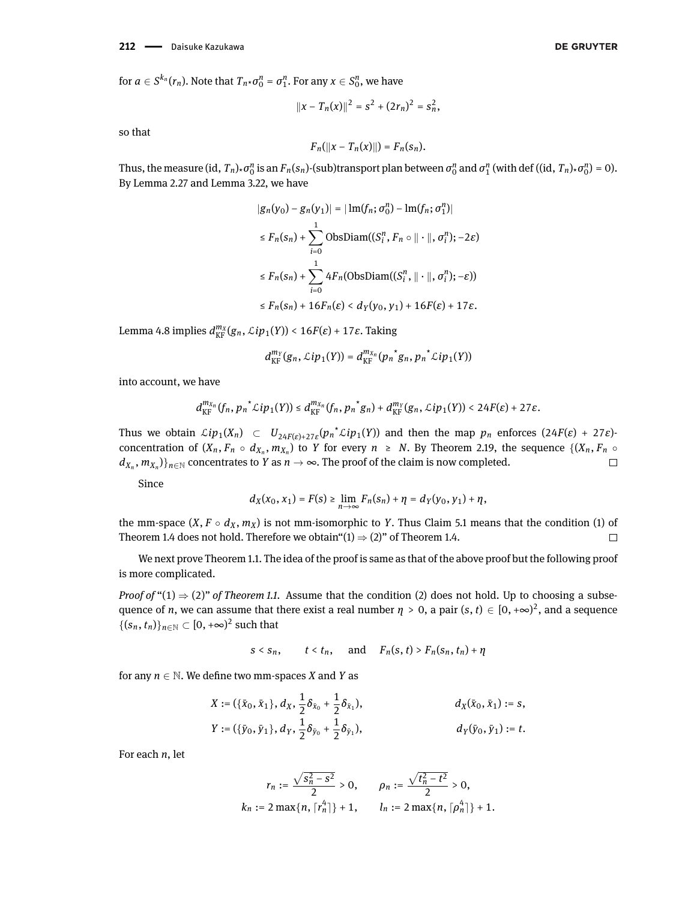for $a \in S^{k_n}(r_n)$. Note that $T_{n*}\sigma_0^n = \sigma_1^n$. For any $x \in S_0^n$, we have

$$\|x - T_n(x)\|^2 = s^2 + (2r_n)^2 = s_n^2,$$

so that

$$F_n(\|x - T_n(x)\|) = F_n(s_n).$$

Thus, the measure $(\mathrm{id}, T_n)_*\sigma_0^n$ is an $F_n(s_n)$-(sub)transport plan between $\sigma_0^n$ and $\sigma_1^n$ (with $\operatorname{def}((\mathrm{id}, T_n)_*\sigma_0^n) = 0$). By Lemma 2.27 and Lemma 3.22, we have

$$\begin{aligned}
|g_n(y_0) - g_n(y_1)| &= |\operatorname{lm}(f_n; \sigma_0^n) - \operatorname{lm}(f_n; \sigma_1^n)| \\
&\le F_n(s_n) + \sum_{i=0}^{1} \operatorname{ObsDiam}((S_i^n, F_n \circ \|\cdot\|, \sigma_i^n); -2\varepsilon) \\
&\le F_n(s_n) + \sum_{i=0}^{1} 4F_n(\operatorname{ObsDiam}((S_i^n, \|\cdot\|, \sigma_i^n); -\varepsilon)) \\
&\le F_n(s_n) + 16F_n(\varepsilon) < d_Y(y_0, y_1) + 16F(\varepsilon) + 17\varepsilon.
\end{aligned}$$

Lemma 4.8 implies $d_{\mathrm{KF}}^{m_X}(g_n, \mathcal{L}ip_1(Y)) < 16F(\varepsilon) + 17\varepsilon$. Taking

$$d_{\mathrm{KF}}^{m_Y}(g_n, \mathcal{L}ip_1(Y)) = d_{\mathrm{KF}}^{m_{X_n}}({p_n}^* g_n, {p_n}^* \mathcal{L}ip_1(Y))$$

into account, we have

$$d_{\mathrm{KF}}^{m_{X_n}}(f_n, {p_n}^* \mathcal{L}ip_1(Y)) \le d_{\mathrm{KF}}^{m_{X_n}}(f_n, {p_n}^* g_n) + d_{\mathrm{KF}}^{m_Y}(g_n, \mathcal{L}ip_1(Y)) < 24F(\varepsilon) + 27\varepsilon.$$

Thus we obtain $\mathcal{L}ip_1(X_n) \subset U_{24F(\varepsilon)+27\varepsilon}({p_n}^* \mathcal{L}ip_1(Y))$ and then the map $p_n$ enforces $(24F(\varepsilon) + 27\varepsilon)$-concentration of $(X_n, F_n \circ d_{X_n}, m_{X_n})$ to $Y$ for every $n \ge N$. By Theorem 2.19, the sequence $\{(X_n, F_n \circ d_{X_n}, m_{X_n})\}_{n \in \mathbb{N}}$ concentrates to $Y$ as $n \to \infty$. The proof of the claim is now completed. □

Since

$$d_X(x_0, x_1) = F(s) \ge \lim_{n\to\infty} F_n(s_n) + \eta = d_Y(y_0, y_1) + \eta,$$

the mm-space $(X, F \circ d_X, m_X)$ is not mm-isomorphic to $Y$. Thus Claim 5.1 means that the condition (1) of Theorem 1.4 does not hold. Therefore we obtain"(1) ⇒ (2)" of Theorem 1.4. □

We next prove Theorem 1.1. The idea of the proof is same as that of the above proof but the following proof is more complicated.

*Proof of* "(1) ⇒ (2)" *of Theorem 1.1.* Assume that the condition (2) does not hold. Up to choosing a subsequence of $n$, we can assume that there exist a real number $\eta > 0$, a pair $(s, t) \in [0, +\infty)^2$, and a sequence $\{(s_n, t_n)\}_{n \in \mathbb{N}} \subset [0, +\infty)^2$ such that

$$s < s_n, \qquad t < t_n, \quad \text{and} \quad F_n(s, t) > F_n(s_n, t_n) + \eta$$

for any $n \in \mathbb{N}$. We define two mm-spaces $X$ and $Y$ as

$$X := (\{\bar{x}_0, \bar{x}_1\}, d_X, \tfrac{1}{2}\delta_{\bar{x}_0} + \tfrac{1}{2}\delta_{\bar{x}_1}), \qquad d_X(\bar{x}_0, \bar{x}_1) := s,$$

$$Y := (\{\bar{y}_0, \bar{y}_1\}, d_Y, \tfrac{1}{2}\delta_{\bar{y}_0} + \tfrac{1}{2}\delta_{\bar{y}_1}), \qquad d_Y(\bar{y}_0, \bar{y}_1) := t.$$

For each $n$, let

$$r_n := \frac{\sqrt{s_n^2 - s^2}}{2} > 0, \qquad \rho_n := \frac{\sqrt{t_n^2 - t^2}}{2} > 0,$$

$$k_n := 2\max\{n, \lceil r_n^4 \rceil\} + 1, \qquad l_n := 2\max\{n, \lceil \rho_n^4 \rceil\} + 1.$$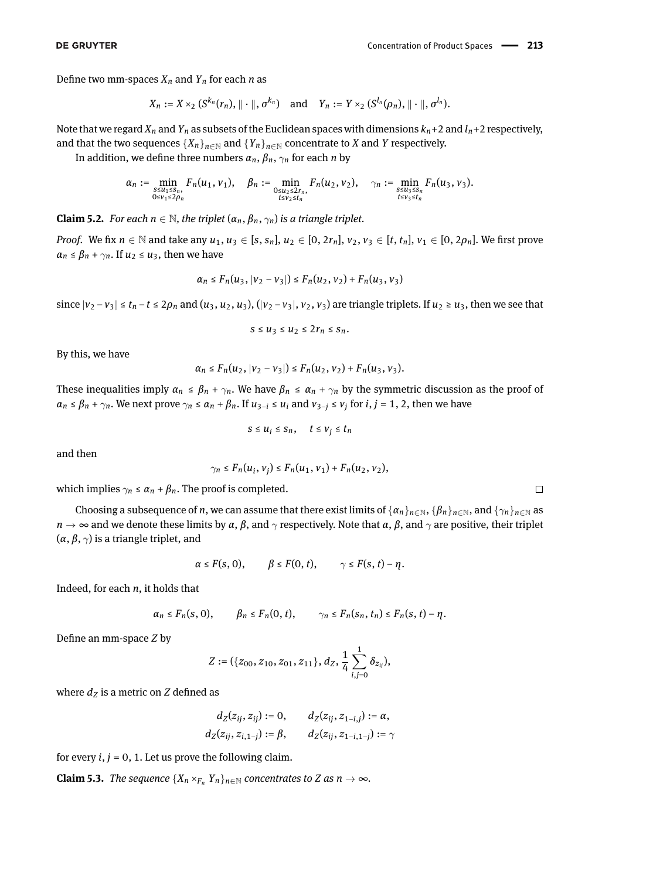Define two mm-spaces $X_n$ and $Y_n$ for each $n$ as

$$X_n := X \times_2 (S^{k_n}(r_n), \|\cdot\|, \sigma^{k_n}) \quad \text{and} \quad Y_n := Y \times_2 (S^{l_n}(\rho_n), \|\cdot\|, \sigma^{l_n}).$$

Note that we regard $X_n$ and $Y_n$ as subsets of the Euclidean spaces with dimensions $k_n+2$ and $l_n+2$ respectively, and that the two sequences $\{X_n\}_{n\in\mathbb{N}}$ and $\{Y_n\}_{n\in\mathbb{N}}$ concentrate to $X$ and $Y$ respectively.

In addition, we define three numbers $\alpha_n$, $\beta_n$, $\gamma_n$ for each $n$ by

$$\alpha_n := \min_{\substack{s\le u_1\le s_n,\\ 0\le v_1\le 2\rho_n}} F_n(u_1, v_1), \quad \beta_n := \min_{\substack{0\le u_2\le 2r_n,\\ t\le v_2\le t_n}} F_n(u_2, v_2), \quad \gamma_n := \min_{\substack{s\le u_3\le s_n\\ t\le v_3\le t_n}} F_n(u_3, v_3).$$

**Claim 5.2.** *For each $n \in \mathbb{N}$, the triplet $(\alpha_n, \beta_n, \gamma_n)$ is a triangle triplet.*

*Proof.* We fix $n \in \mathbb{N}$ and take any $u_1, u_3 \in [s, s_n]$, $u_2 \in [0, 2r_n]$, $v_2, v_3 \in [t, t_n]$, $v_1 \in [0, 2\rho_n]$. We first prove $\alpha_n \le \beta_n + \gamma_n$. If $u_2 \le u_3$, then we have

$$\alpha_n \le F_n(u_3, |v_2 - v_3|) \le F_n(u_2, v_2) + F_n(u_3, v_3)$$

since $|v_2 - v_3| \le t_n - t \le 2\rho_n$ and $(u_3, u_2, u_3)$, $(|v_2 - v_3|, v_2, v_3)$ are triangle triplets. If $u_2 \ge u_3$, then we see that

$$s \le u_3 \le u_2 \le 2r_n \le s_n.$$

By this, we have

$$\alpha_n \le F_n(u_2, |v_2 - v_3|) \le F_n(u_2, v_2) + F_n(u_3, v_3).$$

These inequalities imply $\alpha_n \le \beta_n + \gamma_n$. We have $\beta_n \le \alpha_n + \gamma_n$ by the symmetric discussion as the proof of $\alpha_n \le \beta_n + \gamma_n$. We next prove $\gamma_n \le \alpha_n + \beta_n$. If $u_{3-i} \le u_i$ and $v_{3-j} \le v_j$ for $i, j = 1, 2$, then we have

$$s \le u_i \le s_n, \quad t \le v_j \le t_n$$

and then

$$\gamma_n \le F_n(u_i, v_j) \le F_n(u_1, v_1) + F_n(u_2, v_2),$$

which implies $\gamma_n \le \alpha_n + \beta_n$. The proof is completed. □

Choosing a subsequence of $n$, we can assume that there exist limits of $\{\alpha_n\}_{n\in\mathbb{N}}$, $\{\beta_n\}_{n\in\mathbb{N}}$, and $\{\gamma_n\}_{n\in\mathbb{N}}$ as $n \to \infty$ and we denote these limits by $\alpha$, $\beta$, and $\gamma$ respectively. Note that $\alpha$, $\beta$, and $\gamma$ are positive, their triplet $(\alpha, \beta, \gamma)$ is a triangle triplet, and

$$\alpha \le F(s, 0), \qquad \beta \le F(0, t), \qquad \gamma \le F(s, t) - \eta.$$

Indeed, for each $n$, it holds that

$$\alpha_n \le F_n(s, 0), \qquad \beta_n \le F_n(0, t), \qquad \gamma_n \le F_n(s_n, t_n) \le F_n(s, t) - \eta.$$

Define an mm-space $Z$ by

$$Z := (\{z_{00}, z_{10}, z_{01}, z_{11}\}, d_Z, \frac{1}{4}\sum_{i,j=0}^{1} \delta_{z_{ij}}),$$

where $d_Z$ is a metric on $Z$ defined as

$$d_Z(z_{ij}, z_{ij}) := 0, \qquad d_Z(z_{ij}, z_{1-i,j}) := \alpha,$$
$$d_Z(z_{ij}, z_{i,1-j}) := \beta, \qquad d_Z(z_{ij}, z_{1-i,1-j}) := \gamma$$

for every $i, j = 0, 1$. Let us prove the following claim.

**Claim 5.3.** *The sequence $\{X_n \times_{F_n} Y_n\}_{n\in\mathbb{N}}$ concentrates to $Z$ as $n \to \infty$.*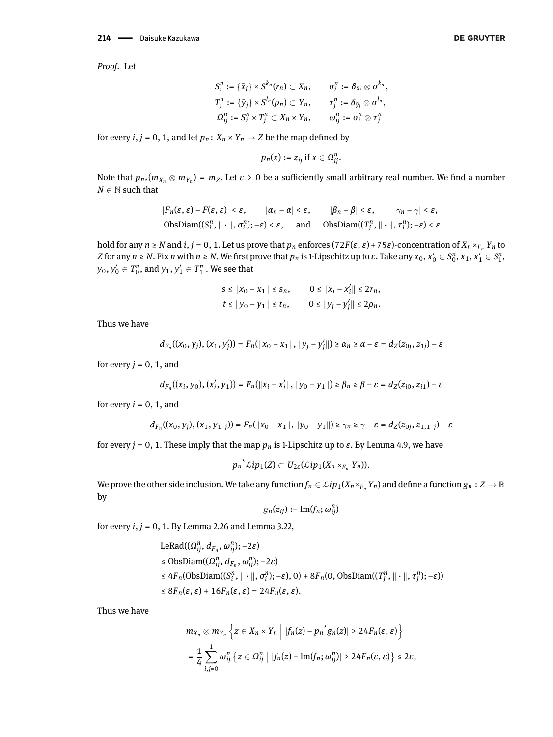*Proof.* Let

$$S_i^n := \{\bar{x}_i\} \times S^{k_n}(r_n) \subset X_n, \qquad \sigma_i^n := \delta_{\bar{x}_i} \otimes \sigma^{k_n},$$
$$T_j^n := \{\bar{y}_j\} \times S^{l_n}(\rho_n) \subset Y_n, \qquad \tau_j^n := \delta_{\bar{y}_j} \otimes \sigma^{l_n},$$
$$\Omega_{ij}^n := S_i^n \times T_j^n \subset X_n \times Y_n, \qquad \omega_{ij}^n := \sigma_i^n \otimes \tau_j^n$$

for every $i, j = 0, 1$, and let $p_n \colon X_n \times Y_n \to Z$ be the map defined by

$$p_n(x) := z_{ij} \text{ if } x \in \Omega_{ij}^n.$$

Note that $p_{n*}(m_{X_n} \otimes m_{Y_n}) = m_Z$. Let $\varepsilon > 0$ be a sufficiently small arbitrary real number. We find a number $N \in \mathbb{N}$ such that

$$|F_n(\varepsilon, \varepsilon) - F(\varepsilon, \varepsilon)| < \varepsilon, \qquad |\alpha_n - \alpha| < \varepsilon, \qquad |\beta_n - \beta| < \varepsilon, \qquad |\gamma_n - \gamma| < \varepsilon,$$
$$\operatorname{ObsDiam}((S_i^n, \|\cdot\|, \sigma_i^n); -\varepsilon) < \varepsilon, \quad \text{and} \quad \operatorname{ObsDiam}((T_j^n, \|\cdot\|, \tau_i^n); -\varepsilon) < \varepsilon$$

hold for any $n \geq N$ and $i, j = 0, 1$. Let us prove that $p_n$ enforces $(72F(\varepsilon, \varepsilon) + 75\varepsilon)$-concentration of $X_n \times_{F_n} Y_n$ to $Z$ for any $n \geq N$. Fix $n$ with $n \geq N$. We first prove that $p_n$ is 1-Lipschitz up to $\varepsilon$. Take any $x_0, x_0' \in S_0^n$, $x_1, x_1' \in S_1^n$, $y_0, y_0' \in T_0^n$, and $y_1, y_1' \in T_1^n$. We see that

$$s \leq \|x_0 - x_1\| \leq s_n, \qquad 0 \leq \|x_i - x_i'\| \leq 2r_n,$$
$$t \leq \|y_0 - y_1\| \leq t_n, \qquad 0 \leq \|y_j - y_j'\| \leq 2\rho_n.$$

Thus we have

$$d_{F_n}((x_0, y_j), (x_1, y_j')) = F_n(\|x_0 - x_1\|, \|y_j - y_j'\|) \geq \alpha_n \geq \alpha - \varepsilon = d_Z(z_{0j}, z_{1j}) - \varepsilon$$

for every $j = 0, 1$, and

$$d_{F_n}((x_i, y_0), (x_i', y_1)) = F_n(\|x_i - x_i'\|, \|y_0 - y_1\|) \geq \beta_n \geq \beta - \varepsilon = d_Z(z_{i0}, z_{i1}) - \varepsilon$$

for every $i = 0, 1$, and

$$d_{F_n}((x_0, y_j), (x_1, y_{1-j})) = F_n(\|x_0 - x_1\|, \|y_0 - y_1\|) \geq \gamma_n \geq \gamma - \varepsilon = d_Z(z_{0j}, z_{1,1-j}) - \varepsilon$$

for every $j = 0, 1$. These imply that the map $p_n$ is 1-Lipschitz up to $\varepsilon$. By Lemma 4.9, we have

$$p_n^{\,*}\mathcal{L}ip_1(Z) \subset U_{2\varepsilon}(\mathcal{L}ip_1(X_n \times_{F_n} Y_n)).$$

We prove the other side inclusion. We take any function $f_n \in \mathcal{L}ip_1(X_n \times_{F_n} Y_n)$ and define a function $g_n : Z \to \mathbb{R}$ by

$$g_n(z_{ij}) := \operatorname{lm}(f_n; \omega_{ij}^n)$$

for every $i, j = 0, 1$. By Lemma 2.26 and Lemma 3.22,

$$\begin{aligned}
&\operatorname{LeRad}((\Omega_{ij}^n, d_{F_n}, \omega_{ij}^n); -2\varepsilon) \\
&\leq \operatorname{ObsDiam}((\Omega_{ij}^n, d_{F_n}, \omega_{ij}^n); -2\varepsilon) \\
&\leq 4F_n(\operatorname{ObsDiam}((S_i^n, \|\cdot\|, \sigma_i^n); -\varepsilon), 0) + 8F_n(0, \operatorname{ObsDiam}((T_j^n, \|\cdot\|, \tau_j^n); -\varepsilon)) \\
&\leq 8F_n(\varepsilon, \varepsilon) + 16F_n(\varepsilon, \varepsilon) = 24F_n(\varepsilon, \varepsilon).
\end{aligned}$$

Thus we have

$$\begin{aligned}
&m_{X_n} \otimes m_{Y_n} \left\{ z \in X_n \times Y_n \;\middle|\; |f_n(z) - p_n^{\,*} g_n(z)| > 24F_n(\varepsilon, \varepsilon) \right\} \\
&= \frac{1}{4} \sum_{i,j=0}^{1} \omega_{ij}^n \left\{ z \in \Omega_{ij}^n \;\middle|\; |f_n(z) - \operatorname{lm}(f_n; \omega_{ij}^n)| > 24F_n(\varepsilon, \varepsilon) \right\} \leq 2\varepsilon,
\end{aligned}$$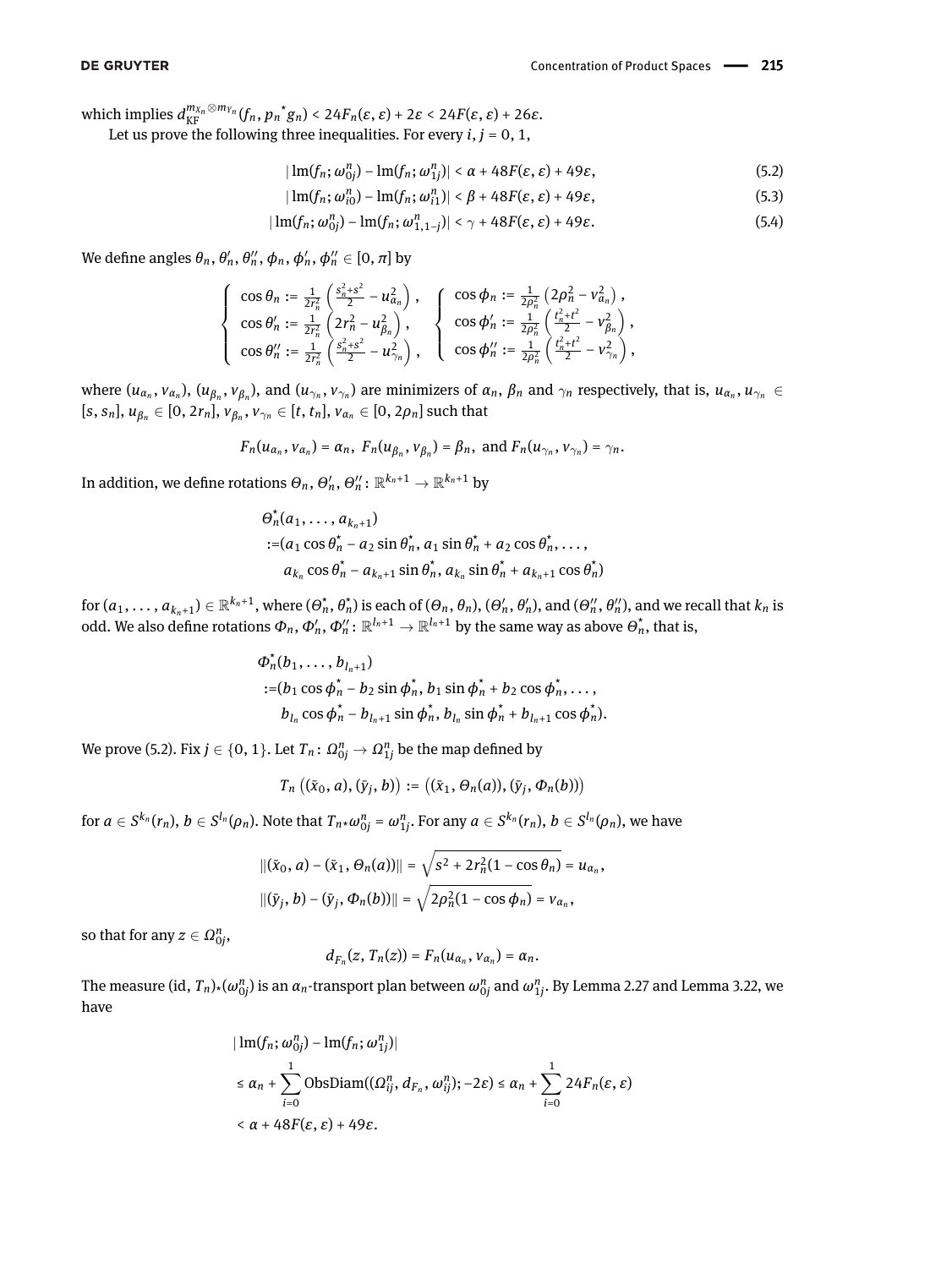which implies $d_{\mathrm{KF}}^{m_{X_n}\otimes m_{Y_n}}(f_n, {p_n}^{*}g_n) < 24F_n(\varepsilon,\varepsilon) + 2\varepsilon < 24F(\varepsilon,\varepsilon) + 26\varepsilon$.

Let us prove the following three inequalities. For every $i, j = 0, 1$,

$$|\operatorname{lm}(f_n;\omega_{0j}^n) - \operatorname{lm}(f_n;\omega_{1j}^n)| < \alpha + 48F(\varepsilon,\varepsilon) + 49\varepsilon, \tag{5.2}$$

$$|\operatorname{lm}(f_n;\omega_{i0}^n) - \operatorname{lm}(f_n;\omega_{i1}^n)| < \beta + 48F(\varepsilon,\varepsilon) + 49\varepsilon, \tag{5.3}$$

$$|\operatorname{lm}(f_n;\omega_{0j}^n) - \operatorname{lm}(f_n;\omega_{1,1-j}^n)| < \gamma + 48F(\varepsilon,\varepsilon) + 49\varepsilon. \tag{5.4}$$

We define angles $\theta_n, \theta_n', \theta_n'', \phi_n, \phi_n', \phi_n'' \in [0,\pi]$ by

$$\begin{cases} \cos\theta_n := \frac{1}{2r_n^2}\left(\frac{s_n^2+s^2}{2} - u_{\alpha_n}^2\right), \\ \cos\theta_n' := \frac{1}{2r_n^2}\left(2r_n^2 - u_{\beta_n}^2\right), \\ \cos\theta_n'' := \frac{1}{2r_n^2}\left(\frac{s_n^2+s^2}{2} - u_{\gamma_n}^2\right), \end{cases} \quad \begin{cases} \cos\phi_n := \frac{1}{2\rho_n^2}\left(2\rho_n^2 - v_{\alpha_n}^2\right), \\ \cos\phi_n' := \frac{1}{2\rho_n^2}\left(\frac{t_n^2+t^2}{2} - v_{\beta_n}^2\right), \\ \cos\phi_n'' := \frac{1}{2\rho_n^2}\left(\frac{t_n^2+t^2}{2} - v_{\gamma_n}^2\right), \end{cases}$$

where $(u_{\alpha_n}, v_{\alpha_n})$, $(u_{\beta_n}, v_{\beta_n})$, and $(u_{\gamma_n}, v_{\gamma_n})$ are minimizers of $\alpha_n$, $\beta_n$ and $\gamma_n$ respectively, that is, $u_{\alpha_n}, u_{\gamma_n} \in [s, s_n]$, $u_{\beta_n} \in [0, 2r_n]$, $v_{\beta_n}, v_{\gamma_n} \in [t, t_n]$, $v_{\alpha_n} \in [0, 2\rho_n]$ such that

$$F_n(u_{\alpha_n}, v_{\alpha_n}) = \alpha_n,\ F_n(u_{\beta_n}, v_{\beta_n}) = \beta_n, \text{ and } F_n(u_{\gamma_n}, v_{\gamma_n}) = \gamma_n.$$

In addition, we define rotations $\Theta_n, \Theta_n', \Theta_n'' \colon \mathbb{R}^{k_n+1} \to \mathbb{R}^{k_n+1}$ by

$$\begin{aligned} &\Theta_n^\star(a_1,\dots,a_{k_n+1}) \\ &:= (a_1\cos\theta_n^\star - a_2\sin\theta_n^\star, a_1\sin\theta_n^\star + a_2\cos\theta_n^\star, \dots, \\ &\quad a_{k_n}\cos\theta_n^\star - a_{k_n+1}\sin\theta_n^\star, a_{k_n}\sin\theta_n^\star + a_{k_n+1}\cos\theta_n^\star) \end{aligned}$$

for $(a_1,\dots,a_{k_n+1}) \in \mathbb{R}^{k_n+1}$, where $(\Theta_n^\star, \theta_n^\star)$ is each of $(\Theta_n, \theta_n)$, $(\Theta_n', \theta_n')$, and $(\Theta_n'', \theta_n'')$, and we recall that $k_n$ is odd. We also define rotations $\Phi_n, \Phi_n', \Phi_n'' \colon \mathbb{R}^{l_n+1} \to \mathbb{R}^{l_n+1}$ by the same way as above $\Theta_n^\star$, that is,

$$\begin{aligned} &\Phi_n^\star(b_1,\dots,b_{l_n+1}) \\ &:= (b_1\cos\phi_n^\star - b_2\sin\phi_n^\star, b_1\sin\phi_n^\star + b_2\cos\phi_n^\star, \dots, \\ &\quad b_{l_n}\cos\phi_n^\star - b_{l_n+1}\sin\phi_n^\star, b_{l_n}\sin\phi_n^\star + b_{l_n+1}\cos\phi_n^\star). \end{aligned}$$

We prove (5.2). Fix $j \in \{0,1\}$. Let $T_n \colon \Omega_{0j}^n \to \Omega_{1j}^n$ be the map defined by

$$T_n\left((\bar{x}_0, a), (\bar{y}_j, b)\right) := \left((\bar{x}_1, \Theta_n(a)), (\bar{y}_j, \Phi_n(b))\right)$$

for $a \in S^{k_n}(r_n)$, $b \in S^{l_n}(\rho_n)$. Note that $T_{n*}\omega_{0j}^n = \omega_{1j}^n$. For any $a \in S^{k_n}(r_n)$, $b \in S^{l_n}(\rho_n)$, we have

$$\|(\bar{x}_0, a) - (\bar{x}_1, \Theta_n(a))\| = \sqrt{s^2 + 2r_n^2(1-\cos\theta_n)} = u_{\alpha_n},$$

$$\|(\bar{y}_j, b) - (\bar{y}_j, \Phi_n(b))\| = \sqrt{2\rho_n^2(1-\cos\phi_n)} = v_{\alpha_n},$$

so that for any $z \in \Omega_{0j}^n$,

$$d_{F_n}(z, T_n(z)) = F_n(u_{\alpha_n}, v_{\alpha_n}) = \alpha_n.$$

The measure $(\mathrm{id}, T_n)_*(\omega_{0j}^n)$ is an $\alpha_n$-transport plan between $\omega_{0j}^n$ and $\omega_{1j}^n$. By Lemma 2.27 and Lemma 3.22, we have

$$\begin{aligned} &|\operatorname{lm}(f_n;\omega_{0j}^n) - \operatorname{lm}(f_n;\omega_{1j}^n)| \\ &\le \alpha_n + \sum_{i=0}^{1} \operatorname{ObsDiam}((\Omega_{ij}^n, d_{F_n}, \omega_{ij}^n); -2\varepsilon) \le \alpha_n + \sum_{i=0}^{1} 24F_n(\varepsilon,\varepsilon) \\ &< \alpha + 48F(\varepsilon,\varepsilon) + 49\varepsilon. \end{aligned}$$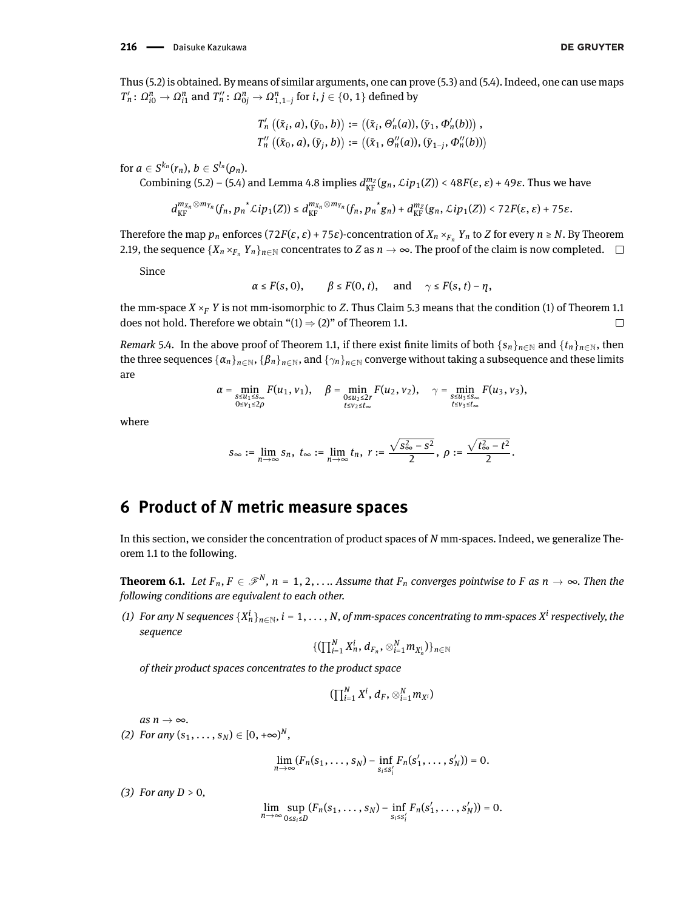Thus (5.2) is obtained. By means of similar arguments, one can prove (5.3) and (5.4). Indeed, one can use maps $T_n' \colon \Omega_{i0}^n \to \Omega_{i1}^n$ and $T_n'' \colon \Omega_{0j}^n \to \Omega_{1,1-j}^n$ for $i, j \in \{0, 1\}$ defined by

$$T_n'\left((\bar{x}_i, a), (\bar{y}_0, b)\right) := \left((\bar{x}_i, \Theta_n'(a)), (\bar{y}_1, \Phi_n'(b))\right),$$
$$T_n''\left((\bar{x}_0, a), (\bar{y}_j, b)\right) := \left((\bar{x}_1, \Theta_n''(a)), (\bar{y}_{1-j}, \Phi_n''(b))\right)$$

for $a \in S^{k_n}(r_n)$, $b \in S^{l_n}(\rho_n)$.

Combining (5.2) – (5.4) and Lemma 4.8 implies $d_{\mathrm{KF}}^{m_Z}(g_n, \mathcal{L}ip_1(Z)) < 48F(\varepsilon, \varepsilon) + 49\varepsilon$. Thus we have

$$d_{\mathrm{KF}}^{m_{X_n} \otimes m_{Y_n}}(f_n, {p_n}^* \mathcal{L}ip_1(Z)) \le d_{\mathrm{KF}}^{m_{X_n} \otimes m_{Y_n}}(f_n, {p_n}^* g_n) + d_{\mathrm{KF}}^{m_Z}(g_n, \mathcal{L}ip_1(Z)) < 72F(\varepsilon, \varepsilon) + 75\varepsilon.$$

Therefore the map $p_n$ enforces $(72F(\varepsilon, \varepsilon) + 75\varepsilon)$-concentration of $X_n \times_{F_n} Y_n$ to $Z$ for every $n \ge N$. By Theorem 2.19, the sequence $\{X_n \times_{F_n} Y_n\}_{n \in \mathbb{N}}$ concentrates to $Z$ as $n \to \infty$. The proof of the claim is now completed. $\square$

Since

$$\alpha \le F(s, 0), \qquad \beta \le F(0, t), \qquad \text{and} \qquad \gamma \le F(s, t) - \eta,$$

the mm-space $X \times_F Y$ is not mm-isomorphic to $Z$. Thus Claim 5.3 means that the condition (1) of Theorem 1.1 does not hold. Therefore we obtain "(1) ⇒ (2)" of Theorem 1.1. $\square$

*Remark* 5.4. In the above proof of Theorem 1.1, if there exist finite limits of both $\{s_n\}_{n \in \mathbb{N}}$ and $\{t_n\}_{n \in \mathbb{N}}$, then the three sequences $\{\alpha_n\}_{n \in \mathbb{N}}$, $\{\beta_n\}_{n \in \mathbb{N}}$, and $\{\gamma_n\}_{n \in \mathbb{N}}$ converge without taking a subsequence and these limits are

$$\alpha = \min_{\substack{s \le u_1 \le s_\infty \\ 0 \le v_1 \le 2\rho}} F(u_1, v_1), \quad \beta = \min_{\substack{0 \le u_2 \le 2r \\ t \le v_2 \le t_\infty}} F(u_2, v_2), \quad \gamma = \min_{\substack{s \le u_3 \le s_\infty \\ t \le v_3 \le t_\infty}} F(u_3, v_3),$$

where

$$s_\infty := \lim_{n \to \infty} s_n, \; t_\infty := \lim_{n \to \infty} t_n, \; r := \frac{\sqrt{s_\infty^2 - s^2}}{2}, \; \rho := \frac{\sqrt{t_\infty^2 - t^2}}{2}.$$

## 6 Product of $N$ metric measure spaces

In this section, we consider the concentration of product spaces of $N$ mm-spaces. Indeed, we generalize Theorem 1.1 to the following.

**Theorem 6.1.** *Let $F_n, F \in \mathscr{F}^N$, $n = 1, 2, \ldots$. Assume that $F_n$ converges pointwise to $F$ as $n \to \infty$. Then the following conditions are equivalent to each other.*

*(1) For any $N$ sequences $\{X_n^i\}_{n \in \mathbb{N}}$, $i = 1, \ldots, N$, of mm-spaces concentrating to mm-spaces $X^i$ respectively, the sequence*

$$\{(\textstyle\prod_{i=1}^N X_n^i, d_{F_n}, \otimes_{i=1}^N m_{X_n^i})\}_{n \in \mathbb{N}}$$

*of their product spaces concentrates to the product space*

$$(\textstyle\prod_{i=1}^N X^i, d_F, \otimes_{i=1}^N m_{X^i})$$

*as $n \to \infty$.*

*(2) For any $(s_1, \ldots, s_N) \in [0, +\infty)^N$,*

$$\lim_{n \to \infty} (F_n(s_1, \ldots, s_N) - \inf_{s_i \le s_i'} F_n(s_1', \ldots, s_N')) = 0.$$

*(3) For any $D > 0$,*

$$\lim_{n \to \infty} \sup_{0 \le s_i \le D} (F_n(s_1, \ldots, s_N) - \inf_{s_i \le s_i'} F_n(s_1', \ldots, s_N')) = 0.$$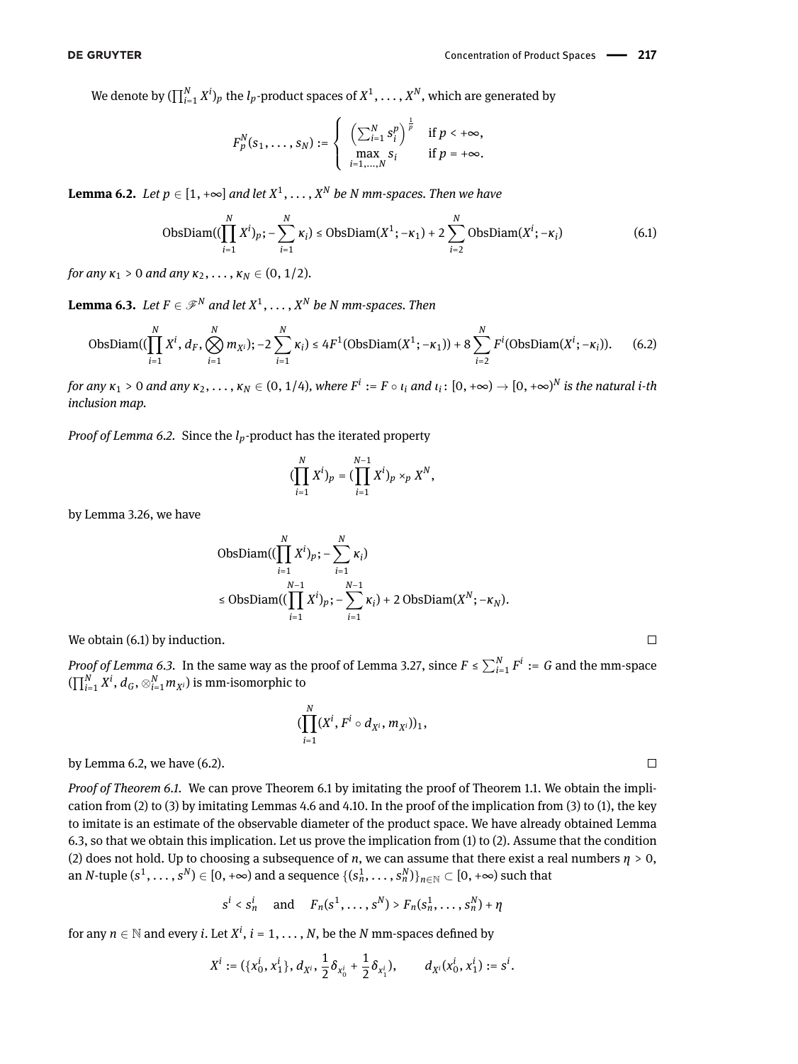We denote by $(\prod_{i=1}^{N} X^i)_p$ the $l_p$-product spaces of $X^1, \dots, X^N$, which are generated by

$$F_p^N(s_1, \dots, s_N) := \begin{cases} \left(\sum_{i=1}^{N} s_i^p\right)^{\frac{1}{p}} & \text{if } p < +\infty, \\ \max_{i=1,\dots,N} s_i & \text{if } p = +\infty. \end{cases}$$

**Lemma 6.2.** *Let $p \in [1, +\infty]$ and let $X^1, \dots, X^N$ be $N$ mm-spaces. Then we have*

$$\operatorname{ObsDiam}((\prod_{i=1}^{N} X^i)_p; -\sum_{i=1}^{N} \kappa_i) \leq \operatorname{ObsDiam}(X^1; -\kappa_1) + 2\sum_{i=2}^{N} \operatorname{ObsDiam}(X^i; -\kappa_i) \tag{6.1}$$

*for any $\kappa_1 > 0$ and any $\kappa_2, \dots, \kappa_N \in (0, 1/2)$.*

**Lemma 6.3.** *Let $F \in \mathscr{F}^N$ and let $X^1, \dots, X^N$ be $N$ mm-spaces. Then*

$$\operatorname{ObsDiam}((\prod_{i=1}^{N} X^i, d_F, \bigotimes_{i=1}^{N} m_{X^i}); -2\sum_{i=1}^{N} \kappa_i) \leq 4F^1(\operatorname{ObsDiam}(X^1; -\kappa_1)) + 8\sum_{i=2}^{N} F^i(\operatorname{ObsDiam}(X^i; -\kappa_i)). \tag{6.2}$$

*for any $\kappa_1 > 0$ and any $\kappa_2, \dots, \kappa_N \in (0, 1/4)$, where $F^i := F \circ \iota_i$ and $\iota_i : [0, +\infty) \to [0, +\infty)^N$ is the natural $i$-th inclusion map.*

*Proof of Lemma 6.2.* Since the $l_p$-product has the iterated property

$$(\prod_{i=1}^{N} X^i)_p = (\prod_{i=1}^{N-1} X^i)_p \times_p X^N,$$

by Lemma 3.26, we have

$$\begin{aligned} &\operatorname{ObsDiam}((\prod_{i=1}^{N} X^i)_p; -\sum_{i=1}^{N} \kappa_i) \\ &\leq \operatorname{ObsDiam}((\prod_{i=1}^{N-1} X^i)_p; -\sum_{i=1}^{N-1} \kappa_i) + 2\operatorname{ObsDiam}(X^N; -\kappa_N). \end{aligned}$$

We obtain (6.1) by induction. □

*Proof of Lemma 6.3.* In the same way as the proof of Lemma 3.27, since $F \leq \sum_{i=1}^{N} F^i := G$ and the mm-space $(\prod_{i=1}^{N} X^i, d_G, \otimes_{i=1}^{N} m_{X^i})$ is mm-isomorphic to

$$(\prod_{i=1}^{N} (X^i, F^i \circ d_{X^i}, m_{X^i}))_1,$$

by Lemma 6.2, we have (6.2). □

*Proof of Theorem 6.1.* We can prove Theorem 6.1 by imitating the proof of Theorem 1.1. We obtain the implication from (2) to (3) by imitating Lemmas 4.6 and 4.10. In the proof of the implication from (3) to (1), the key to imitate is an estimate of the observable diameter of the product space. We have already obtained Lemma 6.3, so that we obtain this implication. Let us prove the implication from (1) to (2). Assume that the condition (2) does not hold. Up to choosing a subsequence of $n$, we can assume that there exist a real numbers $\eta > 0$, an $N$-tuple $(s^1, \dots, s^N) \in [0, +\infty)$ and a sequence $\{(s_n^1, \dots, s_n^N)\}_{n \in \mathbb{N}} \subset [0, +\infty)$ such that

$$s^i < s_n^i \quad \text{and} \quad F_n(s^1, \dots, s^N) > F_n(s_n^1, \dots, s_n^N) + \eta$$

for any $n \in \mathbb{N}$ and every $i$. Let $X^i$, $i = 1, \dots, N$, be the $N$ mm-spaces defined by

$$X^i := (\{x_0^i, x_1^i\}, d_{X^i}, \frac{1}{2}\delta_{x_0^i} + \frac{1}{2}\delta_{x_1^i}), \qquad d_{X^i}(x_0^i, x_1^i) := s^i.$$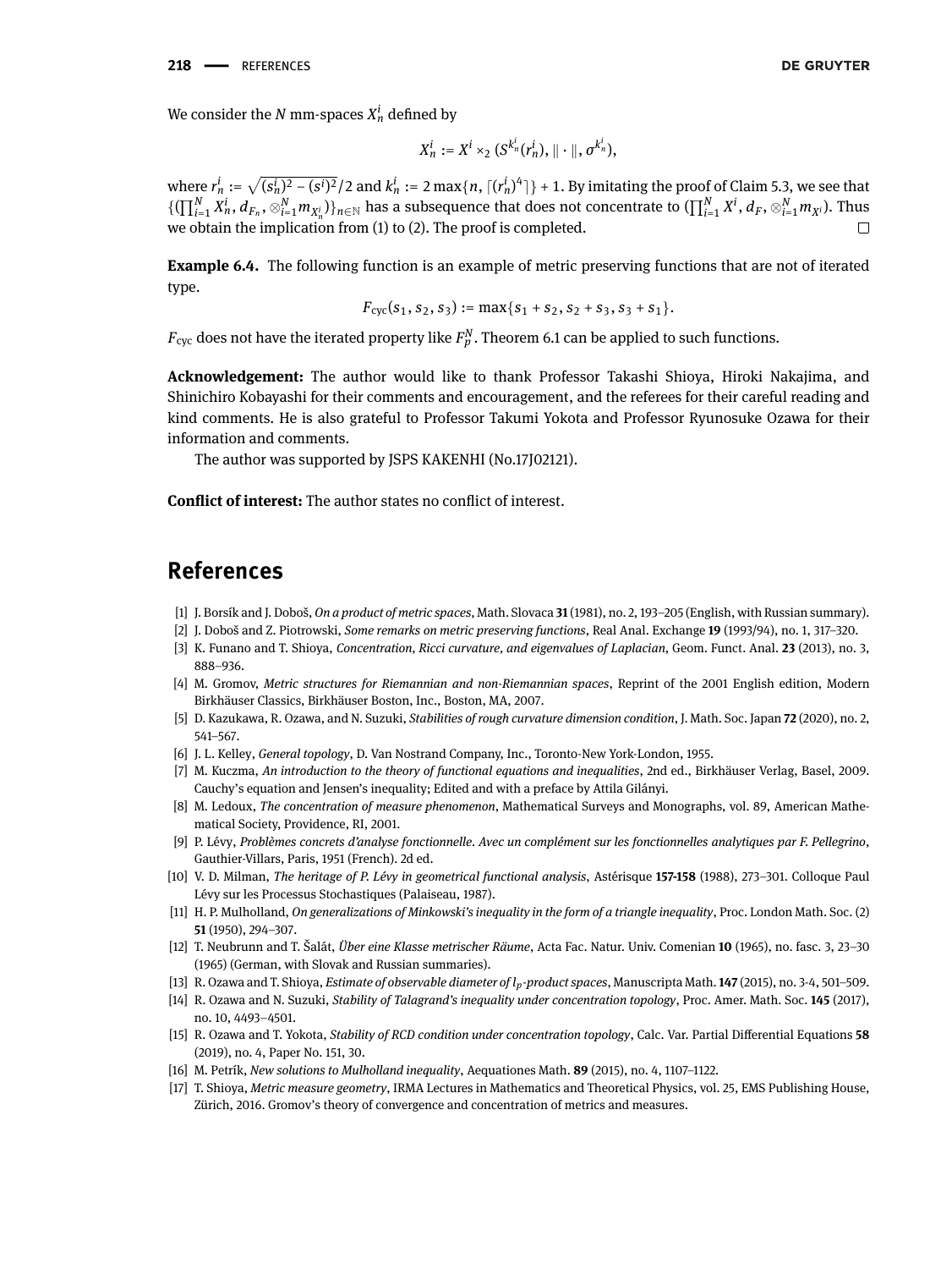We consider the $N$ mm-spaces $X_n^i$ defined by

$$X_n^i := X^i \times_2 (S^{k_n^i}(r_n^i), \|\cdot\|, \sigma^{k_n^i}),$$

where $r_n^i := \sqrt{(s_n^i)^2 - (s^i)^2}/2$ and $k_n^i := 2\max\{n, \lceil (r_n^i)^4 \rceil\} + 1$. By imitating the proof of Claim 5.3, we see that $\{(\prod_{i=1}^N X_n^i, d_{F_n}, \otimes_{i=1}^N m_{X_n^i})\}_{n\in\mathbb{N}}$ has a subsequence that does not concentrate to $(\prod_{i=1}^N X^i, d_F, \otimes_{i=1}^N m_{X^i})$. Thus we obtain the implication from (1) to (2). The proof is completed. □

**Example 6.4.** The following function is an example of metric preserving functions that are not of iterated type.

$$F_{\mathrm{cyc}}(s_1, s_2, s_3) := \max\{s_1 + s_2, s_2 + s_3, s_3 + s_1\}.$$

$F_{\mathrm{cyc}}$ does not have the iterated property like $F_p^N$. Theorem 6.1 can be applied to such functions.

**Acknowledgement:** The author would like to thank Professor Takashi Shioya, Hiroki Nakajima, and Shinichiro Kobayashi for their comments and encouragement, and the referees for their careful reading and kind comments. He is also grateful to Professor Takumi Yokota and Professor Ryunosuke Ozawa for their information and comments.

The author was supported by JSPS KAKENHI (No.17J02121).

**Conflict of interest:** The author states no conflict of interest.

# References

[1] J. Borsík and J. Doboš, *On a product of metric spaces*, Math. Slovaca **31** (1981), no. 2, 193–205 (English, with Russian summary).

[2] J. Doboš and Z. Piotrowski, *Some remarks on metric preserving functions*, Real Anal. Exchange **19** (1993/94), no. 1, 317–320.

[3] K. Funano and T. Shioya, *Concentration, Ricci curvature, and eigenvalues of Laplacian*, Geom. Funct. Anal. **23** (2013), no. 3, 888–936.

[4] M. Gromov, *Metric structures for Riemannian and non-Riemannian spaces*, Reprint of the 2001 English edition, Modern Birkhäuser Classics, Birkhäuser Boston, Inc., Boston, MA, 2007.

[5] D. Kazukawa, R. Ozawa, and N. Suzuki, *Stabilities of rough curvature dimension condition*, J. Math. Soc. Japan **72** (2020), no. 2, 541–567.

[6] J. L. Kelley, *General topology*, D. Van Nostrand Company, Inc., Toronto-New York-London, 1955.

[7] M. Kuczma, *An introduction to the theory of functional equations and inequalities*, 2nd ed., Birkhäuser Verlag, Basel, 2009. Cauchy's equation and Jensen's inequality; Edited and with a preface by Attila Gilányi.

[8] M. Ledoux, *The concentration of measure phenomenon*, Mathematical Surveys and Monographs, vol. 89, American Mathematical Society, Providence, RI, 2001.

[9] P. Lévy, *Problèmes concrets d'analyse fonctionnelle. Avec un complément sur les fonctionnelles analytiques par F. Pellegrino*, Gauthier-Villars, Paris, 1951 (French). 2d ed.

[10] V. D. Milman, *The heritage of P. Lévy in geometrical functional analysis*, Astérisque **157-158** (1988), 273–301. Colloque Paul Lévy sur les Processus Stochastiques (Palaiseau, 1987).

[11] H. P. Mulholland, *On generalizations of Minkowski's inequality in the form of a triangle inequality*, Proc. London Math. Soc. (2) **51** (1950), 294–307.

[12] T. Neubrunn and T. Šalát, *Über eine Klasse metrischer Räume*, Acta Fac. Natur. Univ. Comenian **10** (1965), no. fasc. 3, 23–30 (1965) (German, with Slovak and Russian summaries).

[13] R. Ozawa and T. Shioya, *Estimate of observable diameter of $l_p$-product spaces*, Manuscripta Math. **147** (2015), no. 3-4, 501–509.

[14] R. Ozawa and N. Suzuki, *Stability of Talagrand's inequality under concentration topology*, Proc. Amer. Math. Soc. **145** (2017), no. 10, 4493–4501.

[15] R. Ozawa and T. Yokota, *Stability of RCD condition under concentration topology*, Calc. Var. Partial Differential Equations **58** (2019), no. 4, Paper No. 151, 30.

[16] M. Petrík, *New solutions to Mulholland inequality*, Aequationes Math. **89** (2015), no. 4, 1107–1122.

[17] T. Shioya, *Metric measure geometry*, IRMA Lectures in Mathematics and Theoretical Physics, vol. 25, EMS Publishing House, Zürich, 2016. Gromov's theory of convergence and concentration of metrics and measures.